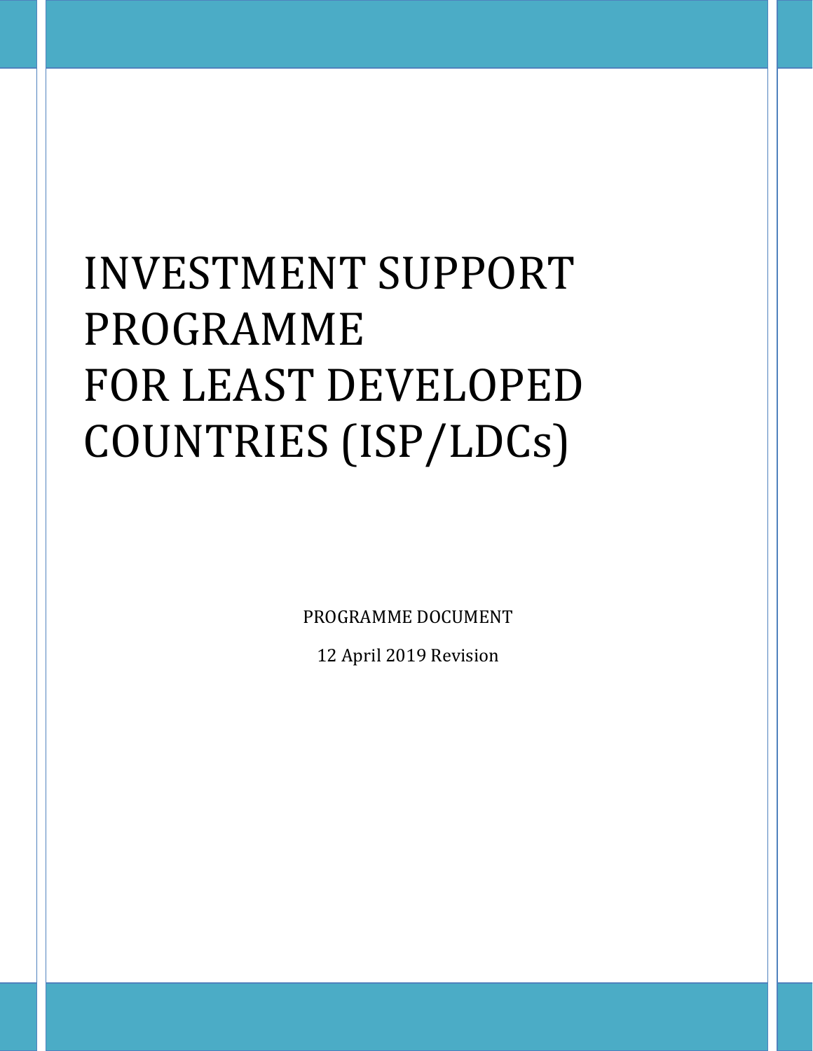# INVESTMENT SUPPORT PROGRAMME FOR LEAST DEVELOPED COUNTRIES (ISP/LDCs)

PROGRAMME DOCUMENT

12 April 2019 Revision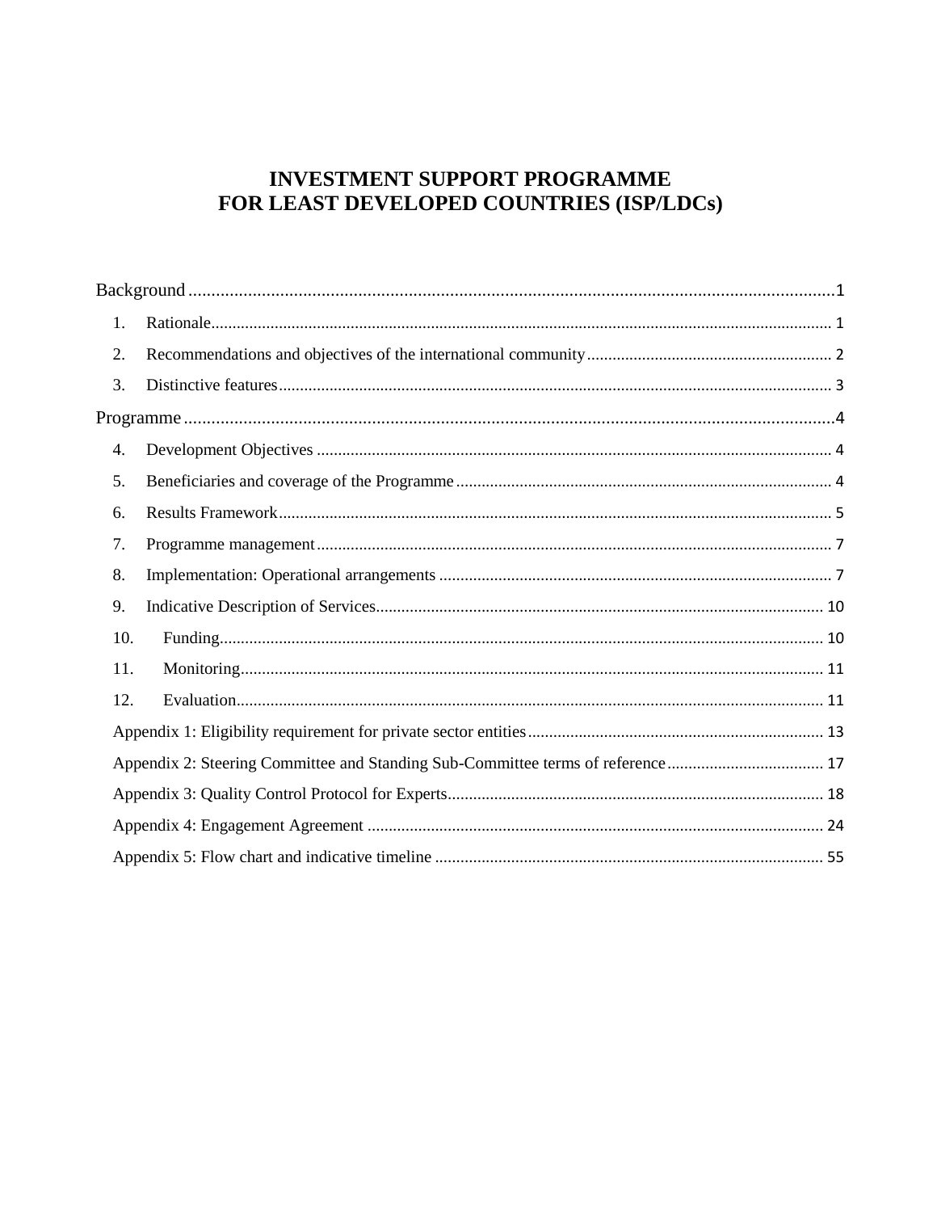# INVESTMENT SUPPORT PROGRAMME FOR LEAST DEVELOPED COUNTRIES (ISP/LDCs)

Background ............................................................................................................................ 1

1. Rationale ............................................................................................................................ 1
2. Recommendations and objectives of the international community ....................................... 2
3. Distinctive features ............................................................................................................. 3

Programme ............................................................................................................................. 4

4. Development Objectives ..................................................................................................... 4
5. Beneficiaries and coverage of the Programme .................................................................... 4
6. Results Framework ............................................................................................................. 5
7. Programme management .................................................................................................... 7
8. Implementation: Operational arrangements ........................................................................ 7
9. Indicative Description of Services ..................................................................................... 10
10. Funding ........................................................................................................................... 10
11. Monitoring ....................................................................................................................... 11
12. Evaluation ........................................................................................................................ 11

Appendix 1: Eligibility requirement for private sector entities ................................................ 13

Appendix 2: Steering Committee and Standing Sub-Committee terms of reference ................ 17

Appendix 3: Quality Control Protocol for Experts ................................................................... 18

Appendix 4: Engagement Agreement ...................................................................................... 24

Appendix 5: Flow chart and indicative timeline ...................................................................... 55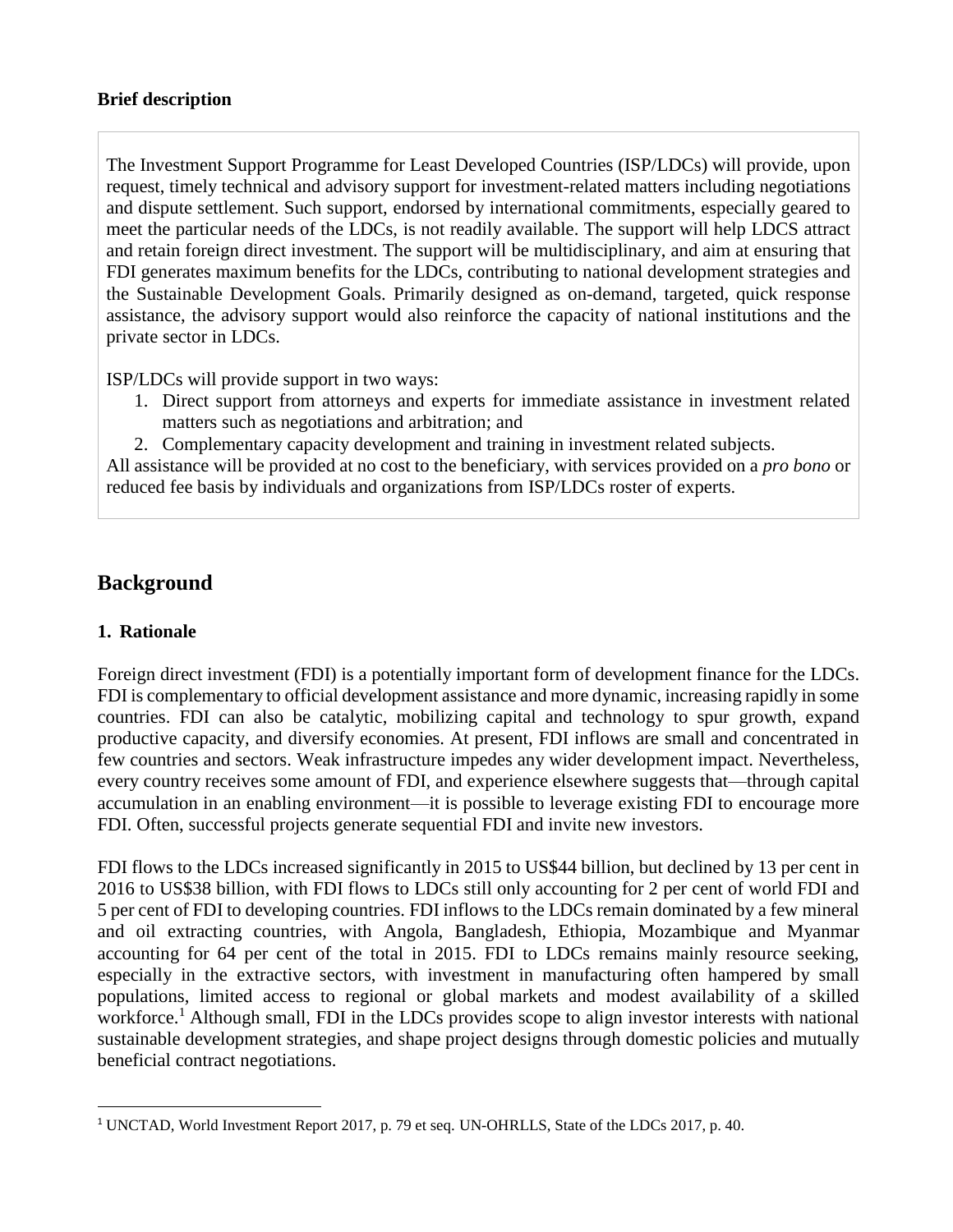**Brief description**

The Investment Support Programme for Least Developed Countries (ISP/LDCs) will provide, upon request, timely technical and advisory support for investment-related matters including negotiations and dispute settlement. Such support, endorsed by international commitments, especially geared to meet the particular needs of the LDCs, is not readily available. The support will help LDCS attract and retain foreign direct investment. The support will be multidisciplinary, and aim at ensuring that FDI generates maximum benefits for the LDCs, contributing to national development strategies and the Sustainable Development Goals. Primarily designed as on-demand, targeted, quick response assistance, the advisory support would also reinforce the capacity of national institutions and the private sector in LDCs.

ISP/LDCs will provide support in two ways:

1. Direct support from attorneys and experts for immediate assistance in investment related matters such as negotiations and arbitration; and
2. Complementary capacity development and training in investment related subjects.

All assistance will be provided at no cost to the beneficiary, with services provided on a *pro bono* or reduced fee basis by individuals and organizations from ISP/LDCs roster of experts.

## Background

### 1. Rationale

Foreign direct investment (FDI) is a potentially important form of development finance for the LDCs. FDI is complementary to official development assistance and more dynamic, increasing rapidly in some countries. FDI can also be catalytic, mobilizing capital and technology to spur growth, expand productive capacity, and diversify economies. At present, FDI inflows are small and concentrated in few countries and sectors. Weak infrastructure impedes any wider development impact. Nevertheless, every country receives some amount of FDI, and experience elsewhere suggests that—through capital accumulation in an enabling environment—it is possible to leverage existing FDI to encourage more FDI. Often, successful projects generate sequential FDI and invite new investors.

FDI flows to the LDCs increased significantly in 2015 to US$44 billion, but declined by 13 per cent in 2016 to US$38 billion, with FDI flows to LDCs still only accounting for 2 per cent of world FDI and 5 per cent of FDI to developing countries. FDI inflows to the LDCs remain dominated by a few mineral and oil extracting countries, with Angola, Bangladesh, Ethiopia, Mozambique and Myanmar accounting for 64 per cent of the total in 2015. FDI to LDCs remains mainly resource seeking, especially in the extractive sectors, with investment in manufacturing often hampered by small populations, limited access to regional or global markets and modest availability of a skilled workforce.[1] Although small, FDI in the LDCs provides scope to align investor interests with national sustainable development strategies, and shape project designs through domestic policies and mutually beneficial contract negotiations.

[1] UNCTAD, World Investment Report 2017, p. 79 et seq. UN-OHRLLS, State of the LDCs 2017, p. 40.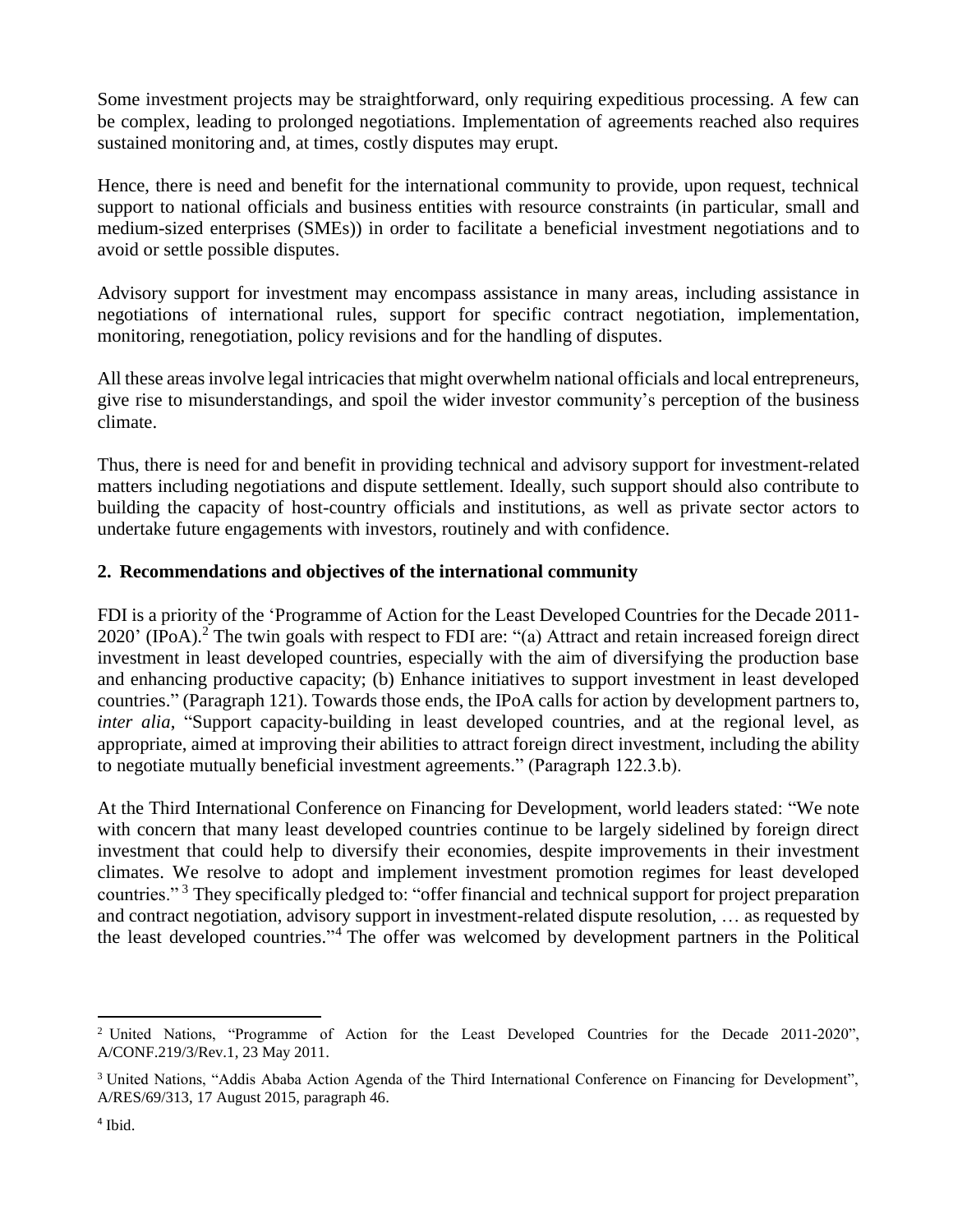Some investment projects may be straightforward, only requiring expeditious processing. A few can be complex, leading to prolonged negotiations. Implementation of agreements reached also requires sustained monitoring and, at times, costly disputes may erupt.

Hence, there is need and benefit for the international community to provide, upon request, technical support to national officials and business entities with resource constraints (in particular, small and medium-sized enterprises (SMEs)) in order to facilitate a beneficial investment negotiations and to avoid or settle possible disputes.

Advisory support for investment may encompass assistance in many areas, including assistance in negotiations of international rules, support for specific contract negotiation, implementation, monitoring, renegotiation, policy revisions and for the handling of disputes.

All these areas involve legal intricacies that might overwhelm national officials and local entrepreneurs, give rise to misunderstandings, and spoil the wider investor community's perception of the business climate.

Thus, there is need for and benefit in providing technical and advisory support for investment-related matters including negotiations and dispute settlement. Ideally, such support should also contribute to building the capacity of host-country officials and institutions, as well as private sector actors to undertake future engagements with investors, routinely and with confidence.

## 2. Recommendations and objectives of the international community

FDI is a priority of the 'Programme of Action for the Least Developed Countries for the Decade 2011-2020' (IPoA).[2] The twin goals with respect to FDI are: "(a) Attract and retain increased foreign direct investment in least developed countries, especially with the aim of diversifying the production base and enhancing productive capacity; (b) Enhance initiatives to support investment in least developed countries." (Paragraph 121). Towards those ends, the IPoA calls for action by development partners to, *inter alia*, "Support capacity-building in least developed countries, and at the regional level, as appropriate, aimed at improving their abilities to attract foreign direct investment, including the ability to negotiate mutually beneficial investment agreements." (Paragraph 122.3.b).

At the Third International Conference on Financing for Development, world leaders stated: "We note with concern that many least developed countries continue to be largely sidelined by foreign direct investment that could help to diversify their economies, despite improvements in their investment climates. We resolve to adopt and implement investment promotion regimes for least developed countries." [3] They specifically pledged to: "offer financial and technical support for project preparation and contract negotiation, advisory support in investment-related dispute resolution, … as requested by the least developed countries."[4] The offer was welcomed by development partners in the Political

---

[2] United Nations, "Programme of Action for the Least Developed Countries for the Decade 2011-2020", A/CONF.219/3/Rev.1, 23 May 2011.

[3] United Nations, "Addis Ababa Action Agenda of the Third International Conference on Financing for Development", A/RES/69/313, 17 August 2015, paragraph 46.

[4] Ibid.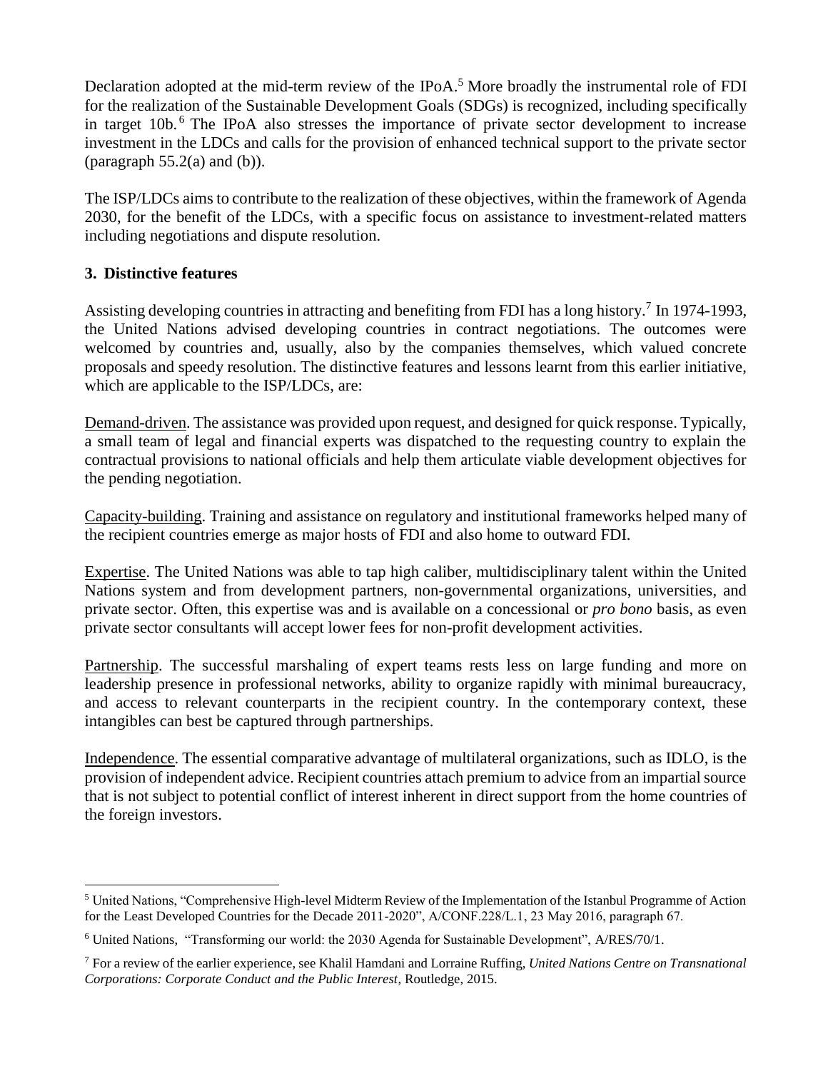Declaration adopted at the mid-term review of the IPoA.[5] More broadly the instrumental role of FDI for the realization of the Sustainable Development Goals (SDGs) is recognized, including specifically in target 10b.[6] The IPoA also stresses the importance of private sector development to increase investment in the LDCs and calls for the provision of enhanced technical support to the private sector (paragraph 55.2(a) and (b)).

The ISP/LDCs aims to contribute to the realization of these objectives, within the framework of Agenda 2030, for the benefit of the LDCs, with a specific focus on assistance to investment-related matters including negotiations and dispute resolution.

## 3. Distinctive features

Assisting developing countries in attracting and benefiting from FDI has a long history.[7] In 1974-1993, the United Nations advised developing countries in contract negotiations. The outcomes were welcomed by countries and, usually, also by the companies themselves, which valued concrete proposals and speedy resolution. The distinctive features and lessons learnt from this earlier initiative, which are applicable to the ISP/LDCs, are:

Demand-driven. The assistance was provided upon request, and designed for quick response. Typically, a small team of legal and financial experts was dispatched to the requesting country to explain the contractual provisions to national officials and help them articulate viable development objectives for the pending negotiation.

Capacity-building. Training and assistance on regulatory and institutional frameworks helped many of the recipient countries emerge as major hosts of FDI and also home to outward FDI.

Expertise. The United Nations was able to tap high caliber, multidisciplinary talent within the United Nations system and from development partners, non-governmental organizations, universities, and private sector. Often, this expertise was and is available on a concessional or *pro bono* basis, as even private sector consultants will accept lower fees for non-profit development activities.

Partnership. The successful marshaling of expert teams rests less on large funding and more on leadership presence in professional networks, ability to organize rapidly with minimal bureaucracy, and access to relevant counterparts in the recipient country. In the contemporary context, these intangibles can best be captured through partnerships.

Independence. The essential comparative advantage of multilateral organizations, such as IDLO, is the provision of independent advice. Recipient countries attach premium to advice from an impartial source that is not subject to potential conflict of interest inherent in direct support from the home countries of the foreign investors.

---

[5] United Nations, "Comprehensive High-level Midterm Review of the Implementation of the Istanbul Programme of Action for the Least Developed Countries for the Decade 2011-2020", A/CONF.228/L.1, 23 May 2016, paragraph 67.

[6] United Nations, "Transforming our world: the 2030 Agenda for Sustainable Development", A/RES/70/1.

[7] For a review of the earlier experience, see Khalil Hamdani and Lorraine Ruffing, *United Nations Centre on Transnational Corporations: Corporate Conduct and the Public Interest*, Routledge, 2015.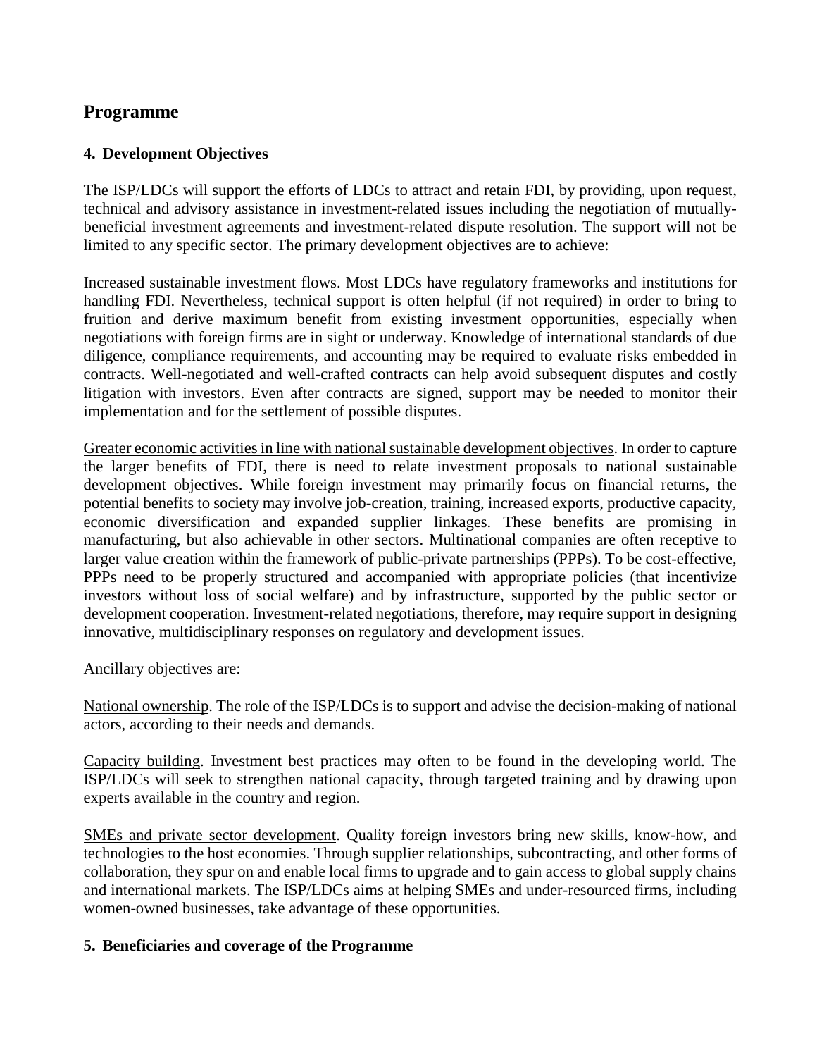## Programme

### 4. Development Objectives

The ISP/LDCs will support the efforts of LDCs to attract and retain FDI, by providing, upon request, technical and advisory assistance in investment-related issues including the negotiation of mutually-beneficial investment agreements and investment-related dispute resolution. The support will not be limited to any specific sector. The primary development objectives are to achieve:

Increased sustainable investment flows. Most LDCs have regulatory frameworks and institutions for handling FDI. Nevertheless, technical support is often helpful (if not required) in order to bring to fruition and derive maximum benefit from existing investment opportunities, especially when negotiations with foreign firms are in sight or underway. Knowledge of international standards of due diligence, compliance requirements, and accounting may be required to evaluate risks embedded in contracts. Well-negotiated and well-crafted contracts can help avoid subsequent disputes and costly litigation with investors. Even after contracts are signed, support may be needed to monitor their implementation and for the settlement of possible disputes.

Greater economic activities in line with national sustainable development objectives. In order to capture the larger benefits of FDI, there is need to relate investment proposals to national sustainable development objectives. While foreign investment may primarily focus on financial returns, the potential benefits to society may involve job-creation, training, increased exports, productive capacity, economic diversification and expanded supplier linkages. These benefits are promising in manufacturing, but also achievable in other sectors. Multinational companies are often receptive to larger value creation within the framework of public-private partnerships (PPPs). To be cost-effective, PPPs need to be properly structured and accompanied with appropriate policies (that incentivize investors without loss of social welfare) and by infrastructure, supported by the public sector or development cooperation. Investment-related negotiations, therefore, may require support in designing innovative, multidisciplinary responses on regulatory and development issues.

Ancillary objectives are:

National ownership. The role of the ISP/LDCs is to support and advise the decision-making of national actors, according to their needs and demands.

Capacity building. Investment best practices may often to be found in the developing world. The ISP/LDCs will seek to strengthen national capacity, through targeted training and by drawing upon experts available in the country and region.

SMEs and private sector development. Quality foreign investors bring new skills, know-how, and technologies to the host economies. Through supplier relationships, subcontracting, and other forms of collaboration, they spur on and enable local firms to upgrade and to gain access to global supply chains and international markets. The ISP/LDCs aims at helping SMEs and under-resourced firms, including women-owned businesses, take advantage of these opportunities.

### 5. Beneficiaries and coverage of the Programme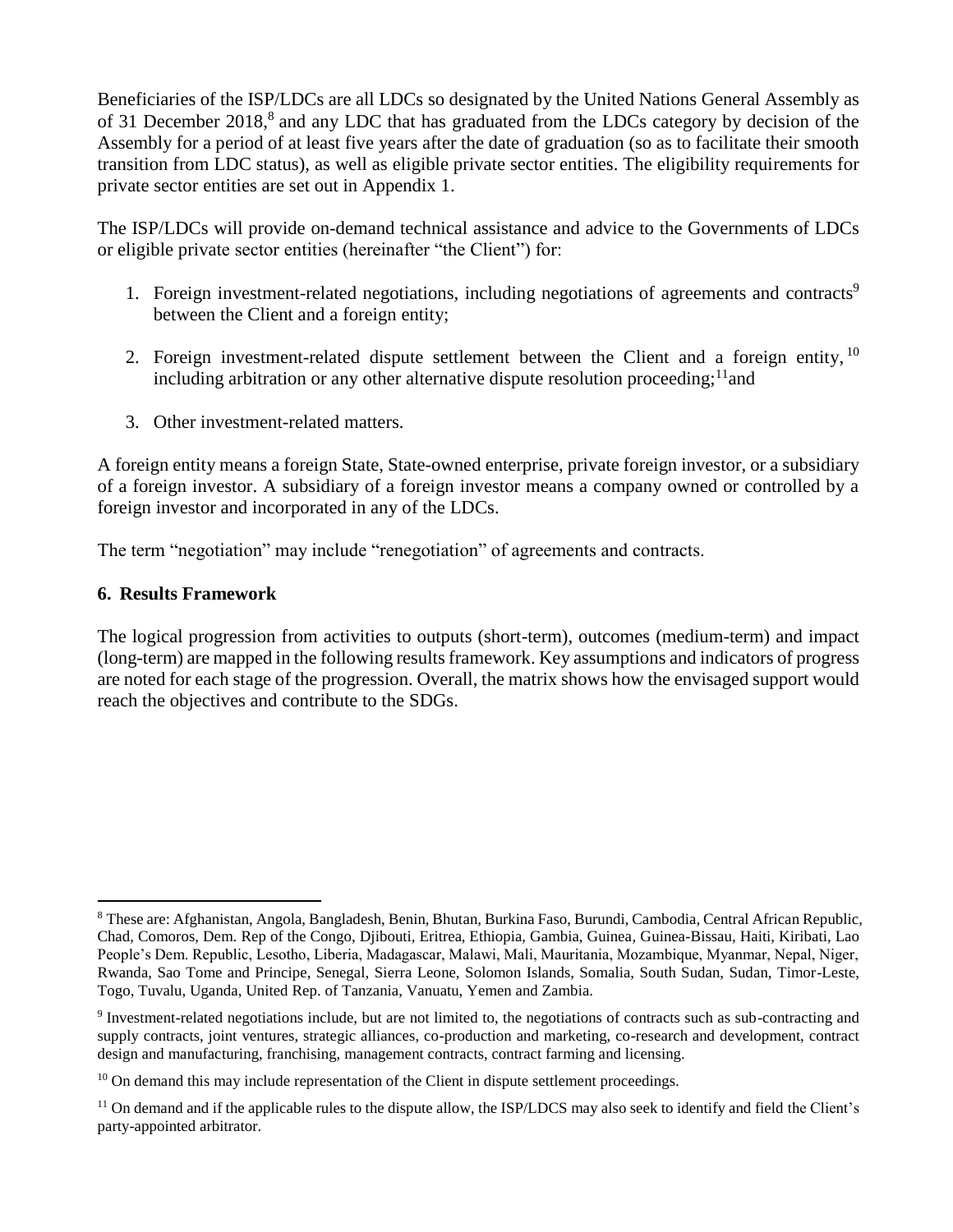Beneficiaries of the ISP/LDCs are all LDCs so designated by the United Nations General Assembly as of 31 December 2018,[8] and any LDC that has graduated from the LDCs category by decision of the Assembly for a period of at least five years after the date of graduation (so as to facilitate their smooth transition from LDC status), as well as eligible private sector entities. The eligibility requirements for private sector entities are set out in Appendix 1.

The ISP/LDCs will provide on-demand technical assistance and advice to the Governments of LDCs or eligible private sector entities (hereinafter "the Client") for:

1. Foreign investment-related negotiations, including negotiations of agreements and contracts[9] between the Client and a foreign entity;
2. Foreign investment-related dispute settlement between the Client and a foreign entity,[10] including arbitration or any other alternative dispute resolution proceeding;[11] and
3. Other investment-related matters.

A foreign entity means a foreign State, State-owned enterprise, private foreign investor, or a subsidiary of a foreign investor. A subsidiary of a foreign investor means a company owned or controlled by a foreign investor and incorporated in any of the LDCs.

The term "negotiation" may include "renegotiation" of agreements and contracts.

## 6. Results Framework

The logical progression from activities to outputs (short-term), outcomes (medium-term) and impact (long-term) are mapped in the following results framework. Key assumptions and indicators of progress are noted for each stage of the progression. Overall, the matrix shows how the envisaged support would reach the objectives and contribute to the SDGs.

---

[8] These are: Afghanistan, Angola, Bangladesh, Benin, Bhutan, Burkina Faso, Burundi, Cambodia, Central African Republic, Chad, Comoros, Dem. Rep of the Congo, Djibouti, Eritrea, Ethiopia, Gambia, Guinea, Guinea-Bissau, Haiti, Kiribati, Lao People's Dem. Republic, Lesotho, Liberia, Madagascar, Malawi, Mali, Mauritania, Mozambique, Myanmar, Nepal, Niger, Rwanda, Sao Tome and Principe, Senegal, Sierra Leone, Solomon Islands, Somalia, South Sudan, Sudan, Timor-Leste, Togo, Tuvalu, Uganda, United Rep. of Tanzania, Vanuatu, Yemen and Zambia.

[9] Investment-related negotiations include, but are not limited to, the negotiations of contracts such as sub-contracting and supply contracts, joint ventures, strategic alliances, co-production and marketing, co-research and development, contract design and manufacturing, franchising, management contracts, contract farming and licensing.

[10] On demand this may include representation of the Client in dispute settlement proceedings.

[11] On demand and if the applicable rules to the dispute allow, the ISP/LDCS may also seek to identify and field the Client's party-appointed arbitrator.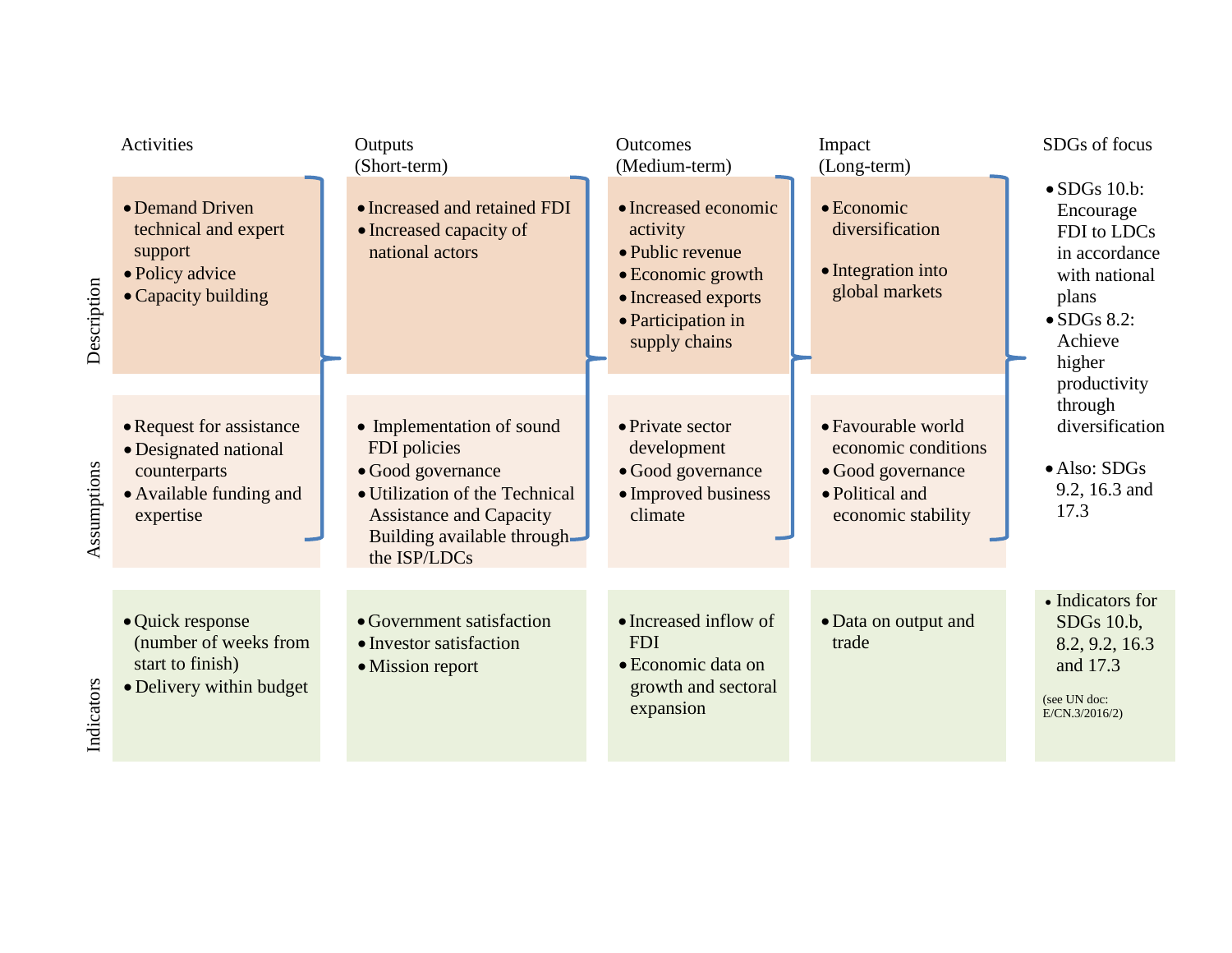| | Activities | Outputs (Short-term) | Outcomes (Medium-term) | Impact (Long-term) | SDGs of focus |
|---|---|---|---|---|---|
| Description | • Demand Driven technical and expert support<br>• Policy advice<br>• Capacity building | • Increased and retained FDI<br>• Increased capacity of national actors | • Increased economic activity<br>• Public revenue<br>• Economic growth<br>• Increased exports<br>• Participation in supply chains | • Economic diversification<br>• Integration into global markets | • SDGs 10.b: Encourage FDI to LDCs in accordance with national plans<br>• SDGs 8.2: Achieve higher productivity through diversification<br>• Also: SDGs 9.2, 16.3 and 17.3 |
| Assumptions | • Request for assistance<br>• Designated national counterparts<br>• Available funding and expertise | • Implementation of sound FDI policies<br>• Good governance<br>• Utilization of the Technical Assistance and Capacity Building available through the ISP/LDCs | • Private sector development<br>• Good governance<br>• Improved business climate | • Favourable world economic conditions<br>• Good governance<br>• Political and economic stability | |
| Indicators | • Quick response (number of weeks from start to finish)<br>• Delivery within budget | • Government satisfaction<br>• Investor satisfaction<br>• Mission report | • Increased inflow of FDI<br>• Economic data on growth and sectoral expansion | • Data on output and trade | • Indicators for SDGs 10.b, 8.2, 9.2, 16.3 and 17.3<br>(see UN doc: E/CN.3/2016/2) |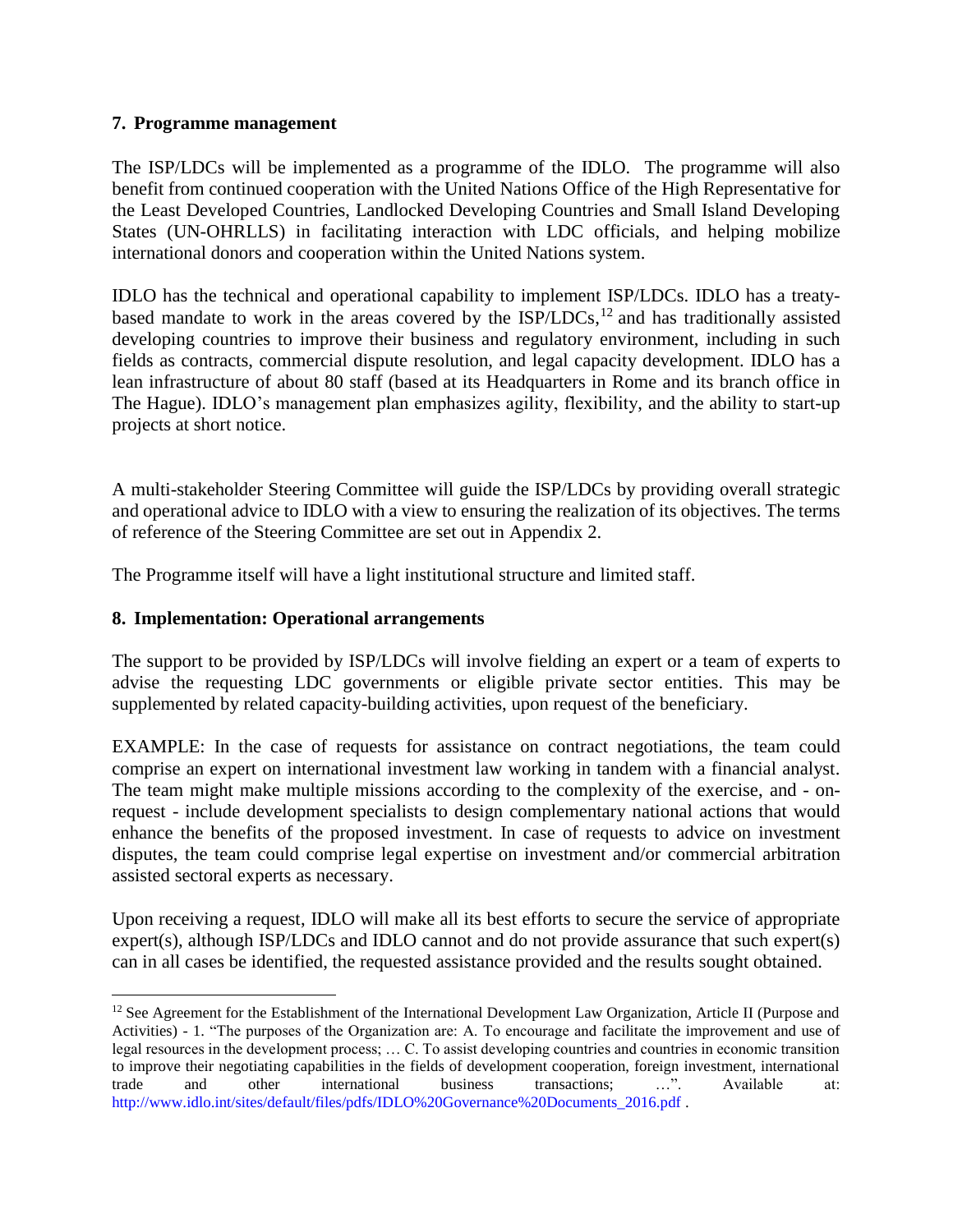## 7. Programme management

The ISP/LDCs will be implemented as a programme of the IDLO. The programme will also benefit from continued cooperation with the United Nations Office of the High Representative for the Least Developed Countries, Landlocked Developing Countries and Small Island Developing States (UN-OHRLLS) in facilitating interaction with LDC officials, and helping mobilize international donors and cooperation within the United Nations system.

IDLO has the technical and operational capability to implement ISP/LDCs. IDLO has a treaty-based mandate to work in the areas covered by the ISP/LDCs,[12] and has traditionally assisted developing countries to improve their business and regulatory environment, including in such fields as contracts, commercial dispute resolution, and legal capacity development. IDLO has a lean infrastructure of about 80 staff (based at its Headquarters in Rome and its branch office in The Hague). IDLO's management plan emphasizes agility, flexibility, and the ability to start-up projects at short notice.

A multi-stakeholder Steering Committee will guide the ISP/LDCs by providing overall strategic and operational advice to IDLO with a view to ensuring the realization of its objectives. The terms of reference of the Steering Committee are set out in Appendix 2.

The Programme itself will have a light institutional structure and limited staff.

## 8. Implementation: Operational arrangements

The support to be provided by ISP/LDCs will involve fielding an expert or a team of experts to advise the requesting LDC governments or eligible private sector entities. This may be supplemented by related capacity-building activities, upon request of the beneficiary.

EXAMPLE: In the case of requests for assistance on contract negotiations, the team could comprise an expert on international investment law working in tandem with a financial analyst. The team might make multiple missions according to the complexity of the exercise, and - on-request - include development specialists to design complementary national actions that would enhance the benefits of the proposed investment. In case of requests to advice on investment disputes, the team could comprise legal expertise on investment and/or commercial arbitration assisted sectoral experts as necessary.

Upon receiving a request, IDLO will make all its best efforts to secure the service of appropriate expert(s), although ISP/LDCs and IDLO cannot and do not provide assurance that such expert(s) can in all cases be identified, the requested assistance provided and the results sought obtained.

---

[12] See Agreement for the Establishment of the International Development Law Organization, Article II (Purpose and Activities) - 1. "The purposes of the Organization are: A. To encourage and facilitate the improvement and use of legal resources in the development process; … C. To assist developing countries and countries in economic transition to improve their negotiating capabilities in the fields of development cooperation, foreign investment, international trade and other international business transactions; …". Available at: http://www.idlo.int/sites/default/files/pdfs/IDLO%20Governance%20Documents_2016.pdf .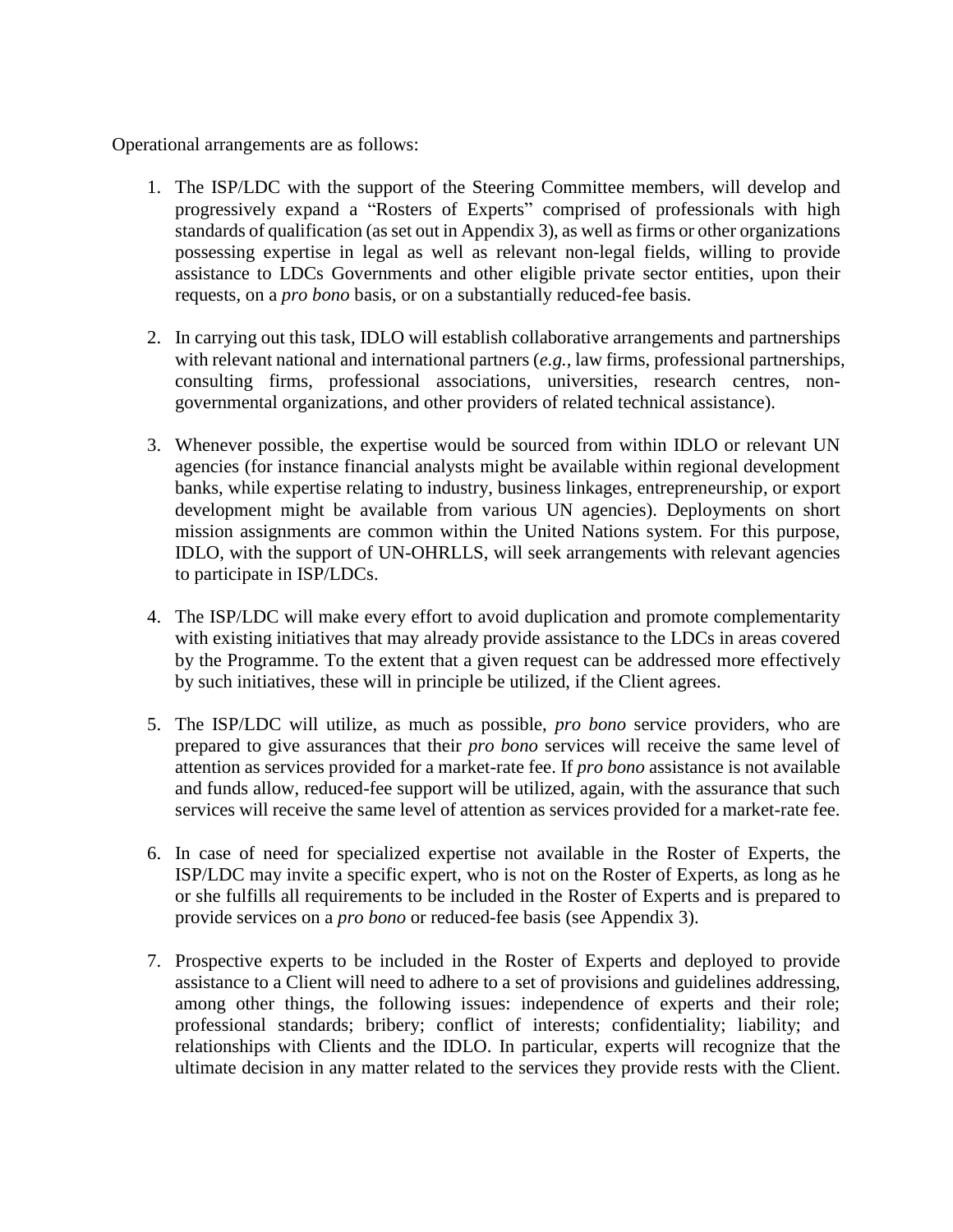Operational arrangements are as follows:

1. The ISP/LDC with the support of the Steering Committee members, will develop and progressively expand a "Rosters of Experts" comprised of professionals with high standards of qualification (as set out in Appendix 3), as well as firms or other organizations possessing expertise in legal as well as relevant non-legal fields, willing to provide assistance to LDCs Governments and other eligible private sector entities, upon their requests, on a *pro bono* basis, or on a substantially reduced-fee basis.

2. In carrying out this task, IDLO will establish collaborative arrangements and partnerships with relevant national and international partners (*e.g.*, law firms, professional partnerships, consulting firms, professional associations, universities, research centres, non-governmental organizations, and other providers of related technical assistance).

3. Whenever possible, the expertise would be sourced from within IDLO or relevant UN agencies (for instance financial analysts might be available within regional development banks, while expertise relating to industry, business linkages, entrepreneurship, or export development might be available from various UN agencies). Deployments on short mission assignments are common within the United Nations system. For this purpose, IDLO, with the support of UN-OHRLLS, will seek arrangements with relevant agencies to participate in ISP/LDCs.

4. The ISP/LDC will make every effort to avoid duplication and promote complementarity with existing initiatives that may already provide assistance to the LDCs in areas covered by the Programme. To the extent that a given request can be addressed more effectively by such initiatives, these will in principle be utilized, if the Client agrees.

5. The ISP/LDC will utilize, as much as possible, *pro bono* service providers, who are prepared to give assurances that their *pro bono* services will receive the same level of attention as services provided for a market-rate fee. If *pro bono* assistance is not available and funds allow, reduced-fee support will be utilized, again, with the assurance that such services will receive the same level of attention as services provided for a market-rate fee.

6. In case of need for specialized expertise not available in the Roster of Experts, the ISP/LDC may invite a specific expert, who is not on the Roster of Experts, as long as he or she fulfills all requirements to be included in the Roster of Experts and is prepared to provide services on a *pro bono* or reduced-fee basis (see Appendix 3).

7. Prospective experts to be included in the Roster of Experts and deployed to provide assistance to a Client will need to adhere to a set of provisions and guidelines addressing, among other things, the following issues: independence of experts and their role; professional standards; bribery; conflict of interests; confidentiality; liability; and relationships with Clients and the IDLO. In particular, experts will recognize that the ultimate decision in any matter related to the services they provide rests with the Client.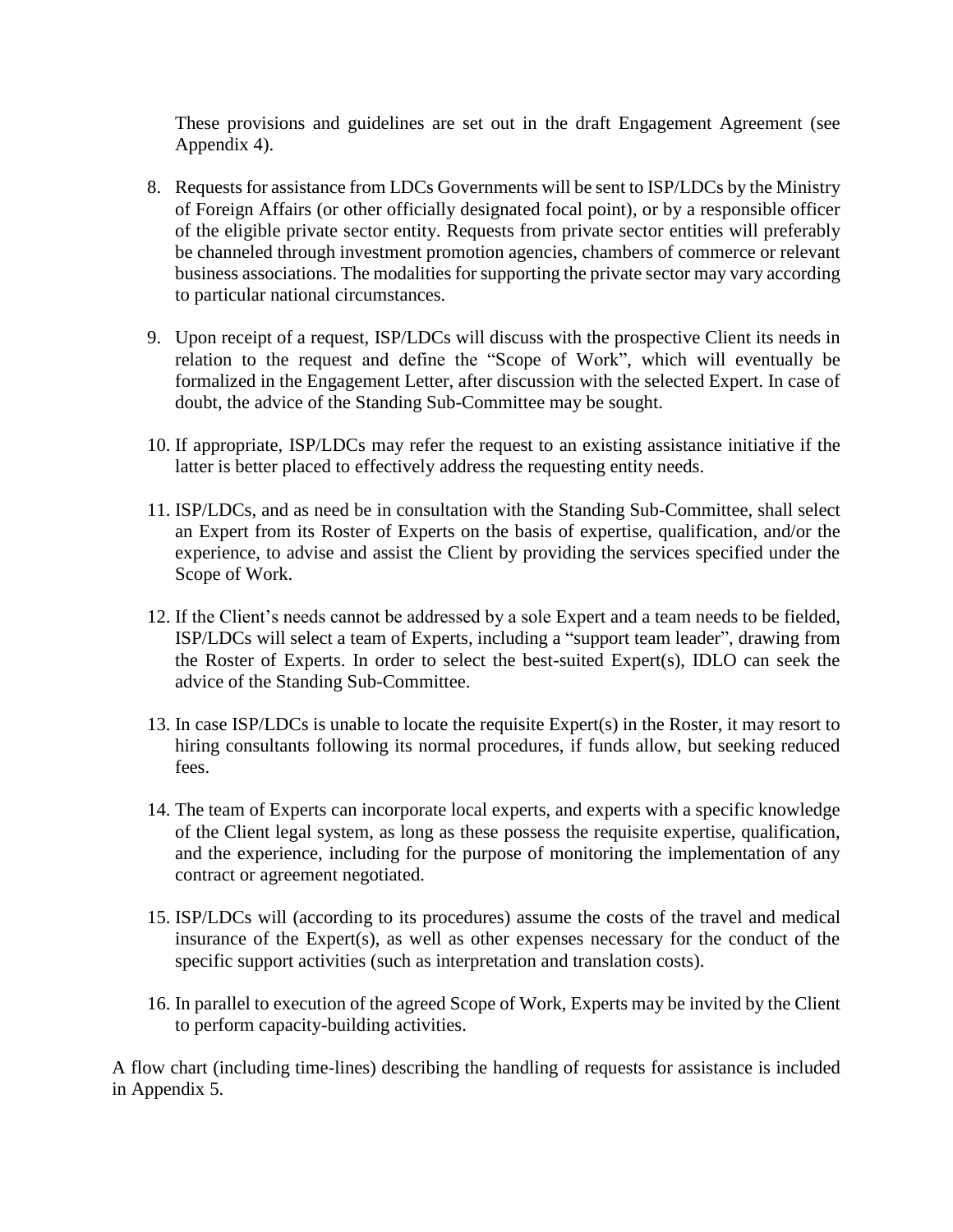These provisions and guidelines are set out in the draft Engagement Agreement (see Appendix 4).

8. Requests for assistance from LDCs Governments will be sent to ISP/LDCs by the Ministry of Foreign Affairs (or other officially designated focal point), or by a responsible officer of the eligible private sector entity. Requests from private sector entities will preferably be channeled through investment promotion agencies, chambers of commerce or relevant business associations. The modalities for supporting the private sector may vary according to particular national circumstances.

9. Upon receipt of a request, ISP/LDCs will discuss with the prospective Client its needs in relation to the request and define the "Scope of Work", which will eventually be formalized in the Engagement Letter, after discussion with the selected Expert. In case of doubt, the advice of the Standing Sub-Committee may be sought.

10. If appropriate, ISP/LDCs may refer the request to an existing assistance initiative if the latter is better placed to effectively address the requesting entity needs.

11. ISP/LDCs, and as need be in consultation with the Standing Sub-Committee, shall select an Expert from its Roster of Experts on the basis of expertise, qualification, and/or the experience, to advise and assist the Client by providing the services specified under the Scope of Work.

12. If the Client's needs cannot be addressed by a sole Expert and a team needs to be fielded, ISP/LDCs will select a team of Experts, including a "support team leader", drawing from the Roster of Experts. In order to select the best-suited Expert(s), IDLO can seek the advice of the Standing Sub-Committee.

13. In case ISP/LDCs is unable to locate the requisite Expert(s) in the Roster, it may resort to hiring consultants following its normal procedures, if funds allow, but seeking reduced fees.

14. The team of Experts can incorporate local experts, and experts with a specific knowledge of the Client legal system, as long as these possess the requisite expertise, qualification, and the experience, including for the purpose of monitoring the implementation of any contract or agreement negotiated.

15. ISP/LDCs will (according to its procedures) assume the costs of the travel and medical insurance of the Expert(s), as well as other expenses necessary for the conduct of the specific support activities (such as interpretation and translation costs).

16. In parallel to execution of the agreed Scope of Work, Experts may be invited by the Client to perform capacity-building activities.

A flow chart (including time-lines) describing the handling of requests for assistance is included in Appendix 5.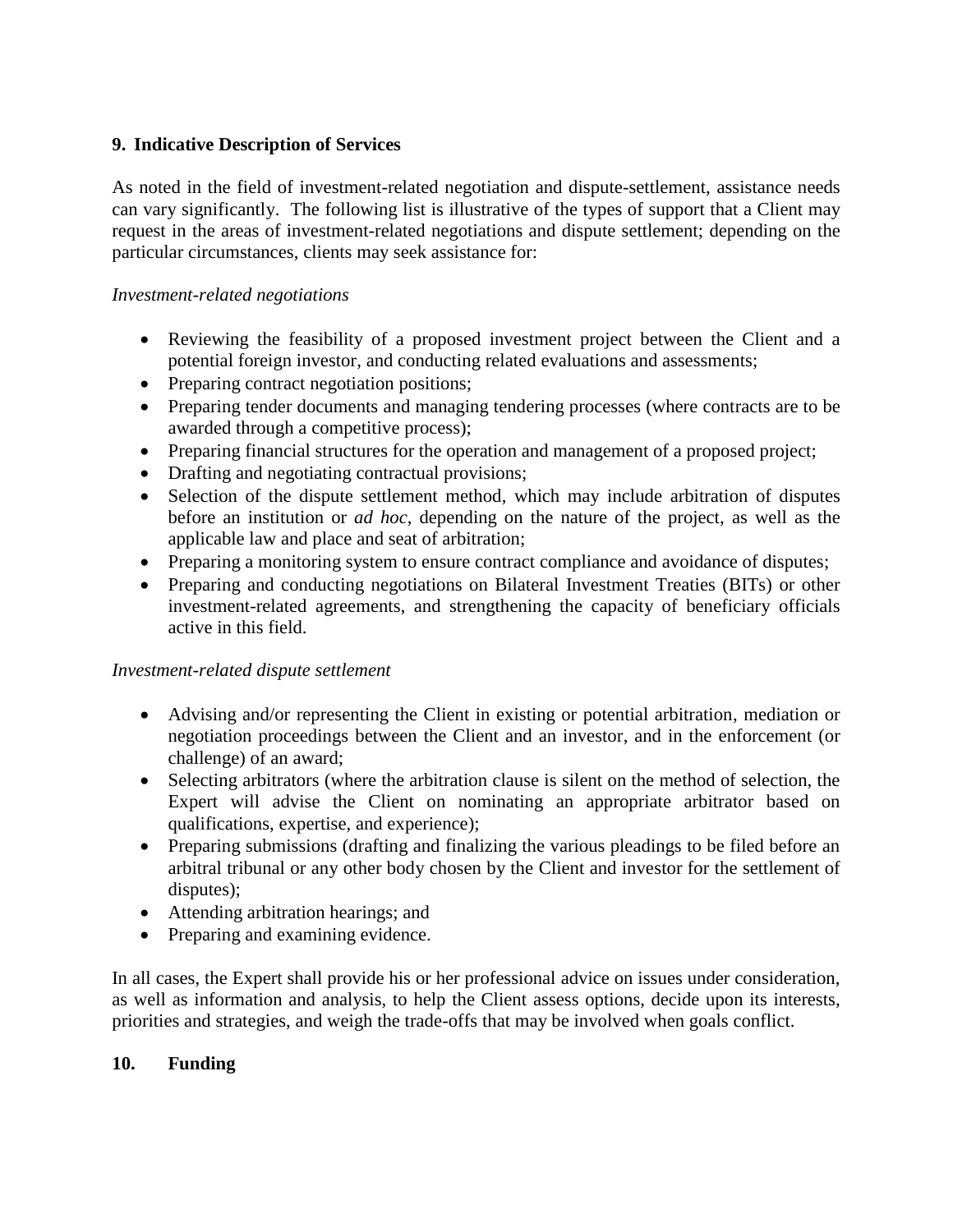## 9. Indicative Description of Services

As noted in the field of investment-related negotiation and dispute-settlement, assistance needs can vary significantly. The following list is illustrative of the types of support that a Client may request in the areas of investment-related negotiations and dispute settlement; depending on the particular circumstances, clients may seek assistance for:

*Investment-related negotiations*

- Reviewing the feasibility of a proposed investment project between the Client and a potential foreign investor, and conducting related evaluations and assessments;
- Preparing contract negotiation positions;
- Preparing tender documents and managing tendering processes (where contracts are to be awarded through a competitive process);
- Preparing financial structures for the operation and management of a proposed project;
- Drafting and negotiating contractual provisions;
- Selection of the dispute settlement method, which may include arbitration of disputes before an institution or *ad hoc*, depending on the nature of the project, as well as the applicable law and place and seat of arbitration;
- Preparing a monitoring system to ensure contract compliance and avoidance of disputes;
- Preparing and conducting negotiations on Bilateral Investment Treaties (BITs) or other investment-related agreements, and strengthening the capacity of beneficiary officials active in this field.

*Investment-related dispute settlement*

- Advising and/or representing the Client in existing or potential arbitration, mediation or negotiation proceedings between the Client and an investor, and in the enforcement (or challenge) of an award;
- Selecting arbitrators (where the arbitration clause is silent on the method of selection, the Expert will advise the Client on nominating an appropriate arbitrator based on qualifications, expertise, and experience);
- Preparing submissions (drafting and finalizing the various pleadings to be filed before an arbitral tribunal or any other body chosen by the Client and investor for the settlement of disputes);
- Attending arbitration hearings; and
- Preparing and examining evidence.

In all cases, the Expert shall provide his or her professional advice on issues under consideration, as well as information and analysis, to help the Client assess options, decide upon its interests, priorities and strategies, and weigh the trade-offs that may be involved when goals conflict.

## 10. Funding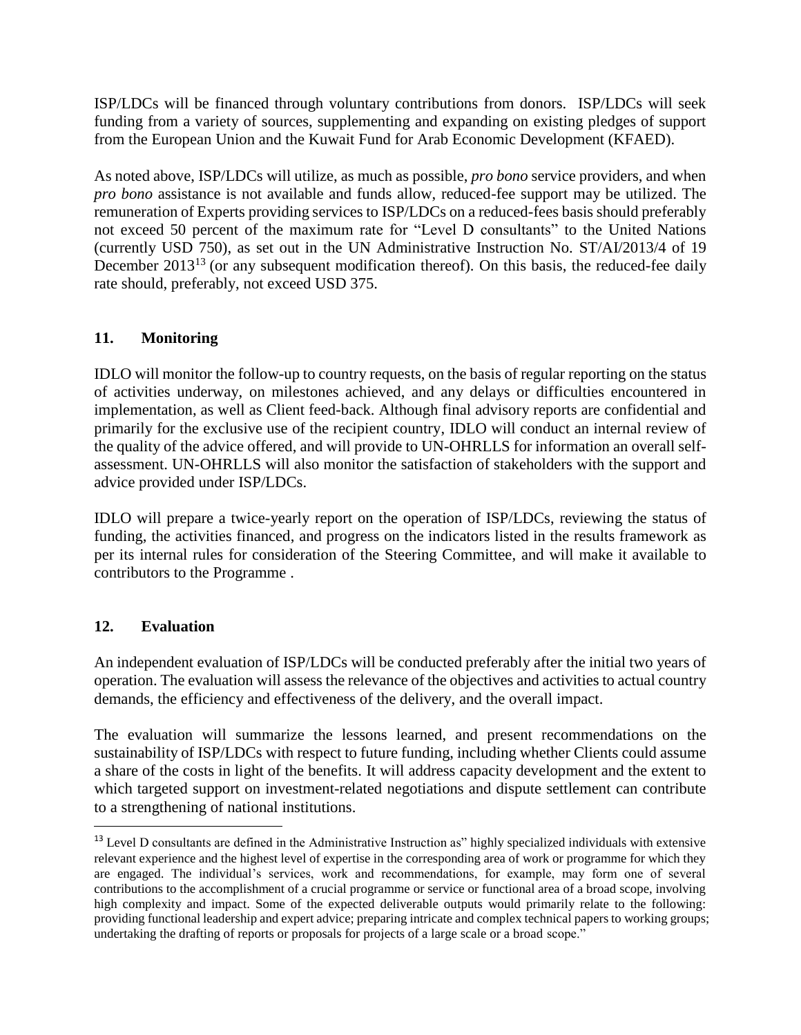ISP/LDCs will be financed through voluntary contributions from donors. ISP/LDCs will seek funding from a variety of sources, supplementing and expanding on existing pledges of support from the European Union and the Kuwait Fund for Arab Economic Development (KFAED).

As noted above, ISP/LDCs will utilize, as much as possible, *pro bono* service providers, and when *pro bono* assistance is not available and funds allow, reduced-fee support may be utilized. The remuneration of Experts providing services to ISP/LDCs on a reduced-fees basis should preferably not exceed 50 percent of the maximum rate for "Level D consultants" to the United Nations (currently USD 750), as set out in the UN Administrative Instruction No. ST/AI/2013/4 of 19 December 2013[13] (or any subsequent modification thereof). On this basis, the reduced-fee daily rate should, preferably, not exceed USD 375.

## 11. Monitoring

IDLO will monitor the follow-up to country requests, on the basis of regular reporting on the status of activities underway, on milestones achieved, and any delays or difficulties encountered in implementation, as well as Client feed-back. Although final advisory reports are confidential and primarily for the exclusive use of the recipient country, IDLO will conduct an internal review of the quality of the advice offered, and will provide to UN-OHRLLS for information an overall self-assessment. UN-OHRLLS will also monitor the satisfaction of stakeholders with the support and advice provided under ISP/LDCs.

IDLO will prepare a twice-yearly report on the operation of ISP/LDCs, reviewing the status of funding, the activities financed, and progress on the indicators listed in the results framework as per its internal rules for consideration of the Steering Committee, and will make it available to contributors to the Programme .

## 12. Evaluation

An independent evaluation of ISP/LDCs will be conducted preferably after the initial two years of operation. The evaluation will assess the relevance of the objectives and activities to actual country demands, the efficiency and effectiveness of the delivery, and the overall impact.

The evaluation will summarize the lessons learned, and present recommendations on the sustainability of ISP/LDCs with respect to future funding, including whether Clients could assume a share of the costs in light of the benefits. It will address capacity development and the extent to which targeted support on investment-related negotiations and dispute settlement can contribute to a strengthening of national institutions.

---

[13] Level D consultants are defined in the Administrative Instruction as" highly specialized individuals with extensive relevant experience and the highest level of expertise in the corresponding area of work or programme for which they are engaged. The individual's services, work and recommendations, for example, may form one of several contributions to the accomplishment of a crucial programme or service or functional area of a broad scope, involving high complexity and impact. Some of the expected deliverable outputs would primarily relate to the following: providing functional leadership and expert advice; preparing intricate and complex technical papers to working groups; undertaking the drafting of reports or proposals for projects of a large scale or a broad scope."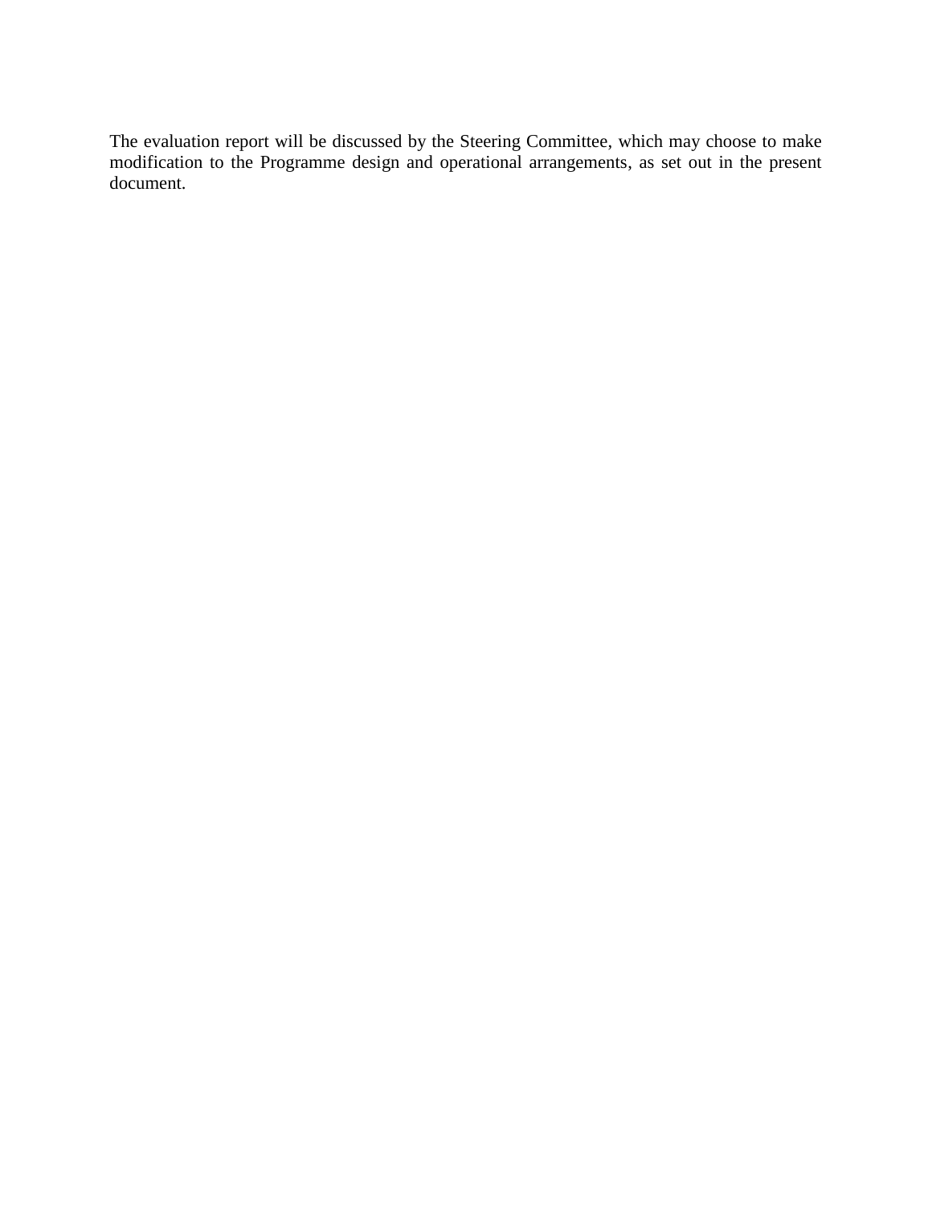The evaluation report will be discussed by the Steering Committee, which may choose to make modification to the Programme design and operational arrangements, as set out in the present document.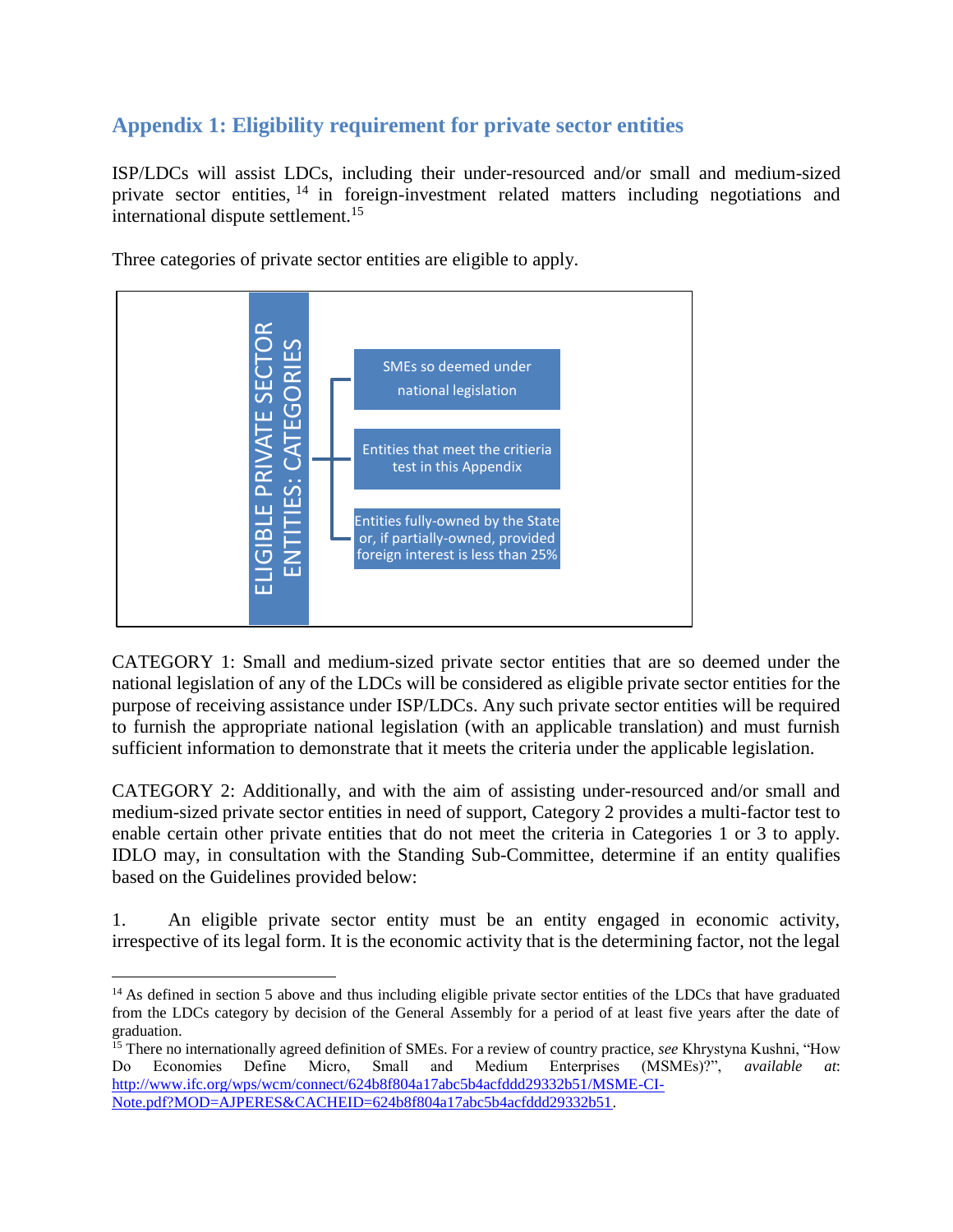## Appendix 1: Eligibility requirement for private sector entities

ISP/LDCs will assist LDCs, including their under-resourced and/or small and medium-sized private sector entities,[14] in foreign-investment related matters including negotiations and international dispute settlement.[15]

Three categories of private sector entities are eligible to apply.

**ELIGIBLE PRIVATE SECTOR ENTITIES: CATEGORIES**

- SMEs so deemed under national legislation
- Entities that meet the critieria test in this Appendix
- Entities fully-owned by the State or, if partially-owned, provided foreign interest is less than 25%

CATEGORY 1: Small and medium-sized private sector entities that are so deemed under the national legislation of any of the LDCs will be considered as eligible private sector entities for the purpose of receiving assistance under ISP/LDCs. Any such private sector entities will be required to furnish the appropriate national legislation (with an applicable translation) and must furnish sufficient information to demonstrate that it meets the criteria under the applicable legislation.

CATEGORY 2: Additionally, and with the aim of assisting under-resourced and/or small and medium-sized private sector entities in need of support, Category 2 provides a multi-factor test to enable certain other private entities that do not meet the criteria in Categories 1 or 3 to apply. IDLO may, in consultation with the Standing Sub-Committee, determine if an entity qualifies based on the Guidelines provided below:

1. An eligible private sector entity must be an entity engaged in economic activity, irrespective of its legal form. It is the economic activity that is the determining factor, not the legal

---

[14] As defined in section 5 above and thus including eligible private sector entities of the LDCs that have graduated from the LDCs category by decision of the General Assembly for a period of at least five years after the date of graduation.

[15] There no internationally agreed definition of SMEs. For a review of country practice, *see* Khrystyna Kushni, "How Do Economies Define Micro, Small and Medium Enterprises (MSMEs)?", *available at*: http://www.ifc.org/wps/wcm/connect/624b8f804a17abc5b4acfddd29332b51/MSME-CI-Note.pdf?MOD=AJPERES&CACHEID=624b8f804a17abc5b4acfddd29332b51.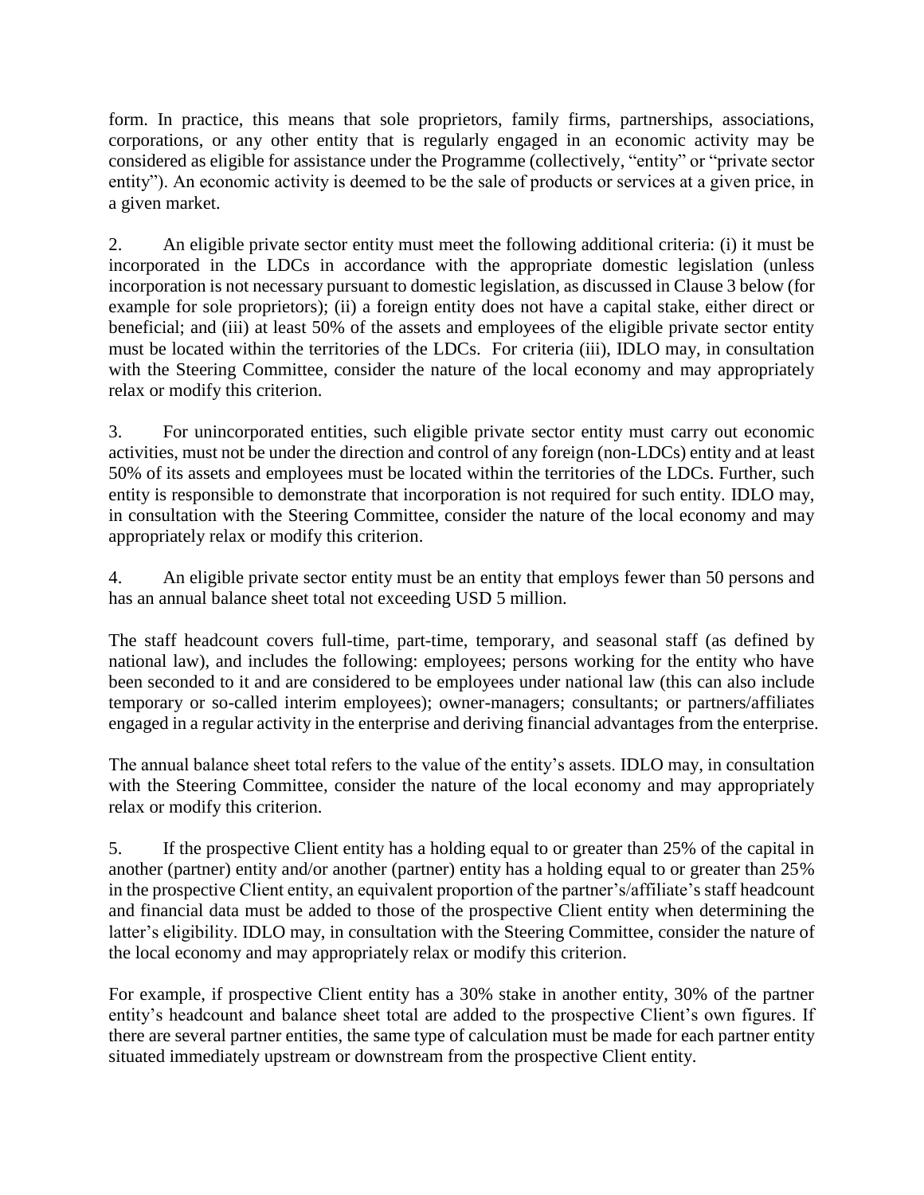form. In practice, this means that sole proprietors, family firms, partnerships, associations, corporations, or any other entity that is regularly engaged in an economic activity may be considered as eligible for assistance under the Programme (collectively, "entity" or "private sector entity"). An economic activity is deemed to be the sale of products or services at a given price, in a given market.

2. An eligible private sector entity must meet the following additional criteria: (i) it must be incorporated in the LDCs in accordance with the appropriate domestic legislation (unless incorporation is not necessary pursuant to domestic legislation, as discussed in Clause 3 below (for example for sole proprietors); (ii) a foreign entity does not have a capital stake, either direct or beneficial; and (iii) at least 50% of the assets and employees of the eligible private sector entity must be located within the territories of the LDCs. For criteria (iii), IDLO may, in consultation with the Steering Committee, consider the nature of the local economy and may appropriately relax or modify this criterion.

3. For unincorporated entities, such eligible private sector entity must carry out economic activities, must not be under the direction and control of any foreign (non-LDCs) entity and at least 50% of its assets and employees must be located within the territories of the LDCs. Further, such entity is responsible to demonstrate that incorporation is not required for such entity. IDLO may, in consultation with the Steering Committee, consider the nature of the local economy and may appropriately relax or modify this criterion.

4. An eligible private sector entity must be an entity that employs fewer than 50 persons and has an annual balance sheet total not exceeding USD 5 million.

The staff headcount covers full-time, part-time, temporary, and seasonal staff (as defined by national law), and includes the following: employees; persons working for the entity who have been seconded to it and are considered to be employees under national law (this can also include temporary or so-called interim employees); owner-managers; consultants; or partners/affiliates engaged in a regular activity in the enterprise and deriving financial advantages from the enterprise.

The annual balance sheet total refers to the value of the entity's assets. IDLO may, in consultation with the Steering Committee, consider the nature of the local economy and may appropriately relax or modify this criterion.

5. If the prospective Client entity has a holding equal to or greater than 25% of the capital in another (partner) entity and/or another (partner) entity has a holding equal to or greater than 25% in the prospective Client entity, an equivalent proportion of the partner's/affiliate's staff headcount and financial data must be added to those of the prospective Client entity when determining the latter's eligibility. IDLO may, in consultation with the Steering Committee, consider the nature of the local economy and may appropriately relax or modify this criterion.

For example, if prospective Client entity has a 30% stake in another entity, 30% of the partner entity's headcount and balance sheet total are added to the prospective Client's own figures. If there are several partner entities, the same type of calculation must be made for each partner entity situated immediately upstream or downstream from the prospective Client entity.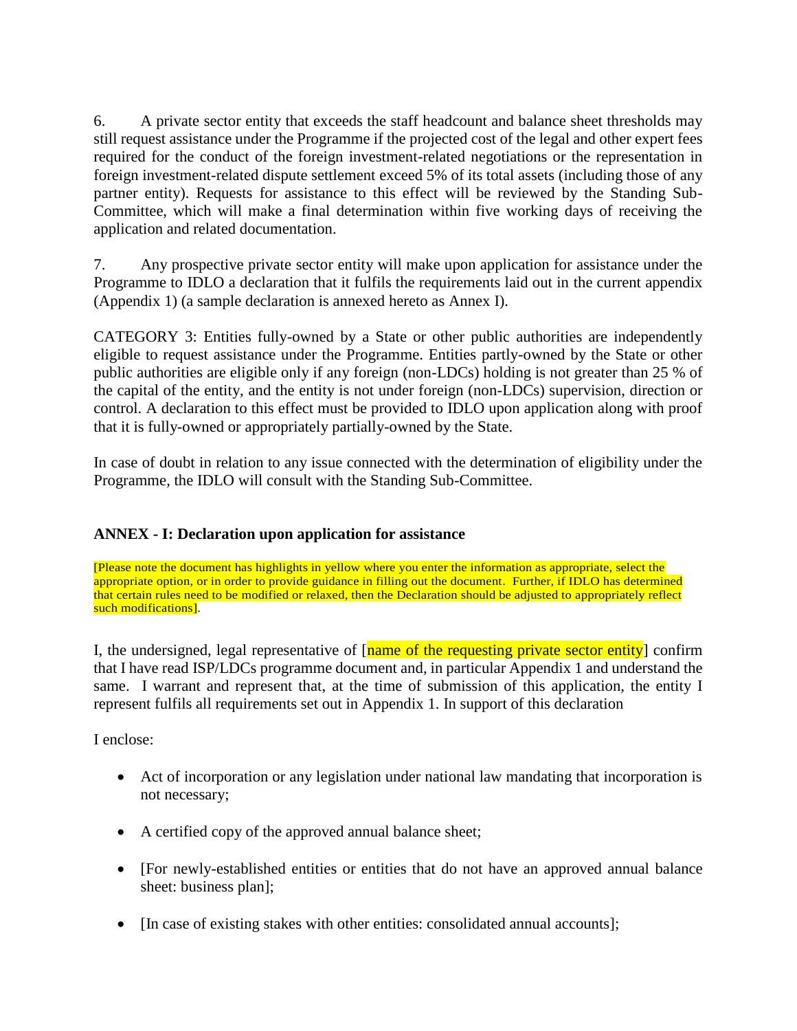6. A private sector entity that exceeds the staff headcount and balance sheet thresholds may still request assistance under the Programme if the projected cost of the legal and other expert fees required for the conduct of the foreign investment-related negotiations or the representation in foreign investment-related dispute settlement exceed 5% of its total assets (including those of any partner entity). Requests for assistance to this effect will be reviewed by the Standing Sub-Committee, which will make a final determination within five working days of receiving the application and related documentation.

7. Any prospective private sector entity will make upon application for assistance under the Programme to IDLO a declaration that it fulfils the requirements laid out in the current appendix (Appendix 1) (a sample declaration is annexed hereto as Annex I).

CATEGORY 3: Entities fully-owned by a State or other public authorities are independently eligible to request assistance under the Programme. Entities partly-owned by the State or other public authorities are eligible only if any foreign (non-LDCs) holding is not greater than 25 % of the capital of the entity, and the entity is not under foreign (non-LDCs) supervision, direction or control. A declaration to this effect must be provided to IDLO upon application along with proof that it is fully-owned or appropriately partially-owned by the State.

In case of doubt in relation to any issue connected with the determination of eligibility under the Programme, the IDLO will consult with the Standing Sub-Committee.

**ANNEX - I: Declaration upon application for assistance**

[Please note the document has highlights in yellow where you enter the information as appropriate, select the appropriate option, or in order to provide guidance in filling out the document. Further, if IDLO has determined that certain rules need to be modified or relaxed, then the Declaration should be adjusted to appropriately reflect such modifications].

I, the undersigned, legal representative of [name of the requesting private sector entity] confirm that I have read ISP/LDCs programme document and, in particular Appendix 1 and understand the same. I warrant and represent that, at the time of submission of this application, the entity I represent fulfils all requirements set out in Appendix 1. In support of this declaration

I enclose:

- Act of incorporation or any legislation under national law mandating that incorporation is not necessary;
- A certified copy of the approved annual balance sheet;
- [For newly-established entities or entities that do not have an approved annual balance sheet: business plan];
- [In case of existing stakes with other entities: consolidated annual accounts];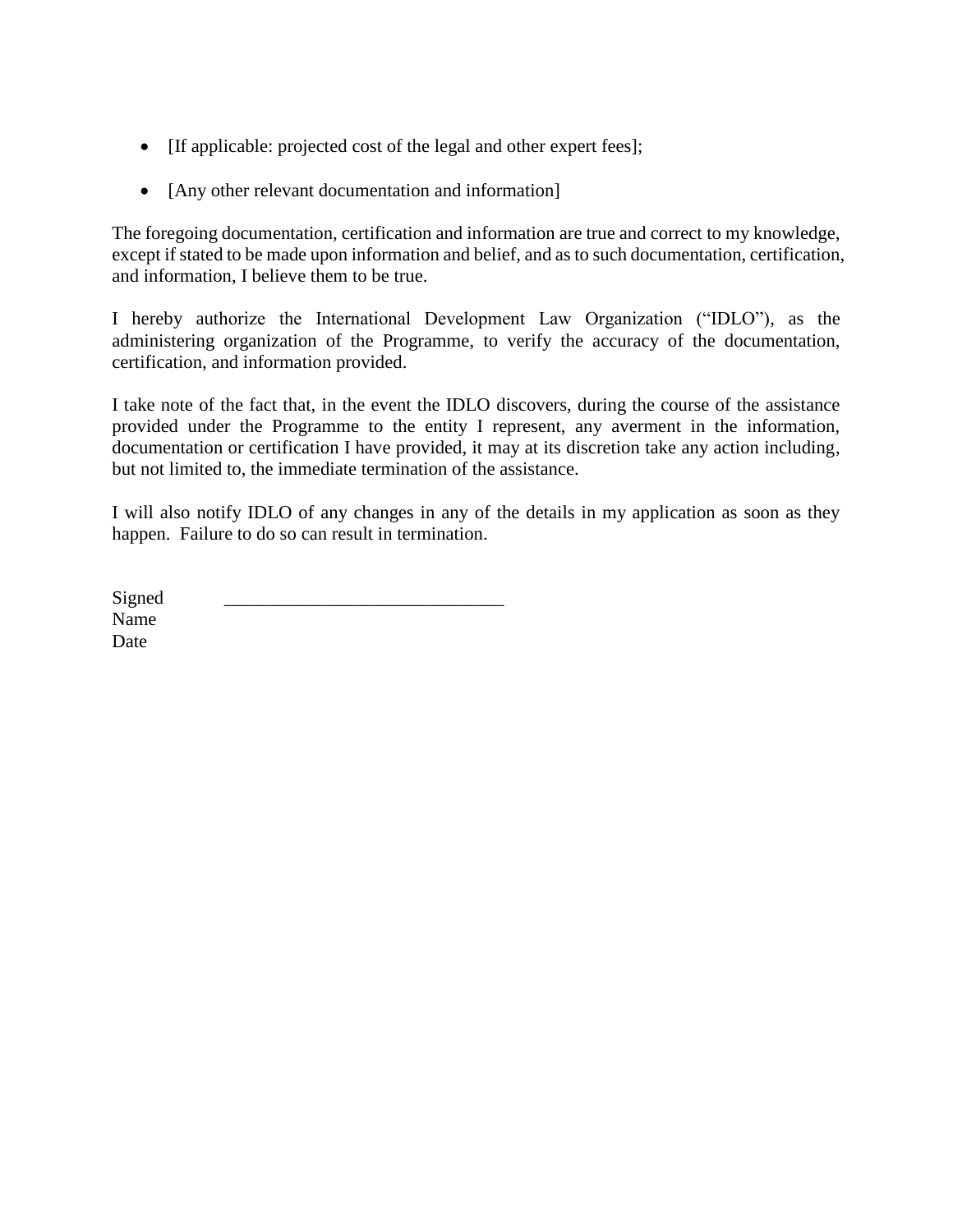- [If applicable: projected cost of the legal and other expert fees];
- [Any other relevant documentation and information]

The foregoing documentation, certification and information are true and correct to my knowledge, except if stated to be made upon information and belief, and as to such documentation, certification, and information, I believe them to be true.

I hereby authorize the International Development Law Organization ("IDLO"), as the administering organization of the Programme, to verify the accuracy of the documentation, certification, and information provided.

I take note of the fact that, in the event the IDLO discovers, during the course of the assistance provided under the Programme to the entity I represent, any averment in the information, documentation or certification I have provided, it may at its discretion take any action including, but not limited to, the immediate termination of the assistance.

I will also notify IDLO of any changes in any of the details in my application as soon as they happen. Failure to do so can result in termination.

Signed ______________________________

Name

Date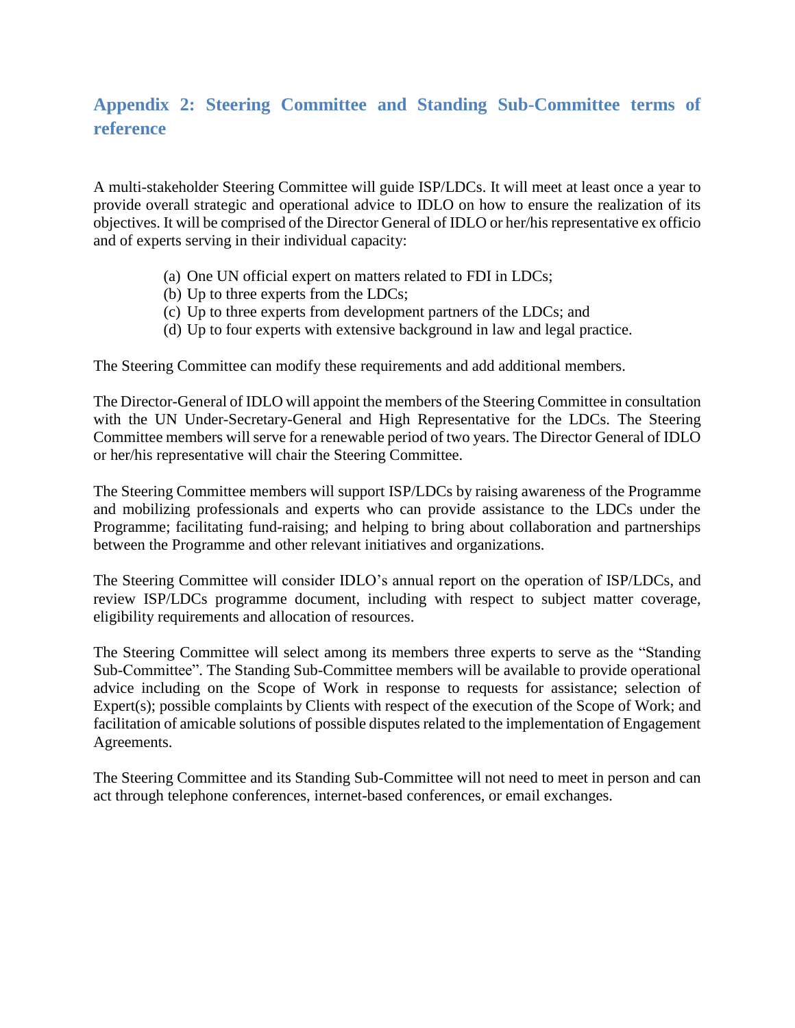## Appendix 2: Steering Committee and Standing Sub-Committee terms of reference

A multi-stakeholder Steering Committee will guide ISP/LDCs. It will meet at least once a year to provide overall strategic and operational advice to IDLO on how to ensure the realization of its objectives. It will be comprised of the Director General of IDLO or her/his representative ex officio and of experts serving in their individual capacity:

(a) One UN official expert on matters related to FDI in LDCs;
(b) Up to three experts from the LDCs;
(c) Up to three experts from development partners of the LDCs; and
(d) Up to four experts with extensive background in law and legal practice.

The Steering Committee can modify these requirements and add additional members.

The Director-General of IDLO will appoint the members of the Steering Committee in consultation with the UN Under-Secretary-General and High Representative for the LDCs. The Steering Committee members will serve for a renewable period of two years. The Director General of IDLO or her/his representative will chair the Steering Committee.

The Steering Committee members will support ISP/LDCs by raising awareness of the Programme and mobilizing professionals and experts who can provide assistance to the LDCs under the Programme; facilitating fund-raising; and helping to bring about collaboration and partnerships between the Programme and other relevant initiatives and organizations.

The Steering Committee will consider IDLO's annual report on the operation of ISP/LDCs, and review ISP/LDCs programme document, including with respect to subject matter coverage, eligibility requirements and allocation of resources.

The Steering Committee will select among its members three experts to serve as the "Standing Sub-Committee". The Standing Sub-Committee members will be available to provide operational advice including on the Scope of Work in response to requests for assistance; selection of Expert(s); possible complaints by Clients with respect of the execution of the Scope of Work; and facilitation of amicable solutions of possible disputes related to the implementation of Engagement Agreements.

The Steering Committee and its Standing Sub-Committee will not need to meet in person and can act through telephone conferences, internet-based conferences, or email exchanges.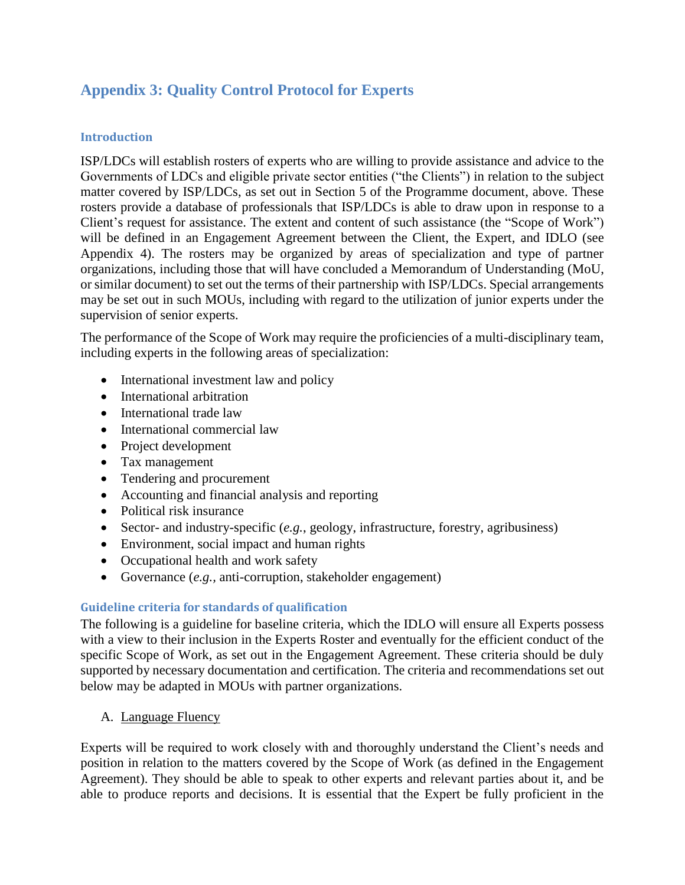## Appendix 3: Quality Control Protocol for Experts

### Introduction

ISP/LDCs will establish rosters of experts who are willing to provide assistance and advice to the Governments of LDCs and eligible private sector entities ("the Clients") in relation to the subject matter covered by ISP/LDCs, as set out in Section 5 of the Programme document, above. These rosters provide a database of professionals that ISP/LDCs is able to draw upon in response to a Client's request for assistance. The extent and content of such assistance (the "Scope of Work") will be defined in an Engagement Agreement between the Client, the Expert, and IDLO (see Appendix 4). The rosters may be organized by areas of specialization and type of partner organizations, including those that will have concluded a Memorandum of Understanding (MoU, or similar document) to set out the terms of their partnership with ISP/LDCs. Special arrangements may be set out in such MOUs, including with regard to the utilization of junior experts under the supervision of senior experts.

The performance of the Scope of Work may require the proficiencies of a multi-disciplinary team, including experts in the following areas of specialization:

- International investment law and policy
- International arbitration
- International trade law
- International commercial law
- Project development
- Tax management
- Tendering and procurement
- Accounting and financial analysis and reporting
- Political risk insurance
- Sector- and industry-specific (*e.g.*, geology, infrastructure, forestry, agribusiness)
- Environment, social impact and human rights
- Occupational health and work safety
- Governance (*e.g.*, anti-corruption, stakeholder engagement)

### Guideline criteria for standards of qualification

The following is a guideline for baseline criteria, which the IDLO will ensure all Experts possess with a view to their inclusion in the Experts Roster and eventually for the efficient conduct of the specific Scope of Work, as set out in the Engagement Agreement. These criteria should be duly supported by necessary documentation and certification. The criteria and recommendations set out below may be adapted in MOUs with partner organizations.

A. Language Fluency

Experts will be required to work closely with and thoroughly understand the Client's needs and position in relation to the matters covered by the Scope of Work (as defined in the Engagement Agreement). They should be able to speak to other experts and relevant parties about it, and be able to produce reports and decisions. It is essential that the Expert be fully proficient in the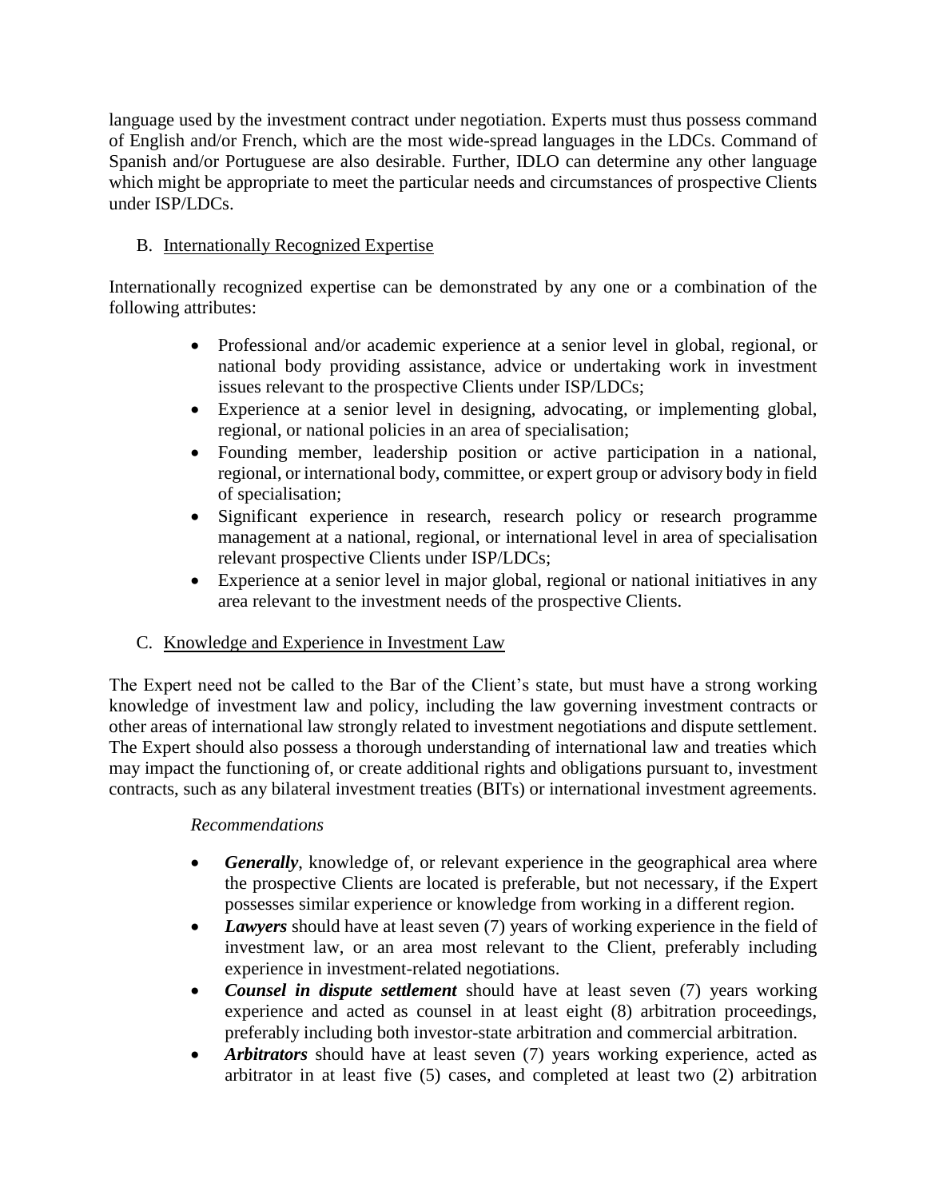language used by the investment contract under negotiation. Experts must thus possess command of English and/or French, which are the most wide-spread languages in the LDCs. Command of Spanish and/or Portuguese are also desirable. Further, IDLO can determine any other language which might be appropriate to meet the particular needs and circumstances of prospective Clients under ISP/LDCs.

B. <u>Internationally Recognized Expertise</u>

Internationally recognized expertise can be demonstrated by any one or a combination of the following attributes:

- Professional and/or academic experience at a senior level in global, regional, or national body providing assistance, advice or undertaking work in investment issues relevant to the prospective Clients under ISP/LDCs;
- Experience at a senior level in designing, advocating, or implementing global, regional, or national policies in an area of specialisation;
- Founding member, leadership position or active participation in a national, regional, or international body, committee, or expert group or advisory body in field of specialisation;
- Significant experience in research, research policy or research programme management at a national, regional, or international level in area of specialisation relevant prospective Clients under ISP/LDCs;
- Experience at a senior level in major global, regional or national initiatives in any area relevant to the investment needs of the prospective Clients.

C. <u>Knowledge and Experience in Investment Law</u>

The Expert need not be called to the Bar of the Client's state, but must have a strong working knowledge of investment law and policy, including the law governing investment contracts or other areas of international law strongly related to investment negotiations and dispute settlement. The Expert should also possess a thorough understanding of international law and treaties which may impact the functioning of, or create additional rights and obligations pursuant to, investment contracts, such as any bilateral investment treaties (BITs) or international investment agreements.

*Recommendations*

- ***Generally***, knowledge of, or relevant experience in the geographical area where the prospective Clients are located is preferable, but not necessary, if the Expert possesses similar experience or knowledge from working in a different region.
- ***Lawyers*** should have at least seven (7) years of working experience in the field of investment law, or an area most relevant to the Client, preferably including experience in investment-related negotiations.
- ***Counsel in dispute settlement*** should have at least seven (7) years working experience and acted as counsel in at least eight (8) arbitration proceedings, preferably including both investor-state arbitration and commercial arbitration.
- ***Arbitrators*** should have at least seven (7) years working experience, acted as arbitrator in at least five (5) cases, and completed at least two (2) arbitration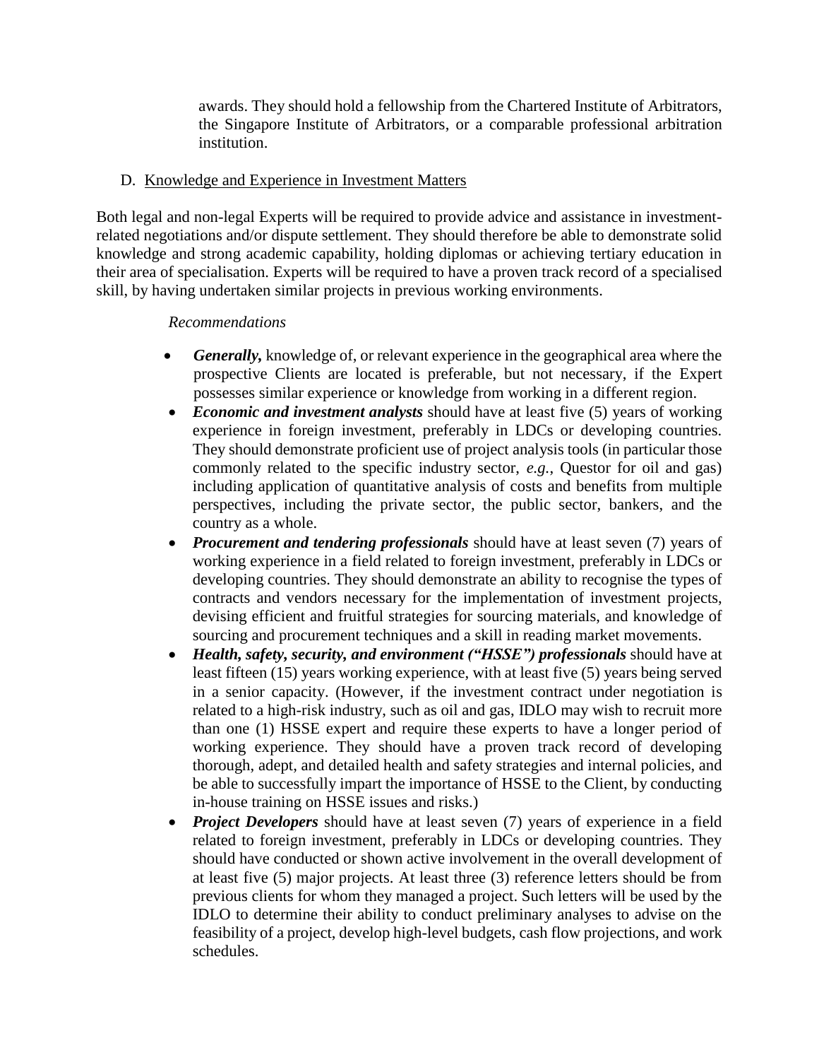awards. They should hold a fellowship from the Chartered Institute of Arbitrators, the Singapore Institute of Arbitrators, or a comparable professional arbitration institution.

D. Knowledge and Experience in Investment Matters

Both legal and non-legal Experts will be required to provide advice and assistance in investment-related negotiations and/or dispute settlement. They should therefore be able to demonstrate solid knowledge and strong academic capability, holding diplomas or achieving tertiary education in their area of specialisation. Experts will be required to have a proven track record of a specialised skill, by having undertaken similar projects in previous working environments.

*Recommendations*

- ***Generally,*** knowledge of, or relevant experience in the geographical area where the prospective Clients are located is preferable, but not necessary, if the Expert possesses similar experience or knowledge from working in a different region.
- ***Economic and investment analysts*** should have at least five (5) years of working experience in foreign investment, preferably in LDCs or developing countries. They should demonstrate proficient use of project analysis tools (in particular those commonly related to the specific industry sector, *e.g.*, Questor for oil and gas) including application of quantitative analysis of costs and benefits from multiple perspectives, including the private sector, the public sector, bankers, and the country as a whole.
- ***Procurement and tendering professionals*** should have at least seven (7) years of working experience in a field related to foreign investment, preferably in LDCs or developing countries. They should demonstrate an ability to recognise the types of contracts and vendors necessary for the implementation of investment projects, devising efficient and fruitful strategies for sourcing materials, and knowledge of sourcing and procurement techniques and a skill in reading market movements.
- ***Health, safety, security, and environment ("HSSE") professionals*** should have at least fifteen (15) years working experience, with at least five (5) years being served in a senior capacity. (However, if the investment contract under negotiation is related to a high-risk industry, such as oil and gas, IDLO may wish to recruit more than one (1) HSSE expert and require these experts to have a longer period of working experience. They should have a proven track record of developing thorough, adept, and detailed health and safety strategies and internal policies, and be able to successfully impart the importance of HSSE to the Client, by conducting in-house training on HSSE issues and risks.)
- ***Project Developers*** should have at least seven (7) years of experience in a field related to foreign investment, preferably in LDCs or developing countries. They should have conducted or shown active involvement in the overall development of at least five (5) major projects. At least three (3) reference letters should be from previous clients for whom they managed a project. Such letters will be used by the IDLO to determine their ability to conduct preliminary analyses to advise on the feasibility of a project, develop high-level budgets, cash flow projections, and work schedules.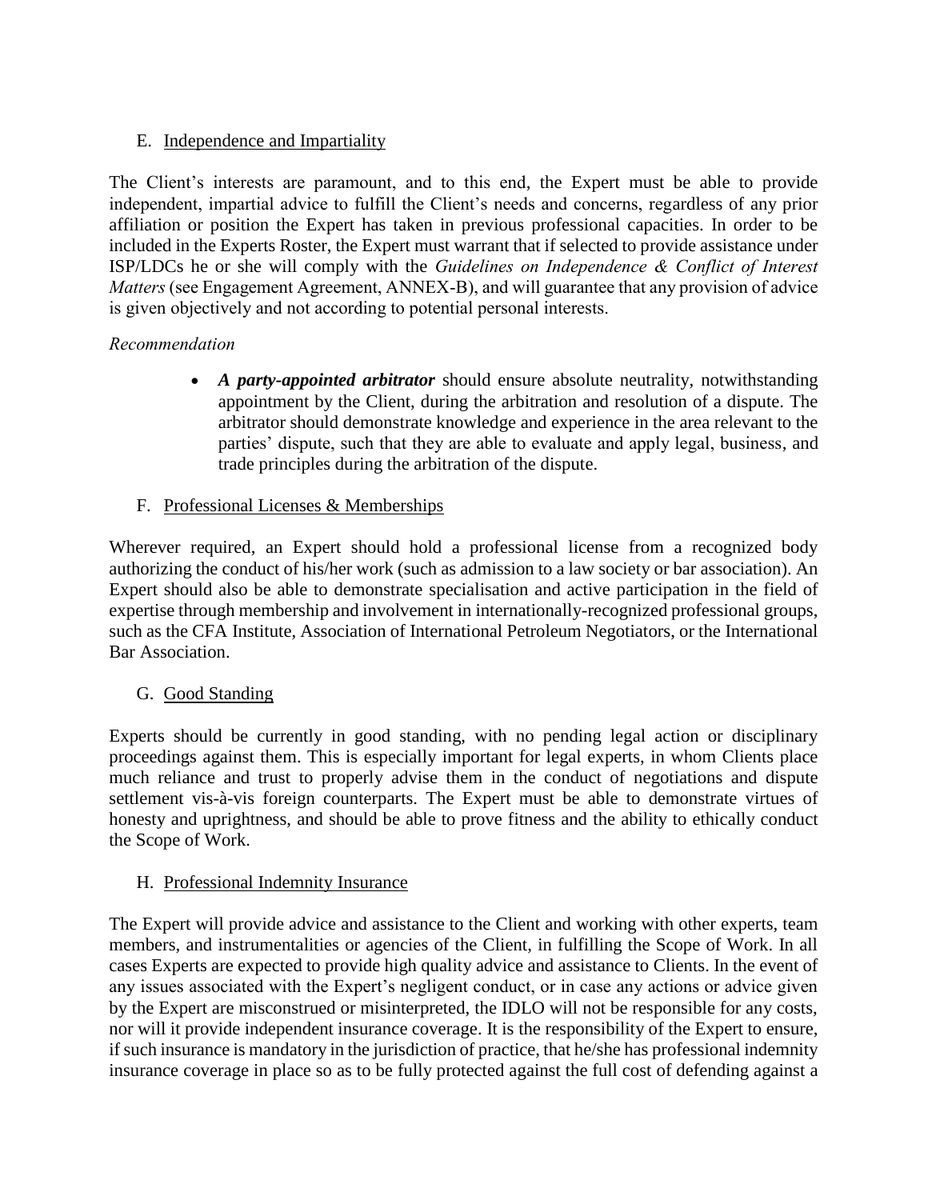### E. Independence and Impartiality

The Client's interests are paramount, and to this end, the Expert must be able to provide independent, impartial advice to fulfill the Client's needs and concerns, regardless of any prior affiliation or position the Expert has taken in previous professional capacities. In order to be included in the Experts Roster, the Expert must warrant that if selected to provide assistance under ISP/LDCs he or she will comply with the *Guidelines on Independence & Conflict of Interest Matters* (see Engagement Agreement, ANNEX-B), and will guarantee that any provision of advice is given objectively and not according to potential personal interests.

*Recommendation*

- ***A party-appointed arbitrator*** should ensure absolute neutrality, notwithstanding appointment by the Client, during the arbitration and resolution of a dispute. The arbitrator should demonstrate knowledge and experience in the area relevant to the parties' dispute, such that they are able to evaluate and apply legal, business, and trade principles during the arbitration of the dispute.

### F. Professional Licenses & Memberships

Wherever required, an Expert should hold a professional license from a recognized body authorizing the conduct of his/her work (such as admission to a law society or bar association). An Expert should also be able to demonstrate specialisation and active participation in the field of expertise through membership and involvement in internationally-recognized professional groups, such as the CFA Institute, Association of International Petroleum Negotiators, or the International Bar Association.

### G. Good Standing

Experts should be currently in good standing, with no pending legal action or disciplinary proceedings against them. This is especially important for legal experts, in whom Clients place much reliance and trust to properly advise them in the conduct of negotiations and dispute settlement vis-à-vis foreign counterparts. The Expert must be able to demonstrate virtues of honesty and uprightness, and should be able to prove fitness and the ability to ethically conduct the Scope of Work.

### H. Professional Indemnity Insurance

The Expert will provide advice and assistance to the Client and working with other experts, team members, and instrumentalities or agencies of the Client, in fulfilling the Scope of Work. In all cases Experts are expected to provide high quality advice and assistance to Clients. In the event of any issues associated with the Expert's negligent conduct, or in case any actions or advice given by the Expert are misconstrued or misinterpreted, the IDLO will not be responsible for any costs, nor will it provide independent insurance coverage. It is the responsibility of the Expert to ensure, if such insurance is mandatory in the jurisdiction of practice, that he/she has professional indemnity insurance coverage in place so as to be fully protected against the full cost of defending against a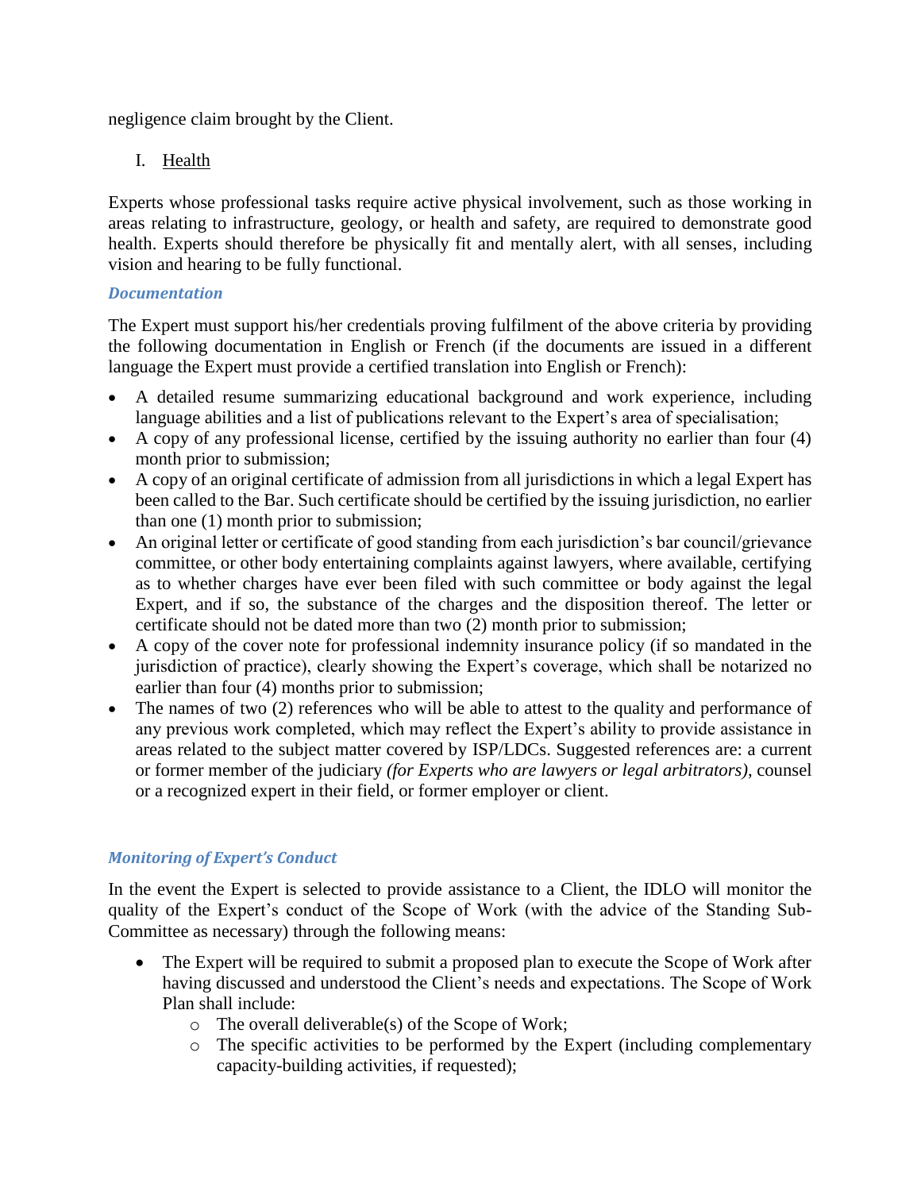negligence claim brought by the Client.

I. <u>Health</u>

Experts whose professional tasks require active physical involvement, such as those working in areas relating to infrastructure, geology, or health and safety, are required to demonstrate good health. Experts should therefore be physically fit and mentally alert, with all senses, including vision and hearing to be fully functional.

### *Documentation*

The Expert must support his/her credentials proving fulfilment of the above criteria by providing the following documentation in English or French (if the documents are issued in a different language the Expert must provide a certified translation into English or French):

- A detailed resume summarizing educational background and work experience, including language abilities and a list of publications relevant to the Expert's area of specialisation;
- A copy of any professional license, certified by the issuing authority no earlier than four (4) month prior to submission;
- A copy of an original certificate of admission from all jurisdictions in which a legal Expert has been called to the Bar. Such certificate should be certified by the issuing jurisdiction, no earlier than one (1) month prior to submission;
- An original letter or certificate of good standing from each jurisdiction's bar council/grievance committee, or other body entertaining complaints against lawyers, where available, certifying as to whether charges have ever been filed with such committee or body against the legal Expert, and if so, the substance of the charges and the disposition thereof. The letter or certificate should not be dated more than two (2) month prior to submission;
- A copy of the cover note for professional indemnity insurance policy (if so mandated in the jurisdiction of practice), clearly showing the Expert's coverage, which shall be notarized no earlier than four (4) months prior to submission;
- The names of two (2) references who will be able to attest to the quality and performance of any previous work completed, which may reflect the Expert's ability to provide assistance in areas related to the subject matter covered by ISP/LDCs. Suggested references are: a current or former member of the judiciary *(for Experts who are lawyers or legal arbitrators)*, counsel or a recognized expert in their field, or former employer or client.

### *Monitoring of Expert's Conduct*

In the event the Expert is selected to provide assistance to a Client, the IDLO will monitor the quality of the Expert's conduct of the Scope of Work (with the advice of the Standing Sub-Committee as necessary) through the following means:

- The Expert will be required to submit a proposed plan to execute the Scope of Work after having discussed and understood the Client's needs and expectations. The Scope of Work Plan shall include:
  - The overall deliverable(s) of the Scope of Work;
  - The specific activities to be performed by the Expert (including complementary capacity-building activities, if requested);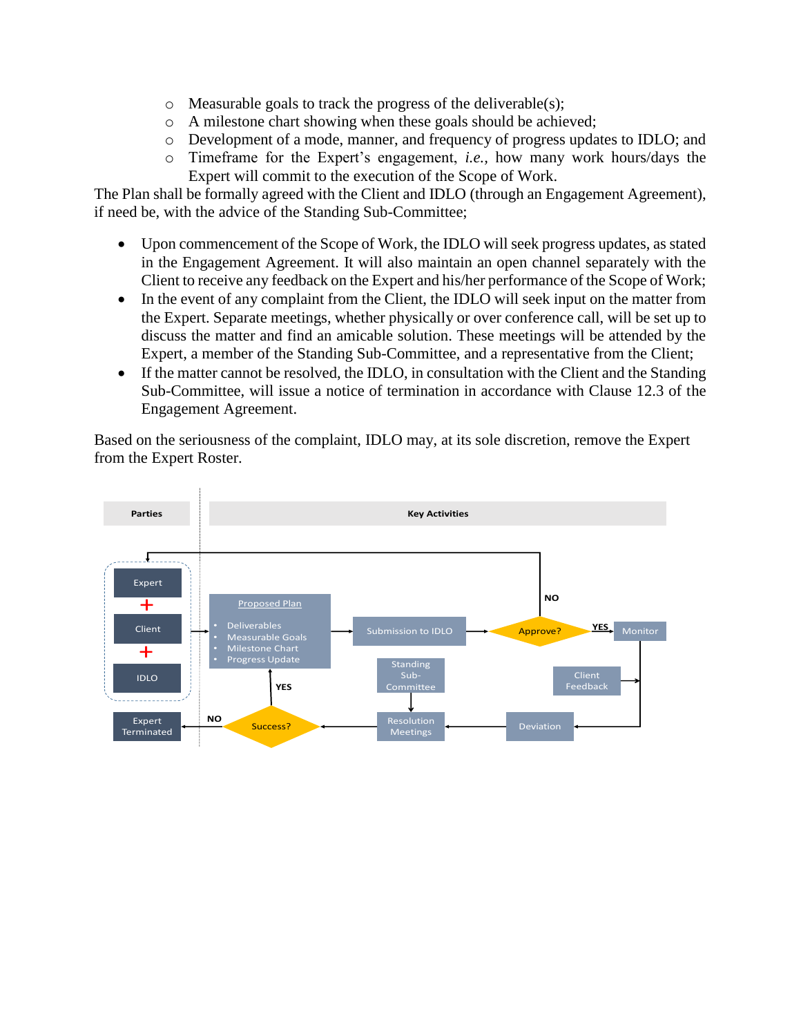- Measurable goals to track the progress of the deliverable(s);
  - A milestone chart showing when these goals should be achieved;
  - Development of a mode, manner, and frequency of progress updates to IDLO; and
  - Timeframe for the Expert's engagement, *i.e.*, how many work hours/days the Expert will commit to the execution of the Scope of Work.

The Plan shall be formally agreed with the Client and IDLO (through an Engagement Agreement), if need be, with the advice of the Standing Sub-Committee;

- Upon commencement of the Scope of Work, the IDLO will seek progress updates, as stated in the Engagement Agreement. It will also maintain an open channel separately with the Client to receive any feedback on the Expert and his/her performance of the Scope of Work;
- In the event of any complaint from the Client, the IDLO will seek input on the matter from the Expert. Separate meetings, whether physically or over conference call, will be set up to discuss the matter and find an amicable solution. These meetings will be attended by the Expert, a member of the Standing Sub-Committee, and a representative from the Client;
- If the matter cannot be resolved, the IDLO, in consultation with the Client and the Standing Sub-Committee, will issue a notice of termination in accordance with Clause 12.3 of the Engagement Agreement.

Based on the seriousness of the complaint, IDLO may, at its sole discretion, remove the Expert from the Expert Roster.

| Parties | Key Activities |
| --- | --- |
| Expert + Client + IDLO | Proposed Plan (Deliverables; Measurable Goals; Milestone Chart; Progress Update) → Submission to IDLO → Approve? (NO → back to Expert + Client + IDLO; YES → Monitor) |
| | Monitor → Client Feedback → Deviation → Resolution Meetings (Standing Sub-Committee) → Success? (YES → Proposed Plan; NO → Expert Terminated) |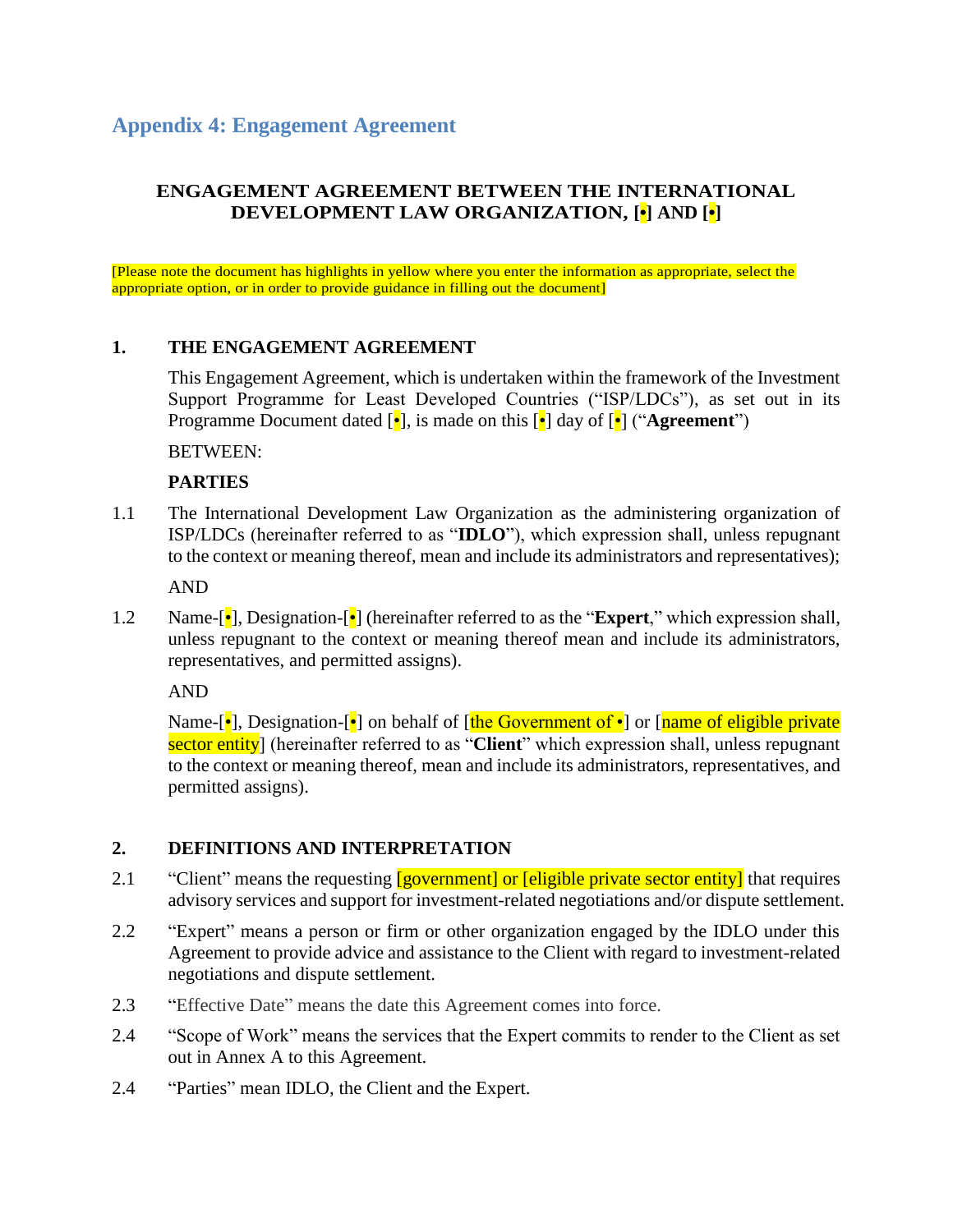## Appendix 4: Engagement Agreement

**ENGAGEMENT AGREEMENT BETWEEN THE INTERNATIONAL DEVELOPMENT LAW ORGANIZATION, [•] AND [•]**

[Please note the document has highlights in yellow where you enter the information as appropriate, select the appropriate option, or in order to provide guidance in filling out the document]

**1. THE ENGAGEMENT AGREEMENT**

This Engagement Agreement, which is undertaken within the framework of the Investment Support Programme for Least Developed Countries ("ISP/LDCs"), as set out in its Programme Document dated [•], is made on this [•] day of [•] ("**Agreement**")

BETWEEN:

**PARTIES**

1.1 The International Development Law Organization as the administering organization of ISP/LDCs (hereinafter referred to as "**IDLO**"), which expression shall, unless repugnant to the context or meaning thereof, mean and include its administrators and representatives);

AND

1.2 Name-[•], Designation-[•] (hereinafter referred to as the "**Expert**," which expression shall, unless repugnant to the context or meaning thereof mean and include its administrators, representatives, and permitted assigns).

AND

Name-[•], Designation-[•] on behalf of [the Government of •] or [name of eligible private sector entity] (hereinafter referred to as "**Client**" which expression shall, unless repugnant to the context or meaning thereof, mean and include its administrators, representatives, and permitted assigns).

**2. DEFINITIONS AND INTERPRETATION**

2.1 "Client" means the requesting [government] or [eligible private sector entity] that requires advisory services and support for investment-related negotiations and/or dispute settlement.

2.2 "Expert" means a person or firm or other organization engaged by the IDLO under this Agreement to provide advice and assistance to the Client with regard to investment-related negotiations and dispute settlement.

2.3 "Effective Date" means the date this Agreement comes into force.

2.4 "Scope of Work" means the services that the Expert commits to render to the Client as set out in Annex A to this Agreement.

2.4 "Parties" mean IDLO, the Client and the Expert.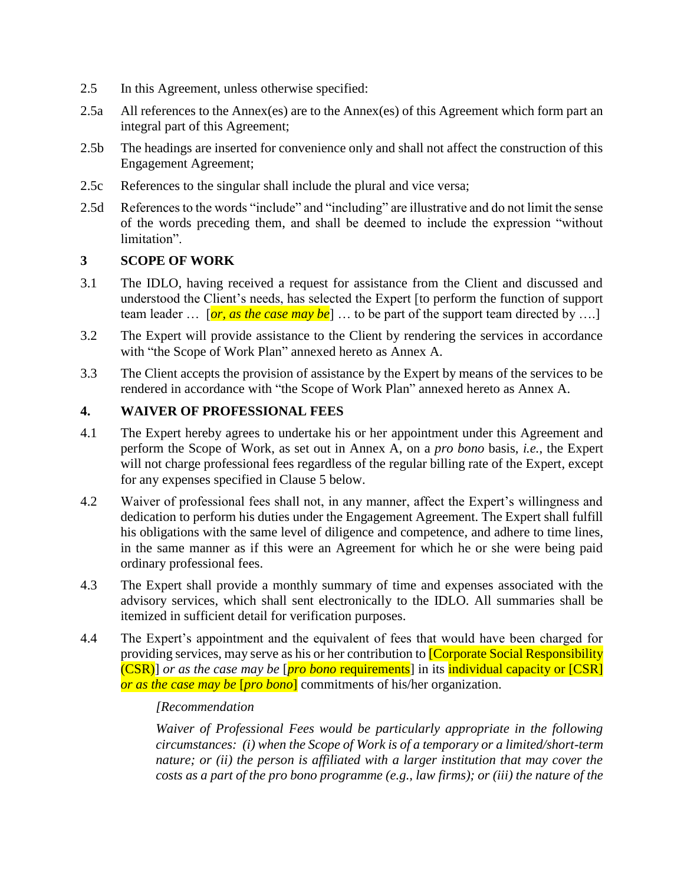2.5 In this Agreement, unless otherwise specified:

2.5a All references to the Annex(es) are to the Annex(es) of this Agreement which form part an integral part of this Agreement;

2.5b The headings are inserted for convenience only and shall not affect the construction of this Engagement Agreement;

2.5c References to the singular shall include the plural and vice versa;

2.5d References to the words "include" and "including" are illustrative and do not limit the sense of the words preceding them, and shall be deemed to include the expression "without limitation".

**3 SCOPE OF WORK**

3.1 The IDLO, having received a request for assistance from the Client and discussed and understood the Client's needs, has selected the Expert [to perform the function of support team leader … [*or, as the case may be*] … to be part of the support team directed by ….]

3.2 The Expert will provide assistance to the Client by rendering the services in accordance with "the Scope of Work Plan" annexed hereto as Annex A.

3.3 The Client accepts the provision of assistance by the Expert by means of the services to be rendered in accordance with "the Scope of Work Plan" annexed hereto as Annex A.

**4. WAIVER OF PROFESSIONAL FEES**

4.1 The Expert hereby agrees to undertake his or her appointment under this Agreement and perform the Scope of Work, as set out in Annex A, on a *pro bono* basis, *i.e.*, the Expert will not charge professional fees regardless of the regular billing rate of the Expert, except for any expenses specified in Clause 5 below.

4.2 Waiver of professional fees shall not, in any manner, affect the Expert's willingness and dedication to perform his duties under the Engagement Agreement. The Expert shall fulfill his obligations with the same level of diligence and competence, and adhere to time lines, in the same manner as if this were an Agreement for which he or she were being paid ordinary professional fees.

4.3 The Expert shall provide a monthly summary of time and expenses associated with the advisory services, which shall sent electronically to the IDLO. All summaries shall be itemized in sufficient detail for verification purposes.

4.4 The Expert's appointment and the equivalent of fees that would have been charged for providing services, may serve as his or her contribution to [Corporate Social Responsibility (CSR)] *or as the case may be* [*pro bono* requirements] in its individual capacity or [CSR] *or as the case may be* [*pro bono*] commitments of his/her organization.

*[Recommendation*

*Waiver of Professional Fees would be particularly appropriate in the following circumstances: (i) when the Scope of Work is of a temporary or a limited/short-term nature; or (ii) the person is affiliated with a larger institution that may cover the costs as a part of the pro bono programme (e.g., law firms); or (iii) the nature of the*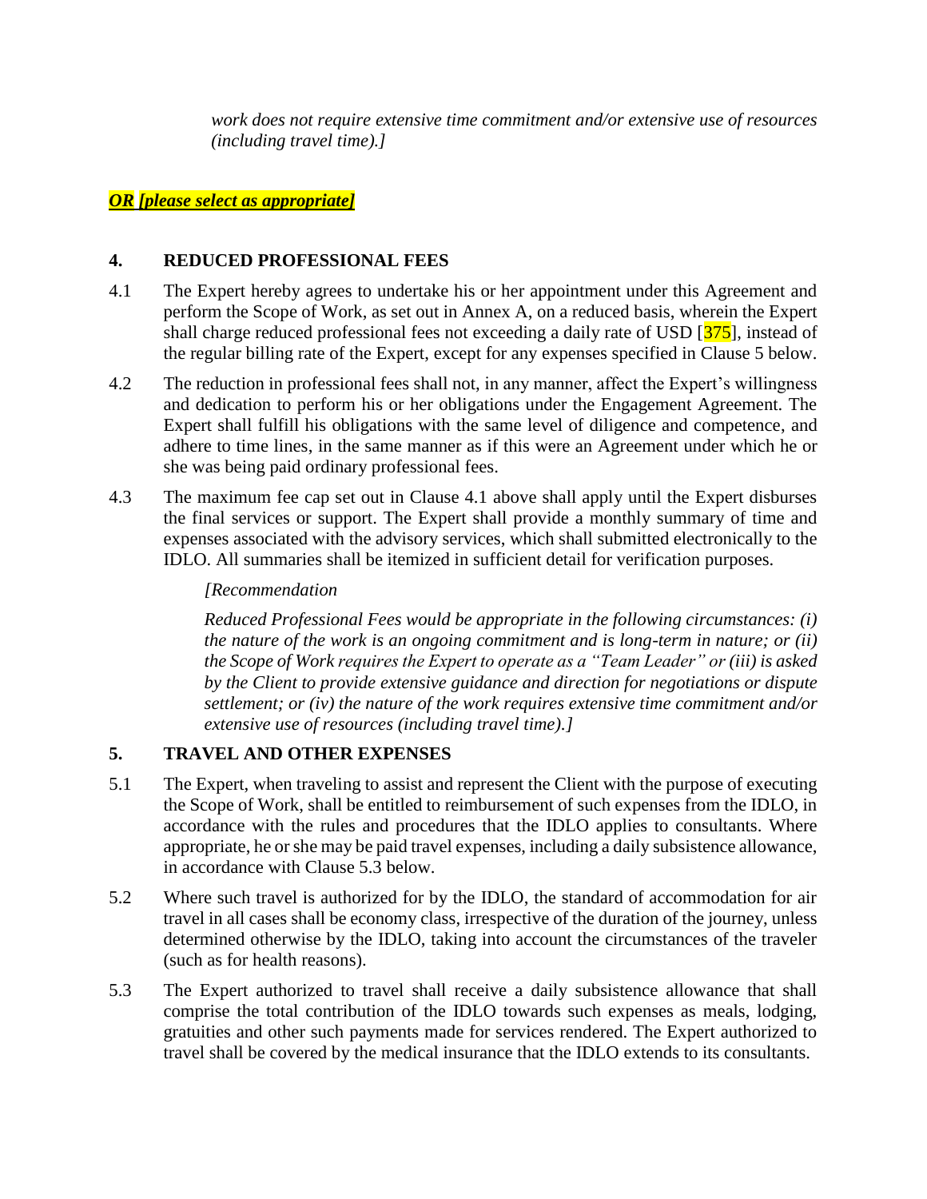*work does not require extensive time commitment and/or extensive use of resources (including travel time).]*

***OR [please select as appropriate]***

## 4. REDUCED PROFESSIONAL FEES

4.1 The Expert hereby agrees to undertake his or her appointment under this Agreement and perform the Scope of Work, as set out in Annex A, on a reduced basis, wherein the Expert shall charge reduced professional fees not exceeding a daily rate of USD [375], instead of the regular billing rate of the Expert, except for any expenses specified in Clause 5 below.

4.2 The reduction in professional fees shall not, in any manner, affect the Expert's willingness and dedication to perform his or her obligations under the Engagement Agreement. The Expert shall fulfill his obligations with the same level of diligence and competence, and adhere to time lines, in the same manner as if this were an Agreement under which he or she was being paid ordinary professional fees.

4.3 The maximum fee cap set out in Clause 4.1 above shall apply until the Expert disburses the final services or support. The Expert shall provide a monthly summary of time and expenses associated with the advisory services, which shall submitted electronically to the IDLO. All summaries shall be itemized in sufficient detail for verification purposes.

*[Recommendation*

*Reduced Professional Fees would be appropriate in the following circumstances: (i) the nature of the work is an ongoing commitment and is long-term in nature; or (ii) the Scope of Work requires the Expert to operate as a "Team Leader" or (iii) is asked by the Client to provide extensive guidance and direction for negotiations or dispute settlement; or (iv) the nature of the work requires extensive time commitment and/or extensive use of resources (including travel time).]*

## 5. TRAVEL AND OTHER EXPENSES

5.1 The Expert, when traveling to assist and represent the Client with the purpose of executing the Scope of Work, shall be entitled to reimbursement of such expenses from the IDLO, in accordance with the rules and procedures that the IDLO applies to consultants. Where appropriate, he or she may be paid travel expenses, including a daily subsistence allowance, in accordance with Clause 5.3 below.

5.2 Where such travel is authorized for by the IDLO, the standard of accommodation for air travel in all cases shall be economy class, irrespective of the duration of the journey, unless determined otherwise by the IDLO, taking into account the circumstances of the traveler (such as for health reasons).

5.3 The Expert authorized to travel shall receive a daily subsistence allowance that shall comprise the total contribution of the IDLO towards such expenses as meals, lodging, gratuities and other such payments made for services rendered. The Expert authorized to travel shall be covered by the medical insurance that the IDLO extends to its consultants.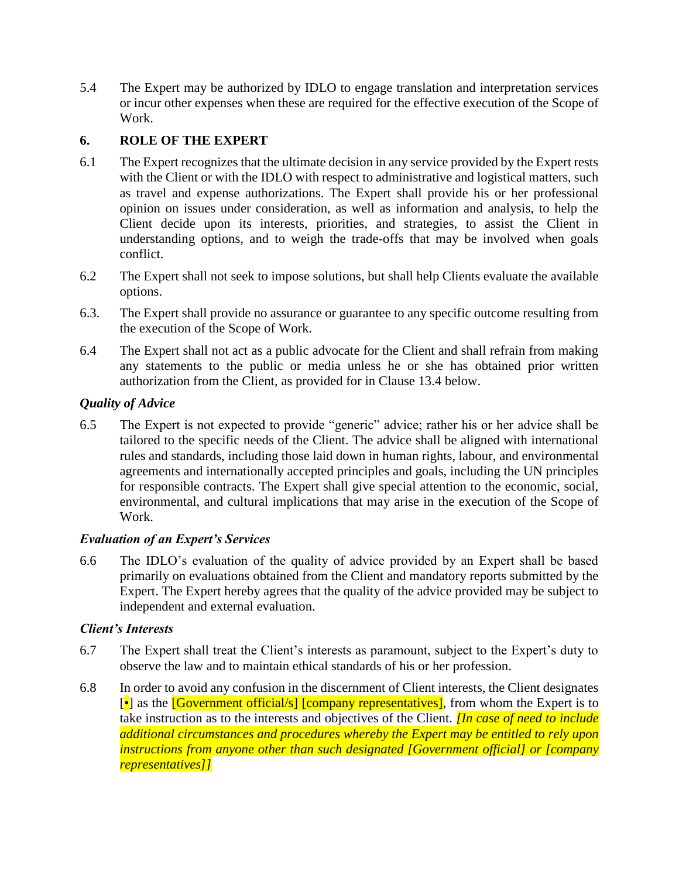5.4 The Expert may be authorized by IDLO to engage translation and interpretation services or incur other expenses when these are required for the effective execution of the Scope of Work.

## 6. ROLE OF THE EXPERT

6.1 The Expert recognizes that the ultimate decision in any service provided by the Expert rests with the Client or with the IDLO with respect to administrative and logistical matters, such as travel and expense authorizations. The Expert shall provide his or her professional opinion on issues under consideration, as well as information and analysis, to help the Client decide upon its interests, priorities, and strategies, to assist the Client in understanding options, and to weigh the trade-offs that may be involved when goals conflict.

6.2 The Expert shall not seek to impose solutions, but shall help Clients evaluate the available options.

6.3. The Expert shall provide no assurance or guarantee to any specific outcome resulting from the execution of the Scope of Work.

6.4 The Expert shall not act as a public advocate for the Client and shall refrain from making any statements to the public or media unless he or she has obtained prior written authorization from the Client, as provided for in Clause 13.4 below.

### *Quality of Advice*

6.5 The Expert is not expected to provide "generic" advice; rather his or her advice shall be tailored to the specific needs of the Client. The advice shall be aligned with international rules and standards, including those laid down in human rights, labour, and environmental agreements and internationally accepted principles and goals, including the UN principles for responsible contracts. The Expert shall give special attention to the economic, social, environmental, and cultural implications that may arise in the execution of the Scope of Work.

### *Evaluation of an Expert's Services*

6.6 The IDLO's evaluation of the quality of advice provided by an Expert shall be based primarily on evaluations obtained from the Client and mandatory reports submitted by the Expert. The Expert hereby agrees that the quality of the advice provided may be subject to independent and external evaluation.

### *Client's Interests*

6.7 The Expert shall treat the Client's interests as paramount, subject to the Expert's duty to observe the law and to maintain ethical standards of his or her profession.

6.8 In order to avoid any confusion in the discernment of Client interests, the Client designates [•] as the [Government official/s] [company representatives], from whom the Expert is to take instruction as to the interests and objectives of the Client. *[In case of need to include additional circumstances and procedures whereby the Expert may be entitled to rely upon instructions from anyone other than such designated [Government official] or [company representatives]]*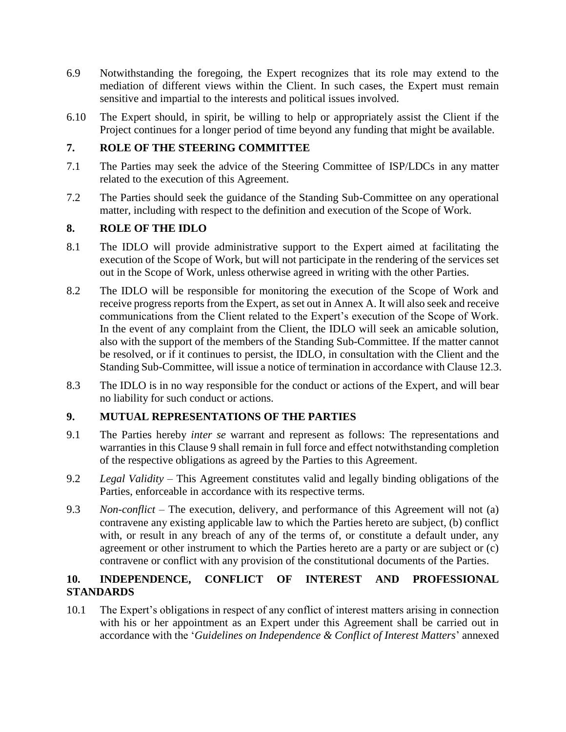6.9 Notwithstanding the foregoing, the Expert recognizes that its role may extend to the mediation of different views within the Client. In such cases, the Expert must remain sensitive and impartial to the interests and political issues involved.

6.10 The Expert should, in spirit, be willing to help or appropriately assist the Client if the Project continues for a longer period of time beyond any funding that might be available.

## 7. ROLE OF THE STEERING COMMITTEE

7.1 The Parties may seek the advice of the Steering Committee of ISP/LDCs in any matter related to the execution of this Agreement.

7.2 The Parties should seek the guidance of the Standing Sub-Committee on any operational matter, including with respect to the definition and execution of the Scope of Work.

## 8. ROLE OF THE IDLO

8.1 The IDLO will provide administrative support to the Expert aimed at facilitating the execution of the Scope of Work, but will not participate in the rendering of the services set out in the Scope of Work, unless otherwise agreed in writing with the other Parties.

8.2 The IDLO will be responsible for monitoring the execution of the Scope of Work and receive progress reports from the Expert, as set out in Annex A. It will also seek and receive communications from the Client related to the Expert's execution of the Scope of Work. In the event of any complaint from the Client, the IDLO will seek an amicable solution, also with the support of the members of the Standing Sub-Committee. If the matter cannot be resolved, or if it continues to persist, the IDLO, in consultation with the Client and the Standing Sub-Committee, will issue a notice of termination in accordance with Clause 12.3.

8.3 The IDLO is in no way responsible for the conduct or actions of the Expert, and will bear no liability for such conduct or actions.

## 9. MUTUAL REPRESENTATIONS OF THE PARTIES

9.1 The Parties hereby *inter se* warrant and represent as follows: The representations and warranties in this Clause 9 shall remain in full force and effect notwithstanding completion of the respective obligations as agreed by the Parties to this Agreement.

9.2 *Legal Validity* – This Agreement constitutes valid and legally binding obligations of the Parties, enforceable in accordance with its respective terms.

9.3 *Non-conflict* – The execution, delivery, and performance of this Agreement will not (a) contravene any existing applicable law to which the Parties hereto are subject, (b) conflict with, or result in any breach of any of the terms of, or constitute a default under, any agreement or other instrument to which the Parties hereto are a party or are subject or (c) contravene or conflict with any provision of the constitutional documents of the Parties.

## 10. INDEPENDENCE, CONFLICT OF INTEREST AND PROFESSIONAL STANDARDS

10.1 The Expert's obligations in respect of any conflict of interest matters arising in connection with his or her appointment as an Expert under this Agreement shall be carried out in accordance with the '*Guidelines on Independence & Conflict of Interest Matters*' annexed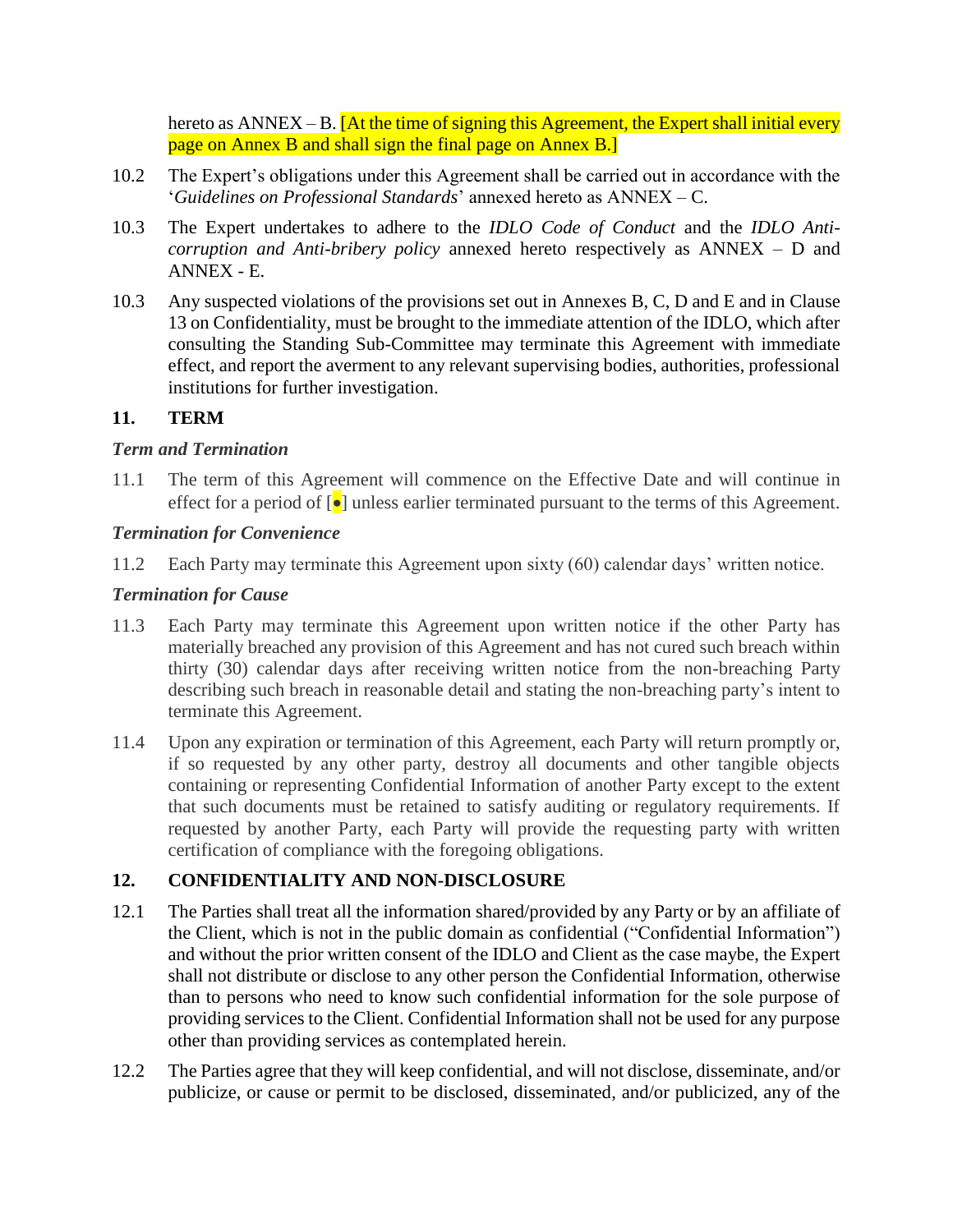hereto as ANNEX – B. [At the time of signing this Agreement, the Expert shall initial every page on Annex B and shall sign the final page on Annex B.]

10.2 The Expert's obligations under this Agreement shall be carried out in accordance with the '*Guidelines on Professional Standards*' annexed hereto as ANNEX – C.

10.3 The Expert undertakes to adhere to the *IDLO Code of Conduct* and the *IDLO Anti-corruption and Anti-bribery policy* annexed hereto respectively as ANNEX – D and ANNEX - E.

10.3 Any suspected violations of the provisions set out in Annexes B, C, D and E and in Clause 13 on Confidentiality, must be brought to the immediate attention of the IDLO, which after consulting the Standing Sub-Committee may terminate this Agreement with immediate effect, and report the averment to any relevant supervising bodies, authorities, professional institutions for further investigation.

## 11. TERM

### *Term and Termination*

11.1 The term of this Agreement will commence on the Effective Date and will continue in effect for a period of [•] unless earlier terminated pursuant to the terms of this Agreement.

### *Termination for Convenience*

11.2 Each Party may terminate this Agreement upon sixty (60) calendar days' written notice.

### *Termination for Cause*

11.3 Each Party may terminate this Agreement upon written notice if the other Party has materially breached any provision of this Agreement and has not cured such breach within thirty (30) calendar days after receiving written notice from the non-breaching Party describing such breach in reasonable detail and stating the non-breaching party's intent to terminate this Agreement.

11.4 Upon any expiration or termination of this Agreement, each Party will return promptly or, if so requested by any other party, destroy all documents and other tangible objects containing or representing Confidential Information of another Party except to the extent that such documents must be retained to satisfy auditing or regulatory requirements. If requested by another Party, each Party will provide the requesting party with written certification of compliance with the foregoing obligations.

## 12. CONFIDENTIALITY AND NON-DISCLOSURE

12.1 The Parties shall treat all the information shared/provided by any Party or by an affiliate of the Client, which is not in the public domain as confidential ("Confidential Information") and without the prior written consent of the IDLO and Client as the case maybe, the Expert shall not distribute or disclose to any other person the Confidential Information, otherwise than to persons who need to know such confidential information for the sole purpose of providing services to the Client. Confidential Information shall not be used for any purpose other than providing services as contemplated herein.

12.2 The Parties agree that they will keep confidential, and will not disclose, disseminate, and/or publicize, or cause or permit to be disclosed, disseminated, and/or publicized, any of the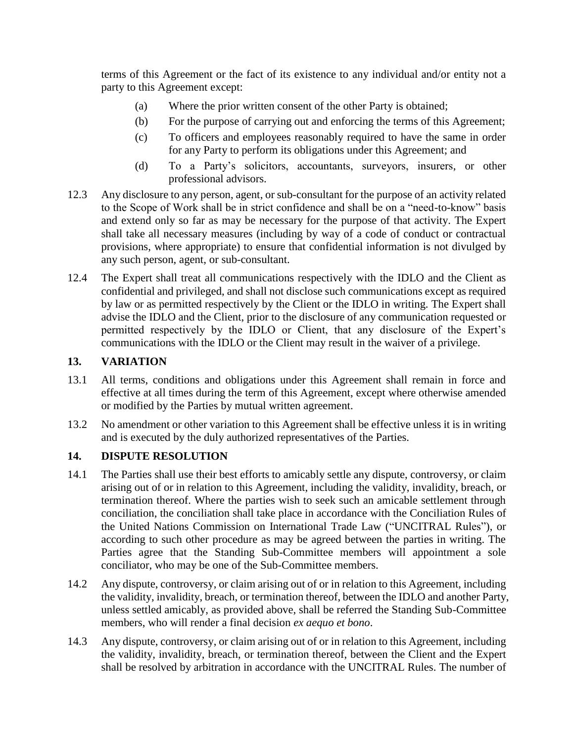terms of this Agreement or the fact of its existence to any individual and/or entity not a party to this Agreement except:

(a) Where the prior written consent of the other Party is obtained;

(b) For the purpose of carrying out and enforcing the terms of this Agreement;

(c) To officers and employees reasonably required to have the same in order for any Party to perform its obligations under this Agreement; and

(d) To a Party's solicitors, accountants, surveyors, insurers, or other professional advisors.

12.3 Any disclosure to any person, agent, or sub-consultant for the purpose of an activity related to the Scope of Work shall be in strict confidence and shall be on a "need-to-know" basis and extend only so far as may be necessary for the purpose of that activity. The Expert shall take all necessary measures (including by way of a code of conduct or contractual provisions, where appropriate) to ensure that confidential information is not divulged by any such person, agent, or sub-consultant.

12.4 The Expert shall treat all communications respectively with the IDLO and the Client as confidential and privileged, and shall not disclose such communications except as required by law or as permitted respectively by the Client or the IDLO in writing. The Expert shall advise the IDLO and the Client, prior to the disclosure of any communication requested or permitted respectively by the IDLO or Client, that any disclosure of the Expert's communications with the IDLO or the Client may result in the waiver of a privilege.

## 13. VARIATION

13.1 All terms, conditions and obligations under this Agreement shall remain in force and effective at all times during the term of this Agreement, except where otherwise amended or modified by the Parties by mutual written agreement.

13.2 No amendment or other variation to this Agreement shall be effective unless it is in writing and is executed by the duly authorized representatives of the Parties.

## 14. DISPUTE RESOLUTION

14.1 The Parties shall use their best efforts to amicably settle any dispute, controversy, or claim arising out of or in relation to this Agreement, including the validity, invalidity, breach, or termination thereof. Where the parties wish to seek such an amicable settlement through conciliation, the conciliation shall take place in accordance with the Conciliation Rules of the United Nations Commission on International Trade Law ("UNCITRAL Rules"), or according to such other procedure as may be agreed between the parties in writing. The Parties agree that the Standing Sub-Committee members will appointment a sole conciliator, who may be one of the Sub-Committee members.

14.2 Any dispute, controversy, or claim arising out of or in relation to this Agreement, including the validity, invalidity, breach, or termination thereof, between the IDLO and another Party, unless settled amicably, as provided above, shall be referred the Standing Sub-Committee members, who will render a final decision *ex aequo et bono*.

14.3 Any dispute, controversy, or claim arising out of or in relation to this Agreement, including the validity, invalidity, breach, or termination thereof, between the Client and the Expert shall be resolved by arbitration in accordance with the UNCITRAL Rules. The number of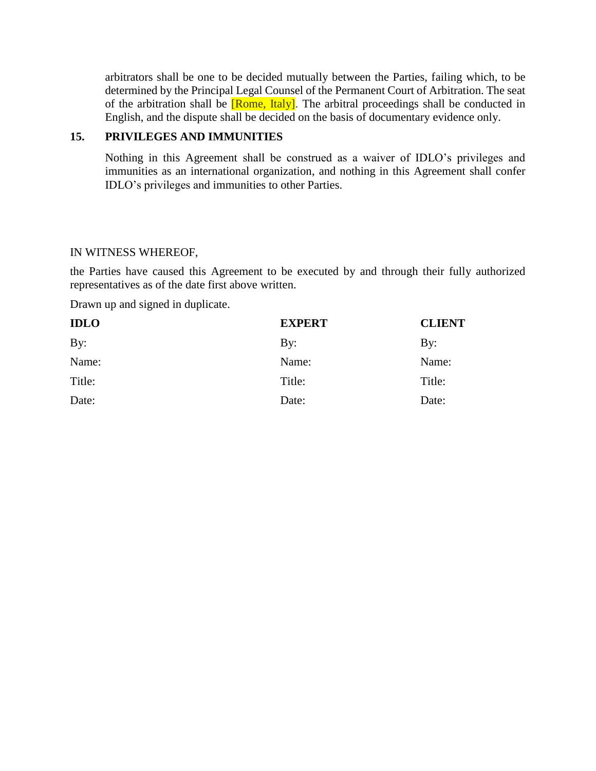arbitrators shall be one to be decided mutually between the Parties, failing which, to be determined by the Principal Legal Counsel of the Permanent Court of Arbitration. The seat of the arbitration shall be [Rome, Italy]. The arbitral proceedings shall be conducted in English, and the dispute shall be decided on the basis of documentary evidence only.

## 15. PRIVILEGES AND IMMUNITIES

Nothing in this Agreement shall be construed as a waiver of IDLO's privileges and immunities as an international organization, and nothing in this Agreement shall confer IDLO's privileges and immunities to other Parties.

IN WITNESS WHEREOF,

the Parties have caused this Agreement to be executed by and through their fully authorized representatives as of the date first above written.

Drawn up and signed in duplicate.

| **IDLO** | **EXPERT** | **CLIENT** |
|---|---|---|
| By: | By: | By: |
| Name: | Name: | Name: |
| Title: | Title: | Title: |
| Date: | Date: | Date: |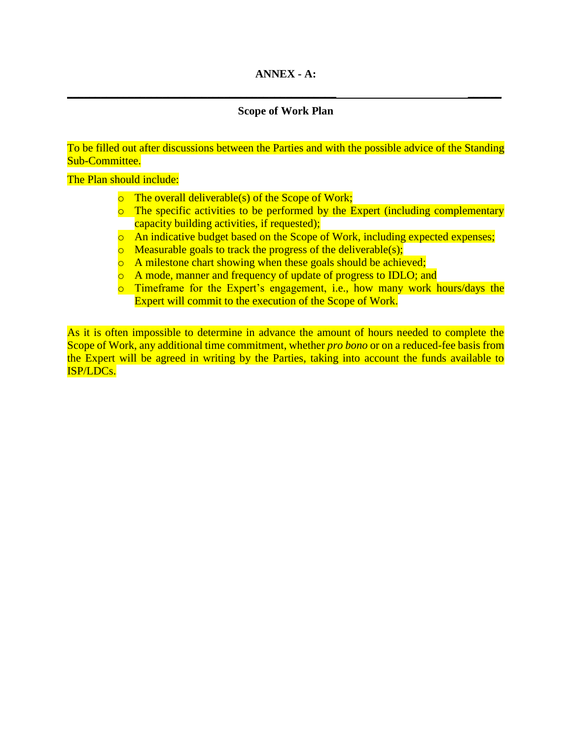**ANNEX - A:**

---

**Scope of Work Plan**

To be filled out after discussions between the Parties and with the possible advice of the Standing Sub-Committee.

The Plan should include:

- The overall deliverable(s) of the Scope of Work;
- The specific activities to be performed by the Expert (including complementary capacity building activities, if requested);
- An indicative budget based on the Scope of Work, including expected expenses;
- Measurable goals to track the progress of the deliverable(s);
- A milestone chart showing when these goals should be achieved;
- A mode, manner and frequency of update of progress to IDLO; and
- Timeframe for the Expert's engagement, i.e., how many work hours/days the Expert will commit to the execution of the Scope of Work.

As it is often impossible to determine in advance the amount of hours needed to complete the Scope of Work, any additional time commitment, whether *pro bono* or on a reduced-fee basis from the Expert will be agreed in writing by the Parties, taking into account the funds available to ISP/LDCs.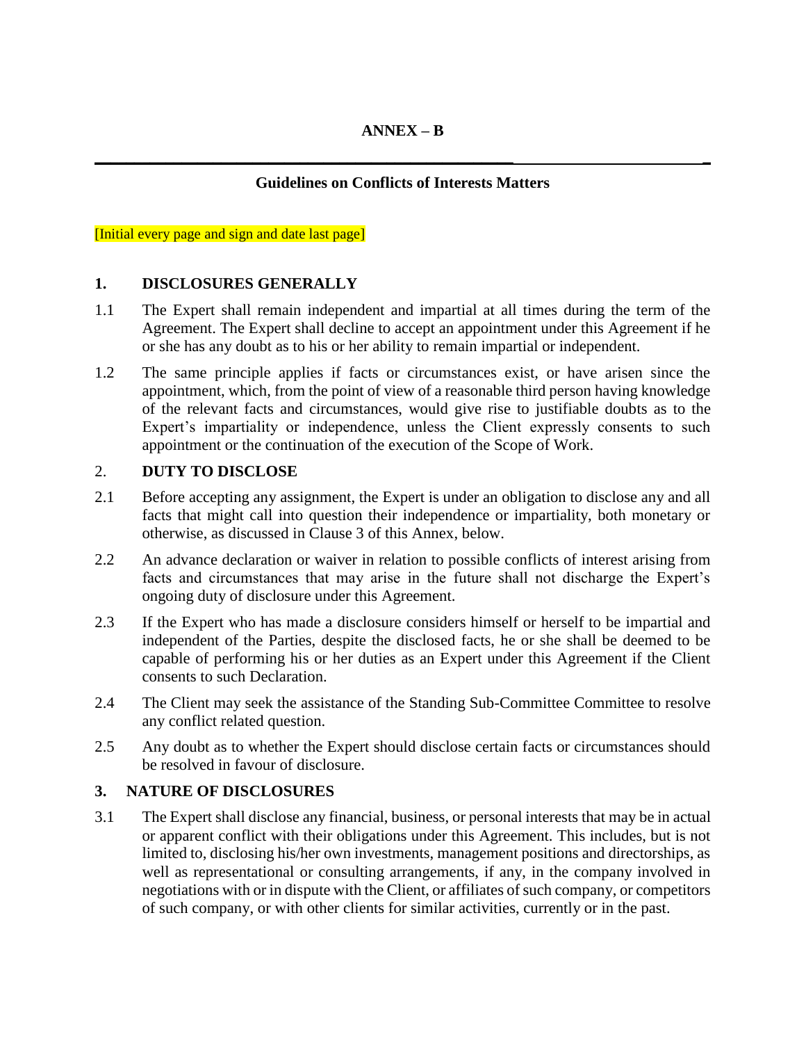# ANNEX – B

## Guidelines on Conflicts of Interests Matters

[Initial every page and sign and date last page]

### 1. DISCLOSURES GENERALLY

1.1 The Expert shall remain independent and impartial at all times during the term of the Agreement. The Expert shall decline to accept an appointment under this Agreement if he or she has any doubt as to his or her ability to remain impartial or independent.

1.2 The same principle applies if facts or circumstances exist, or have arisen since the appointment, which, from the point of view of a reasonable third person having knowledge of the relevant facts and circumstances, would give rise to justifiable doubts as to the Expert's impartiality or independence, unless the Client expressly consents to such appointment or the continuation of the execution of the Scope of Work.

### 2. DUTY TO DISCLOSE

2.1 Before accepting any assignment, the Expert is under an obligation to disclose any and all facts that might call into question their independence or impartiality, both monetary or otherwise, as discussed in Clause 3 of this Annex, below.

2.2 An advance declaration or waiver in relation to possible conflicts of interest arising from facts and circumstances that may arise in the future shall not discharge the Expert's ongoing duty of disclosure under this Agreement.

2.3 If the Expert who has made a disclosure considers himself or herself to be impartial and independent of the Parties, despite the disclosed facts, he or she shall be deemed to be capable of performing his or her duties as an Expert under this Agreement if the Client consents to such Declaration.

2.4 The Client may seek the assistance of the Standing Sub-Committee Committee to resolve any conflict related question.

2.5 Any doubt as to whether the Expert should disclose certain facts or circumstances should be resolved in favour of disclosure.

### 3. NATURE OF DISCLOSURES

3.1 The Expert shall disclose any financial, business, or personal interests that may be in actual or apparent conflict with their obligations under this Agreement. This includes, but is not limited to, disclosing his/her own investments, management positions and directorships, as well as representational or consulting arrangements, if any, in the company involved in negotiations with or in dispute with the Client, or affiliates of such company, or competitors of such company, or with other clients for similar activities, currently or in the past.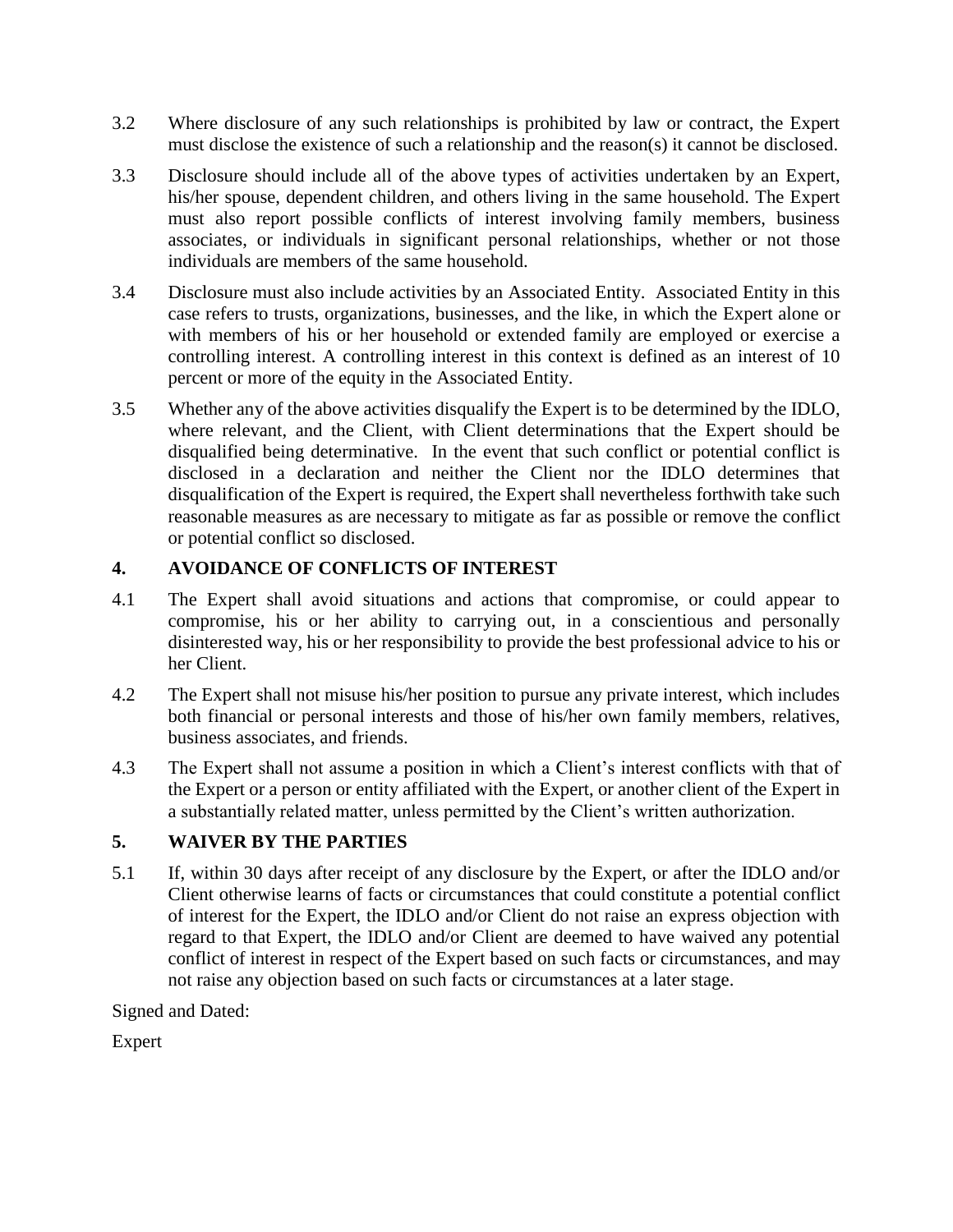3.2 Where disclosure of any such relationships is prohibited by law or contract, the Expert must disclose the existence of such a relationship and the reason(s) it cannot be disclosed.

3.3 Disclosure should include all of the above types of activities undertaken by an Expert, his/her spouse, dependent children, and others living in the same household. The Expert must also report possible conflicts of interest involving family members, business associates, or individuals in significant personal relationships, whether or not those individuals are members of the same household.

3.4 Disclosure must also include activities by an Associated Entity. Associated Entity in this case refers to trusts, organizations, businesses, and the like, in which the Expert alone or with members of his or her household or extended family are employed or exercise a controlling interest. A controlling interest in this context is defined as an interest of 10 percent or more of the equity in the Associated Entity.

3.5 Whether any of the above activities disqualify the Expert is to be determined by the IDLO, where relevant, and the Client, with Client determinations that the Expert should be disqualified being determinative. In the event that such conflict or potential conflict is disclosed in a declaration and neither the Client nor the IDLO determines that disqualification of the Expert is required, the Expert shall nevertheless forthwith take such reasonable measures as are necessary to mitigate as far as possible or remove the conflict or potential conflict so disclosed.

## 4. AVOIDANCE OF CONFLICTS OF INTEREST

4.1 The Expert shall avoid situations and actions that compromise, or could appear to compromise, his or her ability to carrying out, in a conscientious and personally disinterested way, his or her responsibility to provide the best professional advice to his or her Client.

4.2 The Expert shall not misuse his/her position to pursue any private interest, which includes both financial or personal interests and those of his/her own family members, relatives, business associates, and friends.

4.3 The Expert shall not assume a position in which a Client's interest conflicts with that of the Expert or a person or entity affiliated with the Expert, or another client of the Expert in a substantially related matter, unless permitted by the Client's written authorization.

## 5. WAIVER BY THE PARTIES

5.1 If, within 30 days after receipt of any disclosure by the Expert, or after the IDLO and/or Client otherwise learns of facts or circumstances that could constitute a potential conflict of interest for the Expert, the IDLO and/or Client do not raise an express objection with regard to that Expert, the IDLO and/or Client are deemed to have waived any potential conflict of interest in respect of the Expert based on such facts or circumstances, and may not raise any objection based on such facts or circumstances at a later stage.

Signed and Dated:

Expert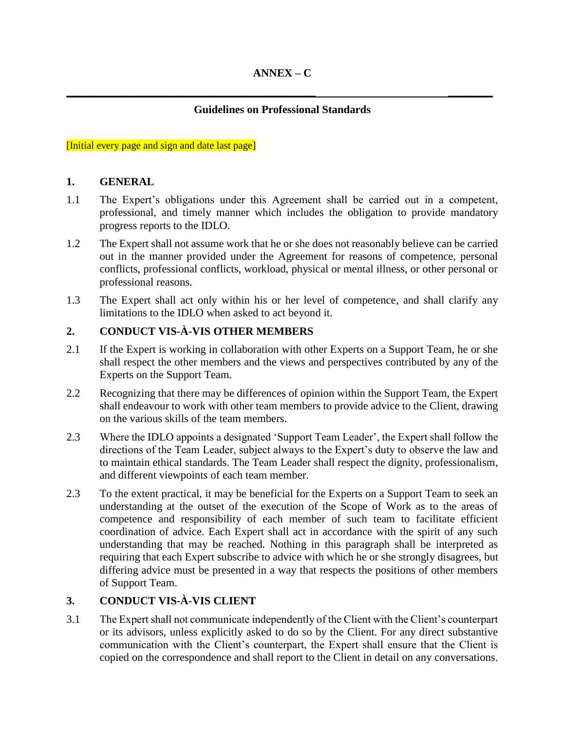# ANNEX – C

## Guidelines on Professional Standards

[Initial every page and sign and date last page]

### 1. GENERAL

1.1 The Expert's obligations under this Agreement shall be carried out in a competent, professional, and timely manner which includes the obligation to provide mandatory progress reports to the IDLO.

1.2 The Expert shall not assume work that he or she does not reasonably believe can be carried out in the manner provided under the Agreement for reasons of competence, personal conflicts, professional conflicts, workload, physical or mental illness, or other personal or professional reasons.

1.3 The Expert shall act only within his or her level of competence, and shall clarify any limitations to the IDLO when asked to act beyond it.

### 2. CONDUCT VIS-À-VIS OTHER MEMBERS

2.1 If the Expert is working in collaboration with other Experts on a Support Team, he or she shall respect the other members and the views and perspectives contributed by any of the Experts on the Support Team.

2.2 Recognizing that there may be differences of opinion within the Support Team, the Expert shall endeavour to work with other team members to provide advice to the Client, drawing on the various skills of the team members.

2.3 Where the IDLO appoints a designated 'Support Team Leader', the Expert shall follow the directions of the Team Leader, subject always to the Expert's duty to observe the law and to maintain ethical standards. The Team Leader shall respect the dignity, professionalism, and different viewpoints of each team member.

2.3 To the extent practical, it may be beneficial for the Experts on a Support Team to seek an understanding at the outset of the execution of the Scope of Work as to the areas of competence and responsibility of each member of such team to facilitate efficient coordination of advice. Each Expert shall act in accordance with the spirit of any such understanding that may be reached. Nothing in this paragraph shall be interpreted as requiring that each Expert subscribe to advice with which he or she strongly disagrees, but differing advice must be presented in a way that respects the positions of other members of Support Team.

### 3. CONDUCT VIS-À-VIS CLIENT

3.1 The Expert shall not communicate independently of the Client with the Client's counterpart or its advisors, unless explicitly asked to do so by the Client. For any direct substantive communication with the Client's counterpart, the Expert shall ensure that the Client is copied on the correspondence and shall report to the Client in detail on any conversations.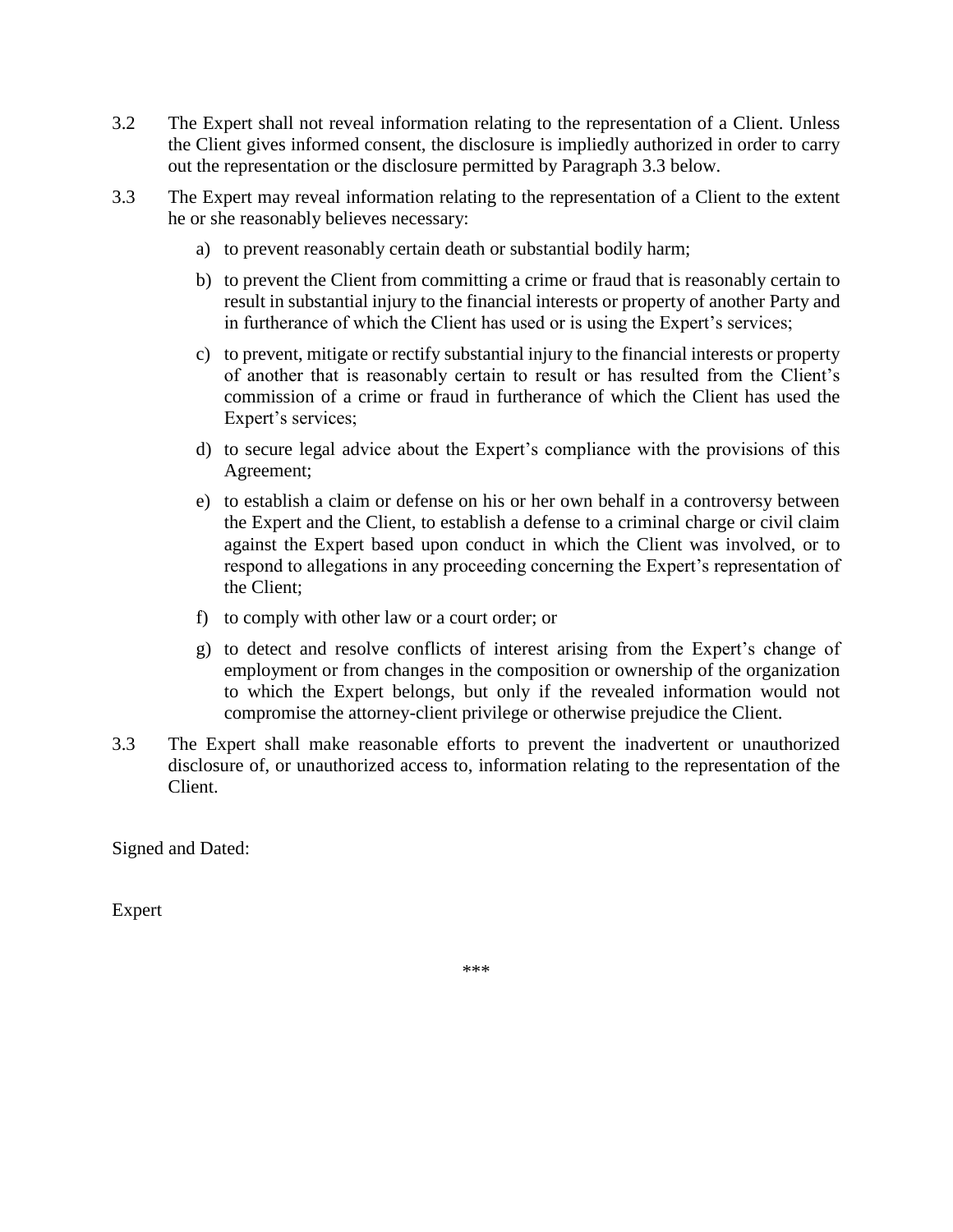3.2 The Expert shall not reveal information relating to the representation of a Client. Unless the Client gives informed consent, the disclosure is impliedly authorized in order to carry out the representation or the disclosure permitted by Paragraph 3.3 below.

3.3 The Expert may reveal information relating to the representation of a Client to the extent he or she reasonably believes necessary:

a) to prevent reasonably certain death or substantial bodily harm;

b) to prevent the Client from committing a crime or fraud that is reasonably certain to result in substantial injury to the financial interests or property of another Party and in furtherance of which the Client has used or is using the Expert's services;

c) to prevent, mitigate or rectify substantial injury to the financial interests or property of another that is reasonably certain to result or has resulted from the Client's commission of a crime or fraud in furtherance of which the Client has used the Expert's services;

d) to secure legal advice about the Expert's compliance with the provisions of this Agreement;

e) to establish a claim or defense on his or her own behalf in a controversy between the Expert and the Client, to establish a defense to a criminal charge or civil claim against the Expert based upon conduct in which the Client was involved, or to respond to allegations in any proceeding concerning the Expert's representation of the Client;

f) to comply with other law or a court order; or

g) to detect and resolve conflicts of interest arising from the Expert's change of employment or from changes in the composition or ownership of the organization to which the Expert belongs, but only if the revealed information would not compromise the attorney-client privilege or otherwise prejudice the Client.

3.3 The Expert shall make reasonable efforts to prevent the inadvertent or unauthorized disclosure of, or unauthorized access to, information relating to the representation of the Client.

Signed and Dated:

Expert

***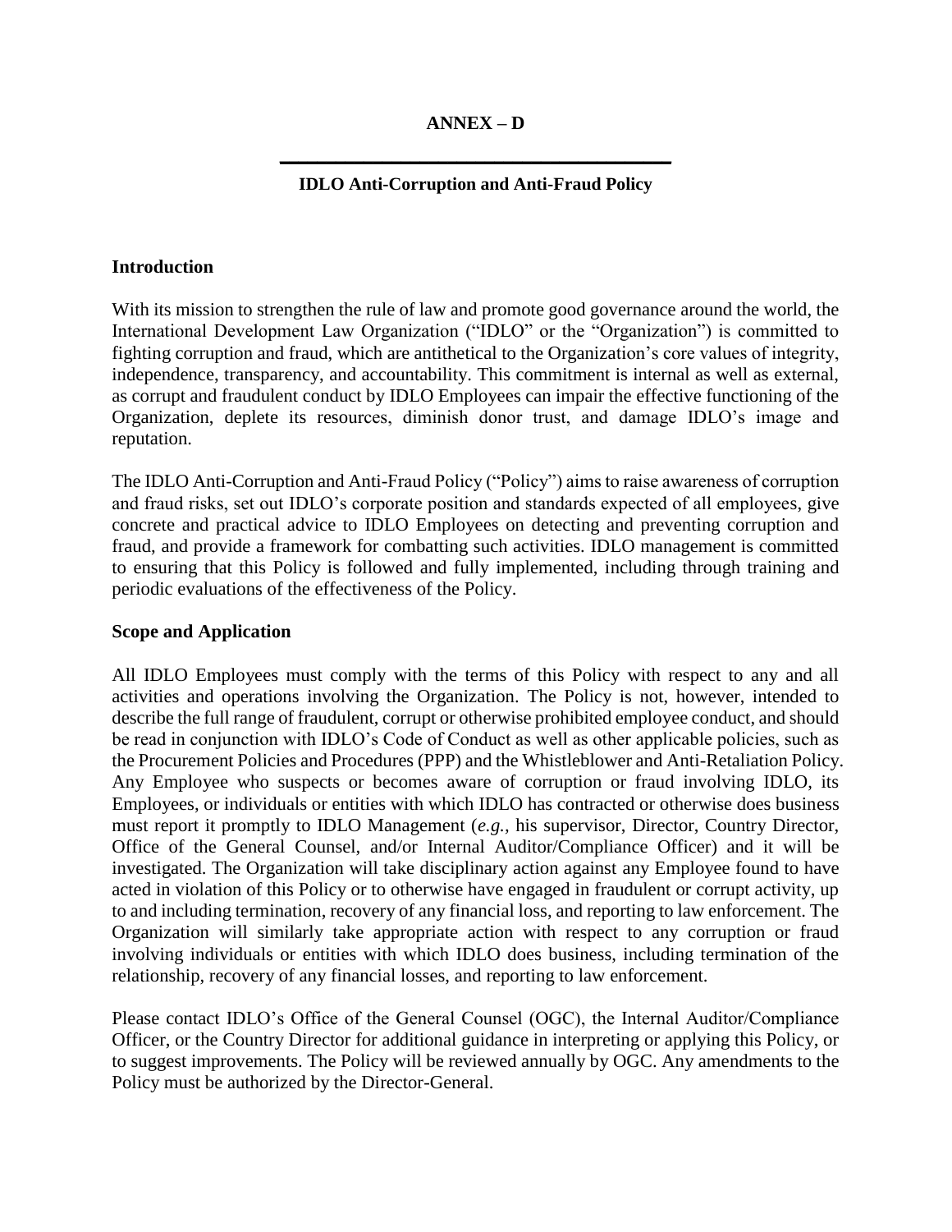# ANNEX – D

---

## IDLO Anti-Corruption and Anti-Fraud Policy

### Introduction

With its mission to strengthen the rule of law and promote good governance around the world, the International Development Law Organization ("IDLO" or the "Organization") is committed to fighting corruption and fraud, which are antithetical to the Organization's core values of integrity, independence, transparency, and accountability. This commitment is internal as well as external, as corrupt and fraudulent conduct by IDLO Employees can impair the effective functioning of the Organization, deplete its resources, diminish donor trust, and damage IDLO's image and reputation.

The IDLO Anti-Corruption and Anti-Fraud Policy ("Policy") aims to raise awareness of corruption and fraud risks, set out IDLO's corporate position and standards expected of all employees, give concrete and practical advice to IDLO Employees on detecting and preventing corruption and fraud, and provide a framework for combatting such activities. IDLO management is committed to ensuring that this Policy is followed and fully implemented, including through training and periodic evaluations of the effectiveness of the Policy.

### Scope and Application

All IDLO Employees must comply with the terms of this Policy with respect to any and all activities and operations involving the Organization. The Policy is not, however, intended to describe the full range of fraudulent, corrupt or otherwise prohibited employee conduct, and should be read in conjunction with IDLO's Code of Conduct as well as other applicable policies, such as the Procurement Policies and Procedures (PPP) and the Whistleblower and Anti-Retaliation Policy. Any Employee who suspects or becomes aware of corruption or fraud involving IDLO, its Employees, or individuals or entities with which IDLO has contracted or otherwise does business must report it promptly to IDLO Management (*e.g.*, his supervisor, Director, Country Director, Office of the General Counsel, and/or Internal Auditor/Compliance Officer) and it will be investigated. The Organization will take disciplinary action against any Employee found to have acted in violation of this Policy or to otherwise have engaged in fraudulent or corrupt activity, up to and including termination, recovery of any financial loss, and reporting to law enforcement. The Organization will similarly take appropriate action with respect to any corruption or fraud involving individuals or entities with which IDLO does business, including termination of the relationship, recovery of any financial losses, and reporting to law enforcement.

Please contact IDLO's Office of the General Counsel (OGC), the Internal Auditor/Compliance Officer, or the Country Director for additional guidance in interpreting or applying this Policy, or to suggest improvements. The Policy will be reviewed annually by OGC. Any amendments to the Policy must be authorized by the Director-General.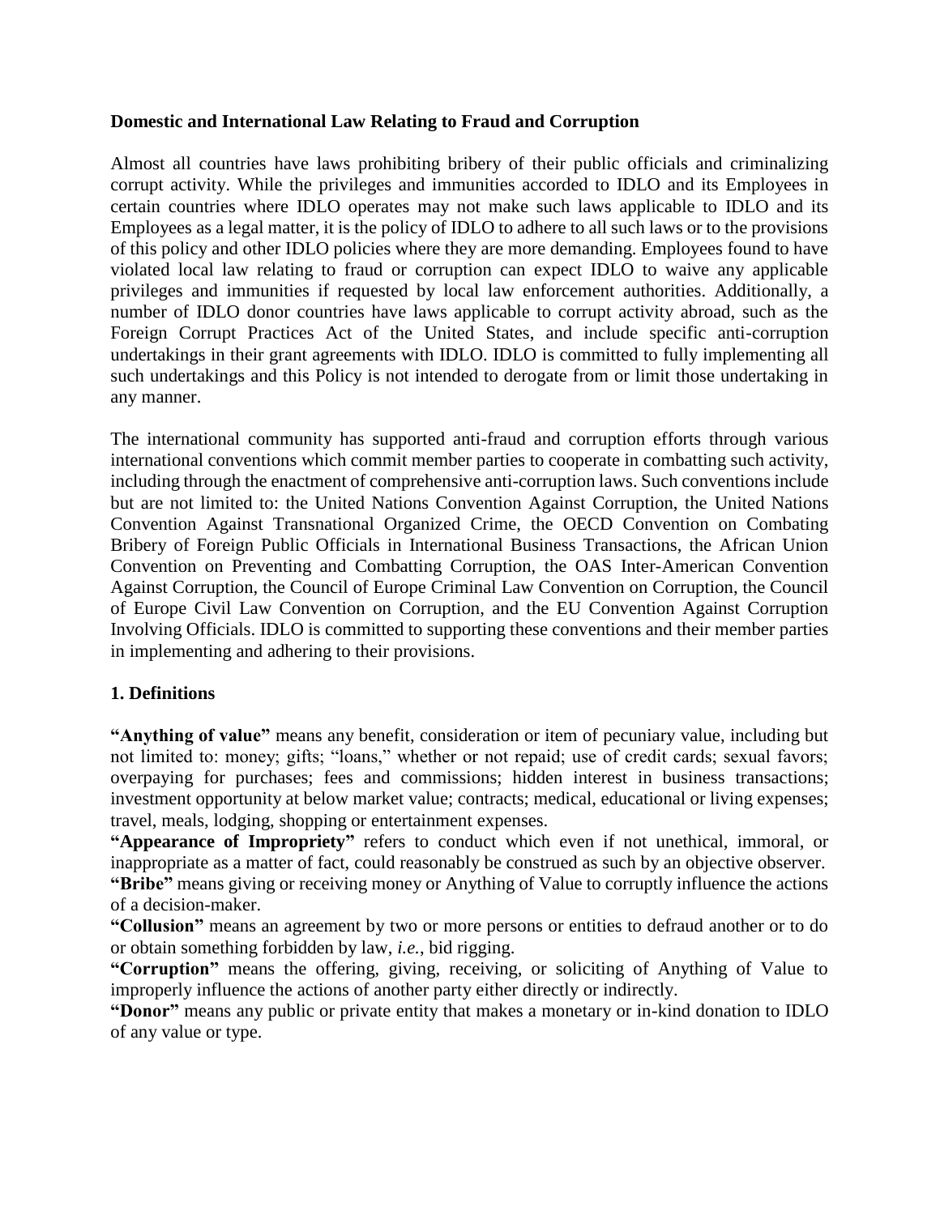**Domestic and International Law Relating to Fraud and Corruption**

Almost all countries have laws prohibiting bribery of their public officials and criminalizing corrupt activity. While the privileges and immunities accorded to IDLO and its Employees in certain countries where IDLO operates may not make such laws applicable to IDLO and its Employees as a legal matter, it is the policy of IDLO to adhere to all such laws or to the provisions of this policy and other IDLO policies where they are more demanding. Employees found to have violated local law relating to fraud or corruption can expect IDLO to waive any applicable privileges and immunities if requested by local law enforcement authorities. Additionally, a number of IDLO donor countries have laws applicable to corrupt activity abroad, such as the Foreign Corrupt Practices Act of the United States, and include specific anti-corruption undertakings in their grant agreements with IDLO. IDLO is committed to fully implementing all such undertakings and this Policy is not intended to derogate from or limit those undertaking in any manner.

The international community has supported anti-fraud and corruption efforts through various international conventions which commit member parties to cooperate in combatting such activity, including through the enactment of comprehensive anti-corruption laws. Such conventions include but are not limited to: the United Nations Convention Against Corruption, the United Nations Convention Against Transnational Organized Crime, the OECD Convention on Combating Bribery of Foreign Public Officials in International Business Transactions, the African Union Convention on Preventing and Combatting Corruption, the OAS Inter-American Convention Against Corruption, the Council of Europe Criminal Law Convention on Corruption, the Council of Europe Civil Law Convention on Corruption, and the EU Convention Against Corruption Involving Officials. IDLO is committed to supporting these conventions and their member parties in implementing and adhering to their provisions.

**1. Definitions**

**"Anything of value"** means any benefit, consideration or item of pecuniary value, including but not limited to: money; gifts; "loans," whether or not repaid; use of credit cards; sexual favors; overpaying for purchases; fees and commissions; hidden interest in business transactions; investment opportunity at below market value; contracts; medical, educational or living expenses; travel, meals, lodging, shopping or entertainment expenses.

**"Appearance of Impropriety"** refers to conduct which even if not unethical, immoral, or inappropriate as a matter of fact, could reasonably be construed as such by an objective observer.

**"Bribe"** means giving or receiving money or Anything of Value to corruptly influence the actions of a decision-maker.

**"Collusion"** means an agreement by two or more persons or entities to defraud another or to do or obtain something forbidden by law, *i.e.*, bid rigging.

**"Corruption"** means the offering, giving, receiving, or soliciting of Anything of Value to improperly influence the actions of another party either directly or indirectly.

**"Donor"** means any public or private entity that makes a monetary or in-kind donation to IDLO of any value or type.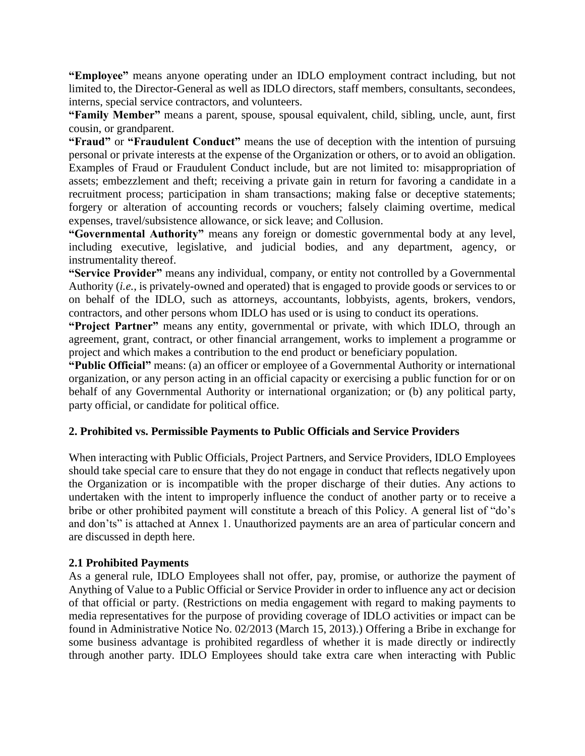**"Employee"** means anyone operating under an IDLO employment contract including, but not limited to, the Director-General as well as IDLO directors, staff members, consultants, secondees, interns, special service contractors, and volunteers.

**"Family Member"** means a parent, spouse, spousal equivalent, child, sibling, uncle, aunt, first cousin, or grandparent.

**"Fraud"** or **"Fraudulent Conduct"** means the use of deception with the intention of pursuing personal or private interests at the expense of the Organization or others, or to avoid an obligation. Examples of Fraud or Fraudulent Conduct include, but are not limited to: misappropriation of assets; embezzlement and theft; receiving a private gain in return for favoring a candidate in a recruitment process; participation in sham transactions; making false or deceptive statements; forgery or alteration of accounting records or vouchers; falsely claiming overtime, medical expenses, travel/subsistence allowance, or sick leave; and Collusion.

**"Governmental Authority"** means any foreign or domestic governmental body at any level, including executive, legislative, and judicial bodies, and any department, agency, or instrumentality thereof.

**"Service Provider"** means any individual, company, or entity not controlled by a Governmental Authority (*i.e.*, is privately-owned and operated) that is engaged to provide goods or services to or on behalf of the IDLO, such as attorneys, accountants, lobbyists, agents, brokers, vendors, contractors, and other persons whom IDLO has used or is using to conduct its operations.

**"Project Partner"** means any entity, governmental or private, with which IDLO, through an agreement, grant, contract, or other financial arrangement, works to implement a programme or project and which makes a contribution to the end product or beneficiary population.

**"Public Official"** means: (a) an officer or employee of a Governmental Authority or international organization, or any person acting in an official capacity or exercising a public function for or on behalf of any Governmental Authority or international organization; or (b) any political party, party official, or candidate for political office.

## 2. Prohibited vs. Permissible Payments to Public Officials and Service Providers

When interacting with Public Officials, Project Partners, and Service Providers, IDLO Employees should take special care to ensure that they do not engage in conduct that reflects negatively upon the Organization or is incompatible with the proper discharge of their duties. Any actions to undertaken with the intent to improperly influence the conduct of another party or to receive a bribe or other prohibited payment will constitute a breach of this Policy. A general list of "do's and don'ts" is attached at Annex 1. Unauthorized payments are an area of particular concern and are discussed in depth here.

### 2.1 Prohibited Payments

As a general rule, IDLO Employees shall not offer, pay, promise, or authorize the payment of Anything of Value to a Public Official or Service Provider in order to influence any act or decision of that official or party. (Restrictions on media engagement with regard to making payments to media representatives for the purpose of providing coverage of IDLO activities or impact can be found in Administrative Notice No. 02/2013 (March 15, 2013).) Offering a Bribe in exchange for some business advantage is prohibited regardless of whether it is made directly or indirectly through another party. IDLO Employees should take extra care when interacting with Public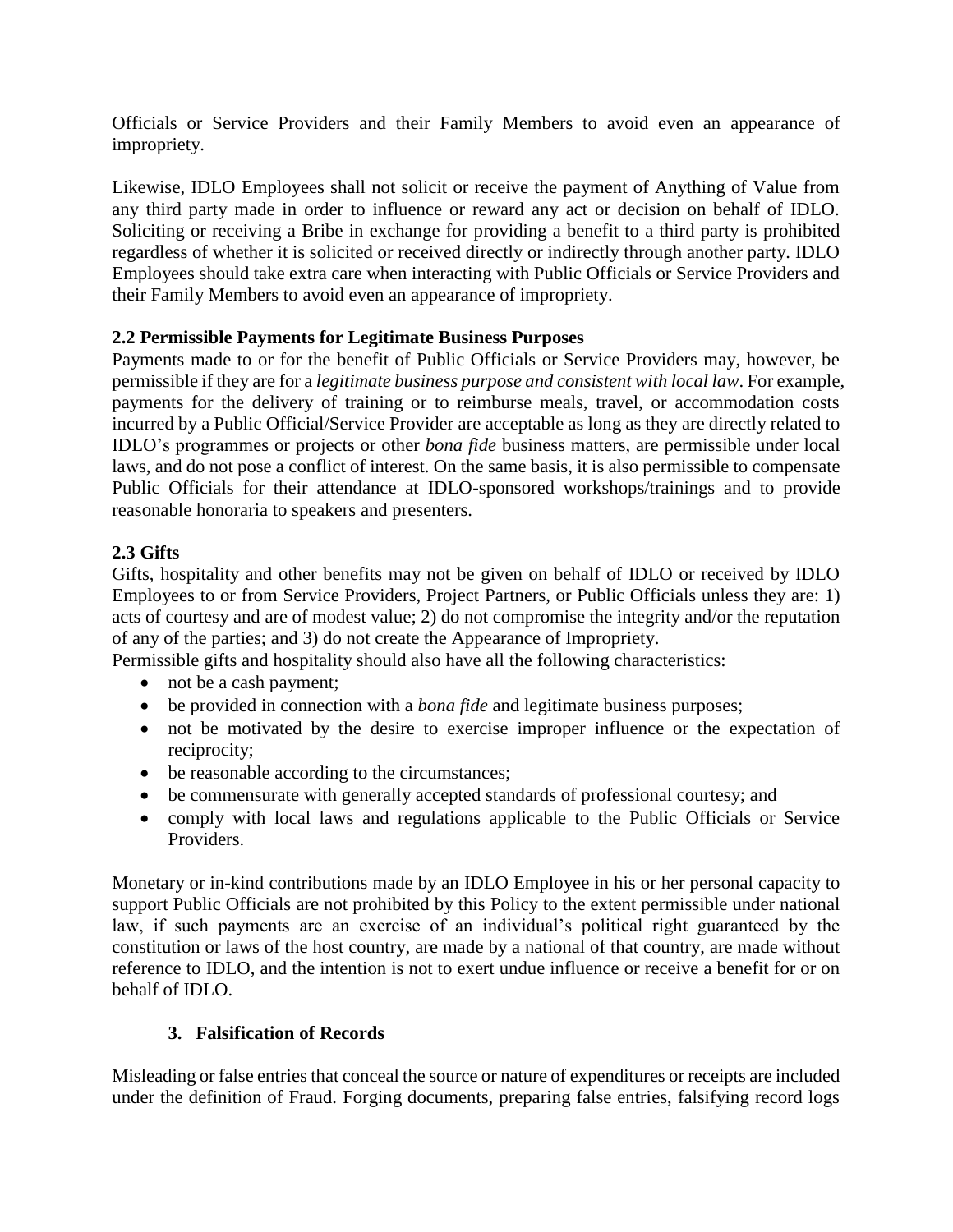Officials or Service Providers and their Family Members to avoid even an appearance of impropriety.

Likewise, IDLO Employees shall not solicit or receive the payment of Anything of Value from any third party made in order to influence or reward any act or decision on behalf of IDLO. Soliciting or receiving a Bribe in exchange for providing a benefit to a third party is prohibited regardless of whether it is solicited or received directly or indirectly through another party. IDLO Employees should take extra care when interacting with Public Officials or Service Providers and their Family Members to avoid even an appearance of impropriety.

**2.2 Permissible Payments for Legitimate Business Purposes**

Payments made to or for the benefit of Public Officials or Service Providers may, however, be permissible if they are for a *legitimate business purpose and consistent with local law*. For example, payments for the delivery of training or to reimburse meals, travel, or accommodation costs incurred by a Public Official/Service Provider are acceptable as long as they are directly related to IDLO's programmes or projects or other *bona fide* business matters, are permissible under local laws, and do not pose a conflict of interest. On the same basis, it is also permissible to compensate Public Officials for their attendance at IDLO-sponsored workshops/trainings and to provide reasonable honoraria to speakers and presenters.

**2.3 Gifts**

Gifts, hospitality and other benefits may not be given on behalf of IDLO or received by IDLO Employees to or from Service Providers, Project Partners, or Public Officials unless they are: 1) acts of courtesy and are of modest value; 2) do not compromise the integrity and/or the reputation of any of the parties; and 3) do not create the Appearance of Impropriety.

Permissible gifts and hospitality should also have all the following characteristics:

- not be a cash payment;
- be provided in connection with a *bona fide* and legitimate business purposes;
- not be motivated by the desire to exercise improper influence or the expectation of reciprocity;
- be reasonable according to the circumstances;
- be commensurate with generally accepted standards of professional courtesy; and
- comply with local laws and regulations applicable to the Public Officials or Service Providers.

Monetary or in-kind contributions made by an IDLO Employee in his or her personal capacity to support Public Officials are not prohibited by this Policy to the extent permissible under national law, if such payments are an exercise of an individual's political right guaranteed by the constitution or laws of the host country, are made by a national of that country, are made without reference to IDLO, and the intention is not to exert undue influence or receive a benefit for or on behalf of IDLO.

**3. Falsification of Records**

Misleading or false entries that conceal the source or nature of expenditures or receipts are included under the definition of Fraud. Forging documents, preparing false entries, falsifying record logs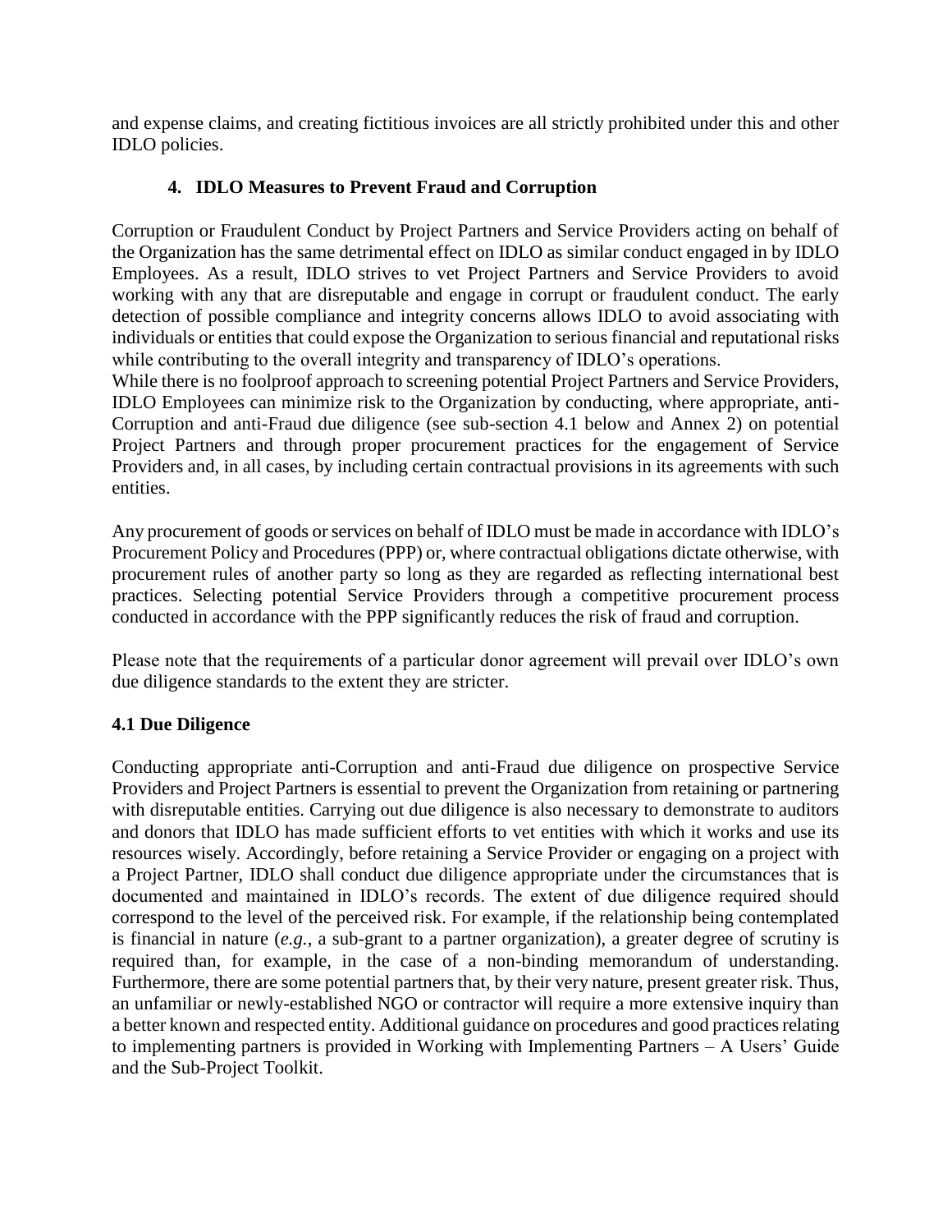and expense claims, and creating fictitious invoices are all strictly prohibited under this and other IDLO policies.

## 4. IDLO Measures to Prevent Fraud and Corruption

Corruption or Fraudulent Conduct by Project Partners and Service Providers acting on behalf of the Organization has the same detrimental effect on IDLO as similar conduct engaged in by IDLO Employees. As a result, IDLO strives to vet Project Partners and Service Providers to avoid working with any that are disreputable and engage in corrupt or fraudulent conduct. The early detection of possible compliance and integrity concerns allows IDLO to avoid associating with individuals or entities that could expose the Organization to serious financial and reputational risks while contributing to the overall integrity and transparency of IDLO's operations.

While there is no foolproof approach to screening potential Project Partners and Service Providers, IDLO Employees can minimize risk to the Organization by conducting, where appropriate, anti-Corruption and anti-Fraud due diligence (see sub-section 4.1 below and Annex 2) on potential Project Partners and through proper procurement practices for the engagement of Service Providers and, in all cases, by including certain contractual provisions in its agreements with such entities.

Any procurement of goods or services on behalf of IDLO must be made in accordance with IDLO's Procurement Policy and Procedures (PPP) or, where contractual obligations dictate otherwise, with procurement rules of another party so long as they are regarded as reflecting international best practices. Selecting potential Service Providers through a competitive procurement process conducted in accordance with the PPP significantly reduces the risk of fraud and corruption.

Please note that the requirements of a particular donor agreement will prevail over IDLO's own due diligence standards to the extent they are stricter.

### 4.1 Due Diligence

Conducting appropriate anti-Corruption and anti-Fraud due diligence on prospective Service Providers and Project Partners is essential to prevent the Organization from retaining or partnering with disreputable entities. Carrying out due diligence is also necessary to demonstrate to auditors and donors that IDLO has made sufficient efforts to vet entities with which it works and use its resources wisely. Accordingly, before retaining a Service Provider or engaging on a project with a Project Partner, IDLO shall conduct due diligence appropriate under the circumstances that is documented and maintained in IDLO's records. The extent of due diligence required should correspond to the level of the perceived risk. For example, if the relationship being contemplated is financial in nature (*e.g.*, a sub-grant to a partner organization), a greater degree of scrutiny is required than, for example, in the case of a non-binding memorandum of understanding. Furthermore, there are some potential partners that, by their very nature, present greater risk. Thus, an unfamiliar or newly-established NGO or contractor will require a more extensive inquiry than a better known and respected entity. Additional guidance on procedures and good practices relating to implementing partners is provided in Working with Implementing Partners – A Users' Guide and the Sub-Project Toolkit.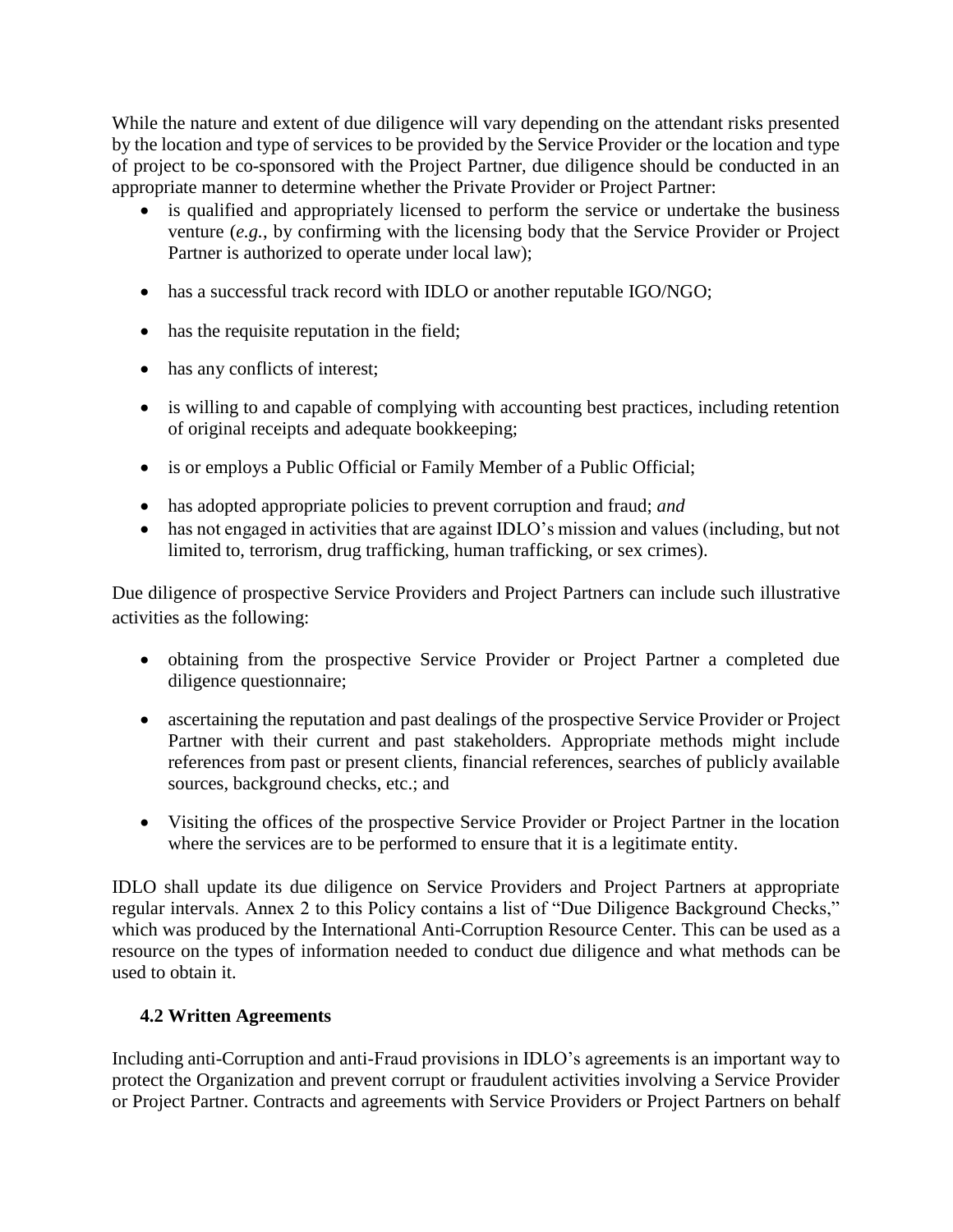While the nature and extent of due diligence will vary depending on the attendant risks presented by the location and type of services to be provided by the Service Provider or the location and type of project to be co-sponsored with the Project Partner, due diligence should be conducted in an appropriate manner to determine whether the Private Provider or Project Partner:

- is qualified and appropriately licensed to perform the service or undertake the business venture (*e.g.*, by confirming with the licensing body that the Service Provider or Project Partner is authorized to operate under local law);
- has a successful track record with IDLO or another reputable IGO/NGO;
- has the requisite reputation in the field;
- has any conflicts of interest;
- is willing to and capable of complying with accounting best practices, including retention of original receipts and adequate bookkeeping;
- is or employs a Public Official or Family Member of a Public Official;
- has adopted appropriate policies to prevent corruption and fraud; *and*
- has not engaged in activities that are against IDLO's mission and values (including, but not limited to, terrorism, drug trafficking, human trafficking, or sex crimes).

Due diligence of prospective Service Providers and Project Partners can include such illustrative activities as the following:

- obtaining from the prospective Service Provider or Project Partner a completed due diligence questionnaire;
- ascertaining the reputation and past dealings of the prospective Service Provider or Project Partner with their current and past stakeholders. Appropriate methods might include references from past or present clients, financial references, searches of publicly available sources, background checks, etc.; and
- Visiting the offices of the prospective Service Provider or Project Partner in the location where the services are to be performed to ensure that it is a legitimate entity.

IDLO shall update its due diligence on Service Providers and Project Partners at appropriate regular intervals. Annex 2 to this Policy contains a list of "Due Diligence Background Checks," which was produced by the International Anti-Corruption Resource Center. This can be used as a resource on the types of information needed to conduct due diligence and what methods can be used to obtain it.

### 4.2 Written Agreements

Including anti-Corruption and anti-Fraud provisions in IDLO's agreements is an important way to protect the Organization and prevent corrupt or fraudulent activities involving a Service Provider or Project Partner. Contracts and agreements with Service Providers or Project Partners on behalf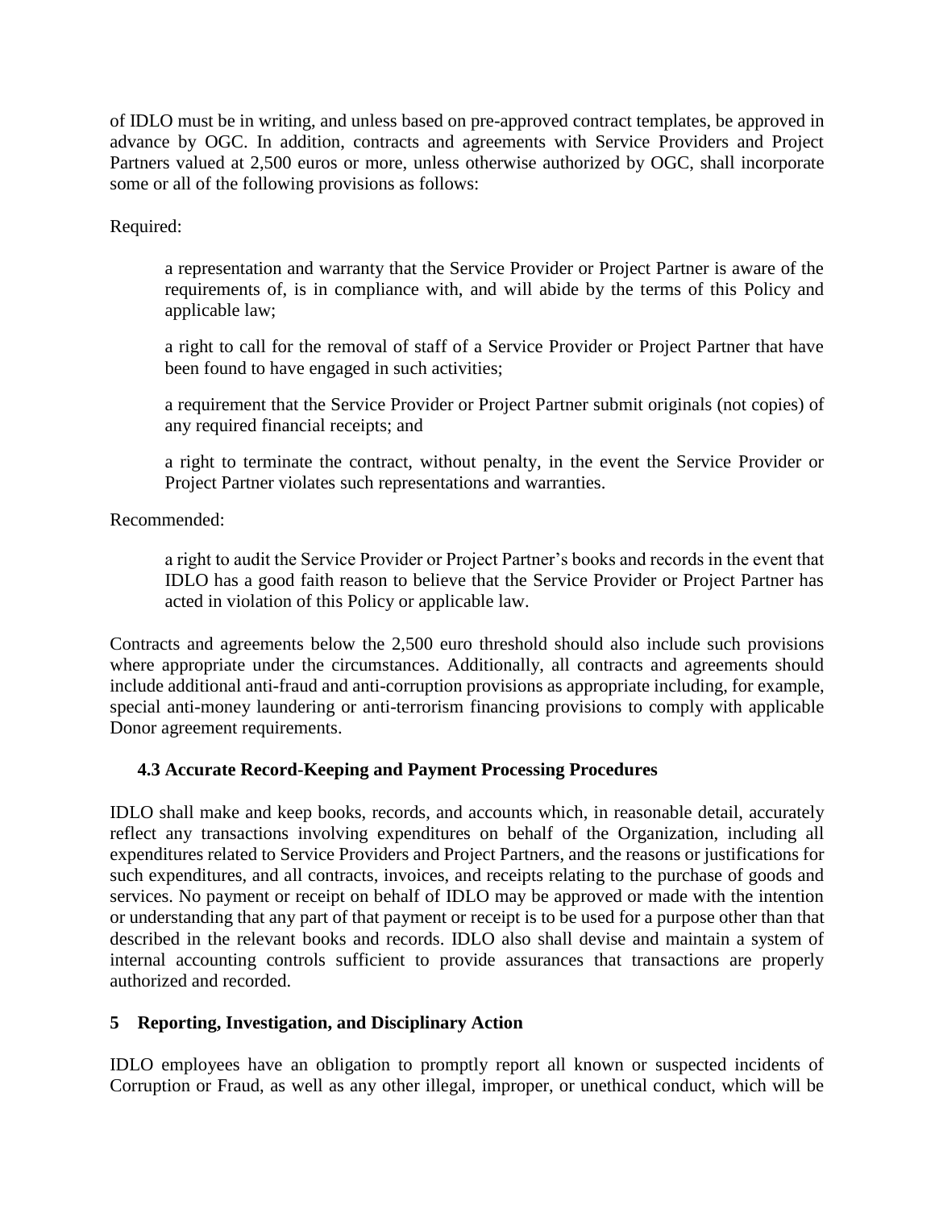of IDLO must be in writing, and unless based on pre-approved contract templates, be approved in advance by OGC. In addition, contracts and agreements with Service Providers and Project Partners valued at 2,500 euros or more, unless otherwise authorized by OGC, shall incorporate some or all of the following provisions as follows:

Required:

> a representation and warranty that the Service Provider or Project Partner is aware of the requirements of, is in compliance with, and will abide by the terms of this Policy and applicable law;
>
> a right to call for the removal of staff of a Service Provider or Project Partner that have been found to have engaged in such activities;
>
> a requirement that the Service Provider or Project Partner submit originals (not copies) of any required financial receipts; and
>
> a right to terminate the contract, without penalty, in the event the Service Provider or Project Partner violates such representations and warranties.

Recommended:

> a right to audit the Service Provider or Project Partner's books and records in the event that IDLO has a good faith reason to believe that the Service Provider or Project Partner has acted in violation of this Policy or applicable law.

Contracts and agreements below the 2,500 euro threshold should also include such provisions where appropriate under the circumstances. Additionally, all contracts and agreements should include additional anti-fraud and anti-corruption provisions as appropriate including, for example, special anti-money laundering or anti-terrorism financing provisions to comply with applicable Donor agreement requirements.

### 4.3 Accurate Record-Keeping and Payment Processing Procedures

IDLO shall make and keep books, records, and accounts which, in reasonable detail, accurately reflect any transactions involving expenditures on behalf of the Organization, including all expenditures related to Service Providers and Project Partners, and the reasons or justifications for such expenditures, and all contracts, invoices, and receipts relating to the purchase of goods and services. No payment or receipt on behalf of IDLO may be approved or made with the intention or understanding that any part of that payment or receipt is to be used for a purpose other than that described in the relevant books and records. IDLO also shall devise and maintain a system of internal accounting controls sufficient to provide assurances that transactions are properly authorized and recorded.

## 5 Reporting, Investigation, and Disciplinary Action

IDLO employees have an obligation to promptly report all known or suspected incidents of Corruption or Fraud, as well as any other illegal, improper, or unethical conduct, which will be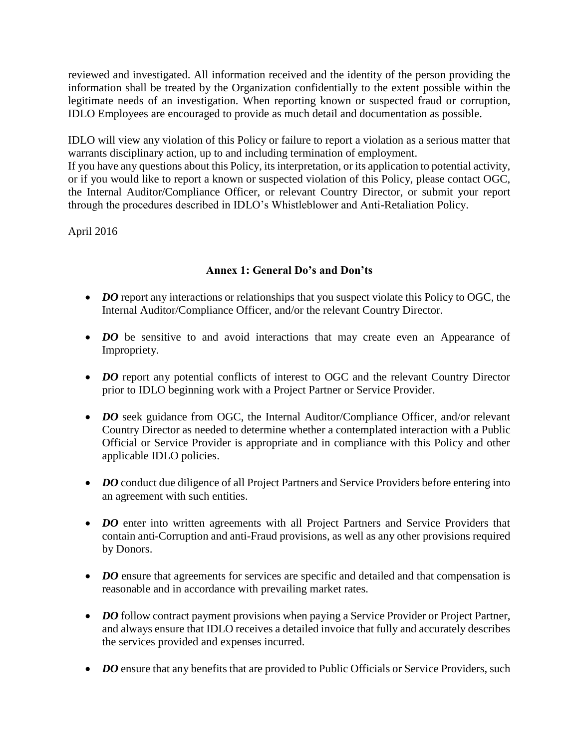reviewed and investigated. All information received and the identity of the person providing the information shall be treated by the Organization confidentially to the extent possible within the legitimate needs of an investigation. When reporting known or suspected fraud or corruption, IDLO Employees are encouraged to provide as much detail and documentation as possible.

IDLO will view any violation of this Policy or failure to report a violation as a serious matter that warrants disciplinary action, up to and including termination of employment.
If you have any questions about this Policy, its interpretation, or its application to potential activity, or if you would like to report a known or suspected violation of this Policy, please contact OGC, the Internal Auditor/Compliance Officer, or relevant Country Director, or submit your report through the procedures described in IDLO's Whistleblower and Anti-Retaliation Policy.

April 2016

## Annex 1: General Do's and Don'ts

- ***DO*** report any interactions or relationships that you suspect violate this Policy to OGC, the Internal Auditor/Compliance Officer, and/or the relevant Country Director.

- ***DO*** be sensitive to and avoid interactions that may create even an Appearance of Impropriety.

- ***DO*** report any potential conflicts of interest to OGC and the relevant Country Director prior to IDLO beginning work with a Project Partner or Service Provider.

- ***DO*** seek guidance from OGC, the Internal Auditor/Compliance Officer, and/or relevant Country Director as needed to determine whether a contemplated interaction with a Public Official or Service Provider is appropriate and in compliance with this Policy and other applicable IDLO policies.

- ***DO*** conduct due diligence of all Project Partners and Service Providers before entering into an agreement with such entities.

- ***DO*** enter into written agreements with all Project Partners and Service Providers that contain anti-Corruption and anti-Fraud provisions, as well as any other provisions required by Donors.

- ***DO*** ensure that agreements for services are specific and detailed and that compensation is reasonable and in accordance with prevailing market rates.

- ***DO*** follow contract payment provisions when paying a Service Provider or Project Partner, and always ensure that IDLO receives a detailed invoice that fully and accurately describes the services provided and expenses incurred.

- ***DO*** ensure that any benefits that are provided to Public Officials or Service Providers, such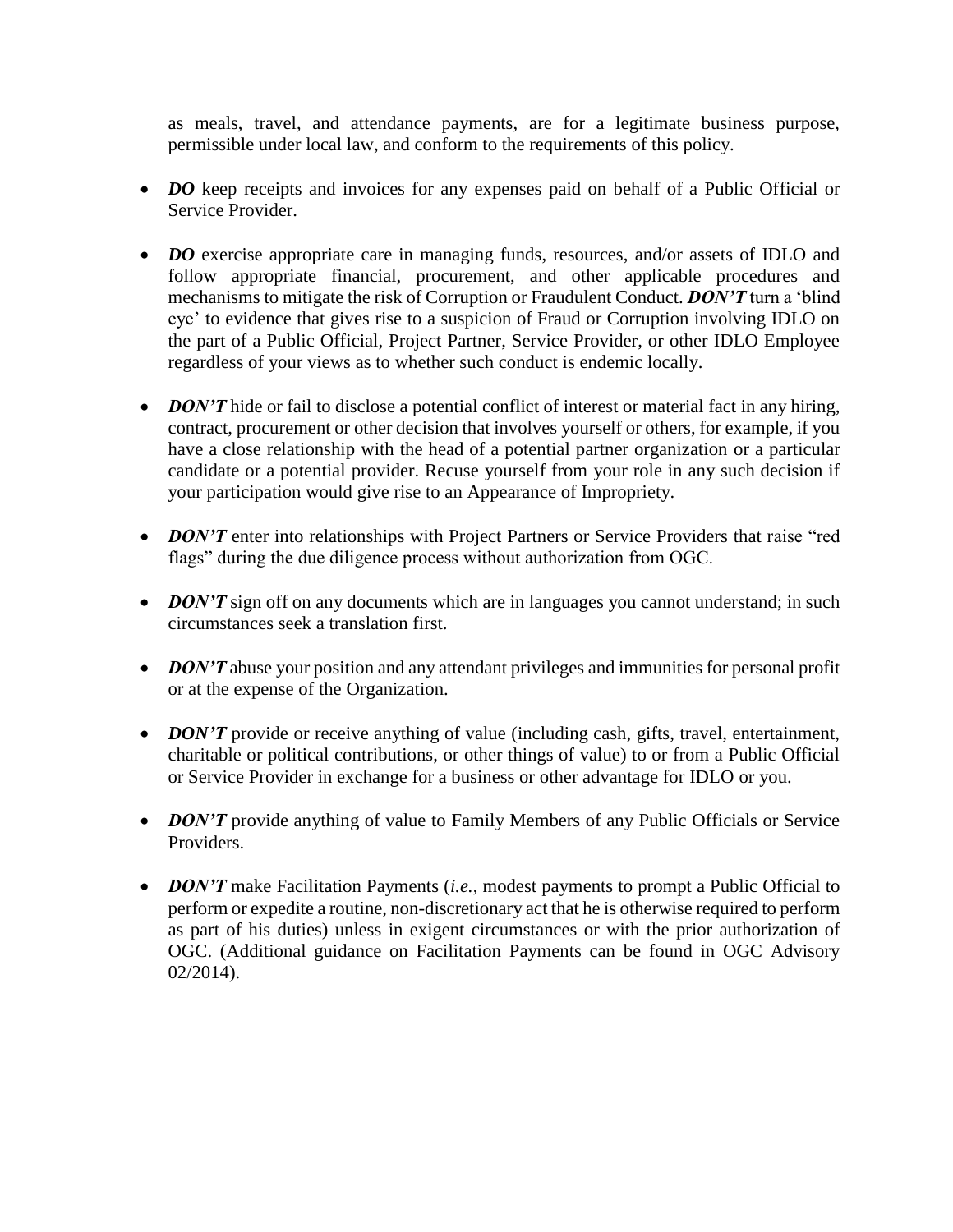as meals, travel, and attendance payments, are for a legitimate business purpose, permissible under local law, and conform to the requirements of this policy.

- ***DO*** keep receipts and invoices for any expenses paid on behalf of a Public Official or Service Provider.

- ***DO*** exercise appropriate care in managing funds, resources, and/or assets of IDLO and follow appropriate financial, procurement, and other applicable procedures and mechanisms to mitigate the risk of Corruption or Fraudulent Conduct. ***DON'T*** turn a 'blind eye' to evidence that gives rise to a suspicion of Fraud or Corruption involving IDLO on the part of a Public Official, Project Partner, Service Provider, or other IDLO Employee regardless of your views as to whether such conduct is endemic locally.

- ***DON'T*** hide or fail to disclose a potential conflict of interest or material fact in any hiring, contract, procurement or other decision that involves yourself or others, for example, if you have a close relationship with the head of a potential partner organization or a particular candidate or a potential provider. Recuse yourself from your role in any such decision if your participation would give rise to an Appearance of Impropriety.

- ***DON'T*** enter into relationships with Project Partners or Service Providers that raise "red flags" during the due diligence process without authorization from OGC.

- ***DON'T*** sign off on any documents which are in languages you cannot understand; in such circumstances seek a translation first.

- ***DON'T*** abuse your position and any attendant privileges and immunities for personal profit or at the expense of the Organization.

- ***DON'T*** provide or receive anything of value (including cash, gifts, travel, entertainment, charitable or political contributions, or other things of value) to or from a Public Official or Service Provider in exchange for a business or other advantage for IDLO or you.

- ***DON'T*** provide anything of value to Family Members of any Public Officials or Service Providers.

- ***DON'T*** make Facilitation Payments (*i.e.*, modest payments to prompt a Public Official to perform or expedite a routine, non-discretionary act that he is otherwise required to perform as part of his duties) unless in exigent circumstances or with the prior authorization of OGC. (Additional guidance on Facilitation Payments can be found in OGC Advisory 02/2014).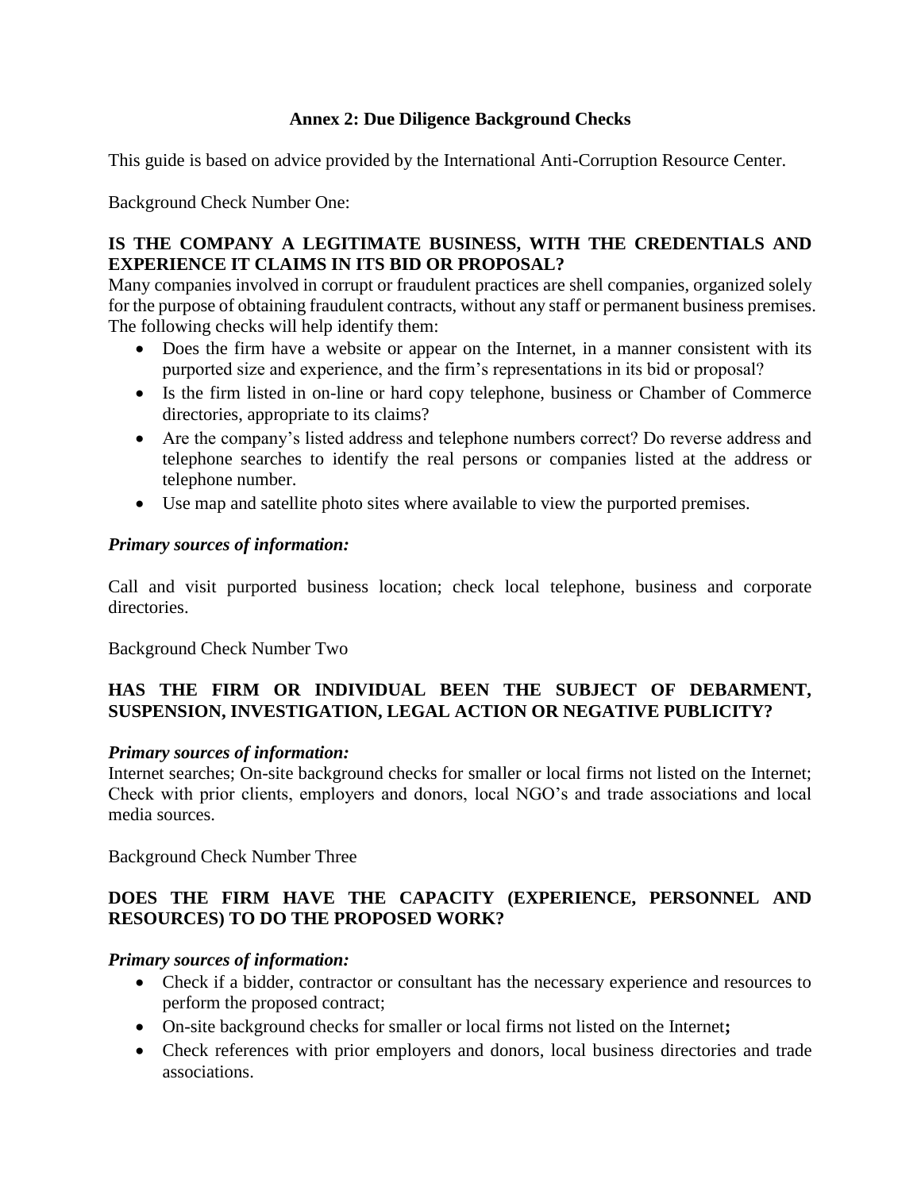## Annex 2: Due Diligence Background Checks

This guide is based on advice provided by the International Anti-Corruption Resource Center.

Background Check Number One:

**IS THE COMPANY A LEGITIMATE BUSINESS, WITH THE CREDENTIALS AND EXPERIENCE IT CLAIMS IN ITS BID OR PROPOSAL?**

Many companies involved in corrupt or fraudulent practices are shell companies, organized solely for the purpose of obtaining fraudulent contracts, without any staff or permanent business premises. The following checks will help identify them:

- Does the firm have a website or appear on the Internet, in a manner consistent with its purported size and experience, and the firm's representations in its bid or proposal?
- Is the firm listed in on-line or hard copy telephone, business or Chamber of Commerce directories, appropriate to its claims?
- Are the company's listed address and telephone numbers correct? Do reverse address and telephone searches to identify the real persons or companies listed at the address or telephone number.
- Use map and satellite photo sites where available to view the purported premises.

***Primary sources of information:***

Call and visit purported business location; check local telephone, business and corporate directories.

Background Check Number Two

**HAS THE FIRM OR INDIVIDUAL BEEN THE SUBJECT OF DEBARMENT, SUSPENSION, INVESTIGATION, LEGAL ACTION OR NEGATIVE PUBLICITY?**

***Primary sources of information:***

Internet searches; On-site background checks for smaller or local firms not listed on the Internet; Check with prior clients, employers and donors, local NGO's and trade associations and local media sources.

Background Check Number Three

**DOES THE FIRM HAVE THE CAPACITY (EXPERIENCE, PERSONNEL AND RESOURCES) TO DO THE PROPOSED WORK?**

***Primary sources of information:***

- Check if a bidder, contractor or consultant has the necessary experience and resources to perform the proposed contract;
- On-site background checks for smaller or local firms not listed on the Internet**;**
- Check references with prior employers and donors, local business directories and trade associations.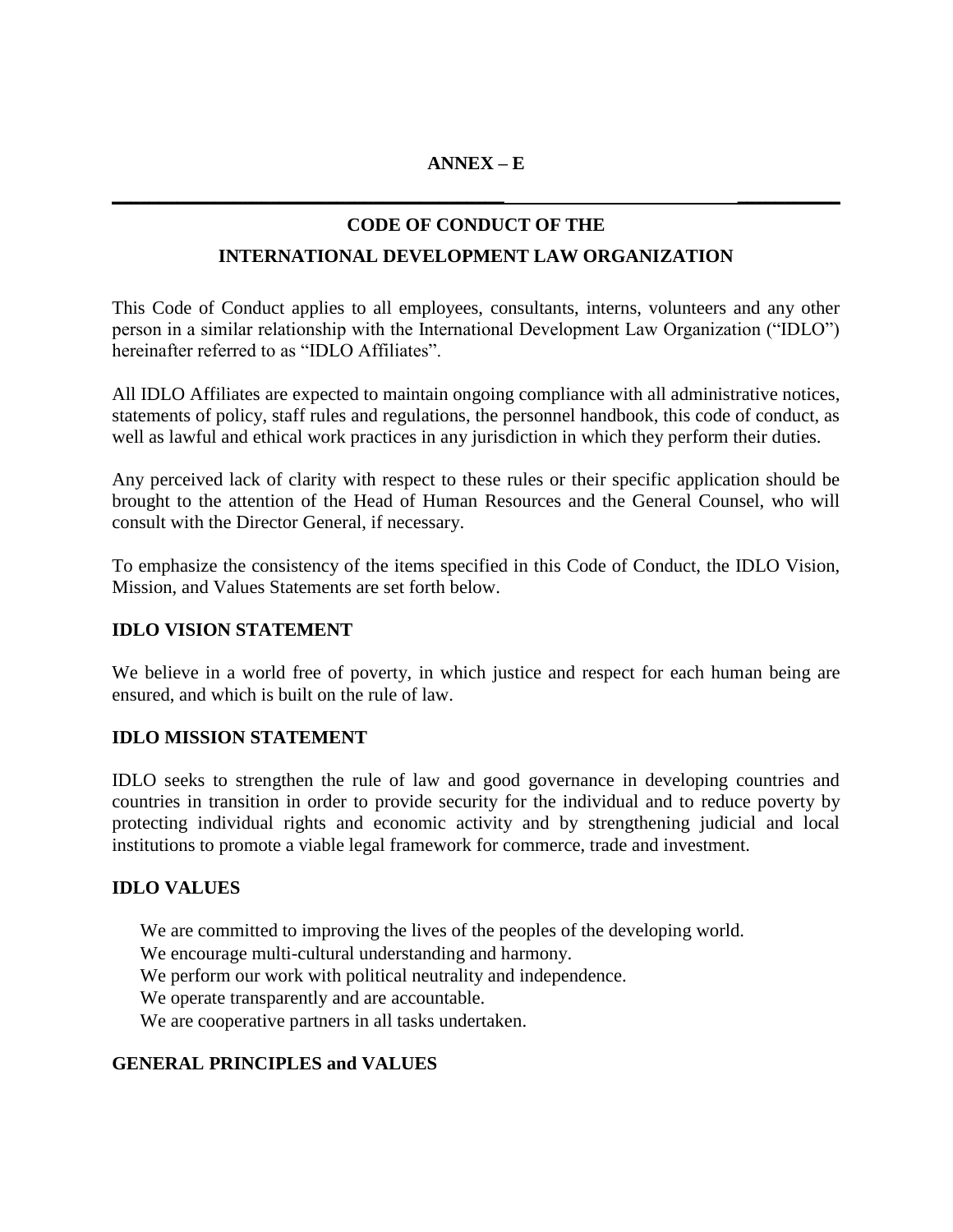**ANNEX – E**

---

## CODE OF CONDUCT OF THE

## INTERNATIONAL DEVELOPMENT LAW ORGANIZATION

This Code of Conduct applies to all employees, consultants, interns, volunteers and any other person in a similar relationship with the International Development Law Organization ("IDLO") hereinafter referred to as "IDLO Affiliates".

All IDLO Affiliates are expected to maintain ongoing compliance with all administrative notices, statements of policy, staff rules and regulations, the personnel handbook, this code of conduct, as well as lawful and ethical work practices in any jurisdiction in which they perform their duties.

Any perceived lack of clarity with respect to these rules or their specific application should be brought to the attention of the Head of Human Resources and the General Counsel, who will consult with the Director General, if necessary.

To emphasize the consistency of the items specified in this Code of Conduct, the IDLO Vision, Mission, and Values Statements are set forth below.

### IDLO VISION STATEMENT

We believe in a world free of poverty, in which justice and respect for each human being are ensured, and which is built on the rule of law.

### IDLO MISSION STATEMENT

IDLO seeks to strengthen the rule of law and good governance in developing countries and countries in transition in order to provide security for the individual and to reduce poverty by protecting individual rights and economic activity and by strengthening judicial and local institutions to promote a viable legal framework for commerce, trade and investment.

### IDLO VALUES

We are committed to improving the lives of the peoples of the developing world.
We encourage multi-cultural understanding and harmony.
We perform our work with political neutrality and independence.
We operate transparently and are accountable.
We are cooperative partners in all tasks undertaken.

### GENERAL PRINCIPLES and VALUES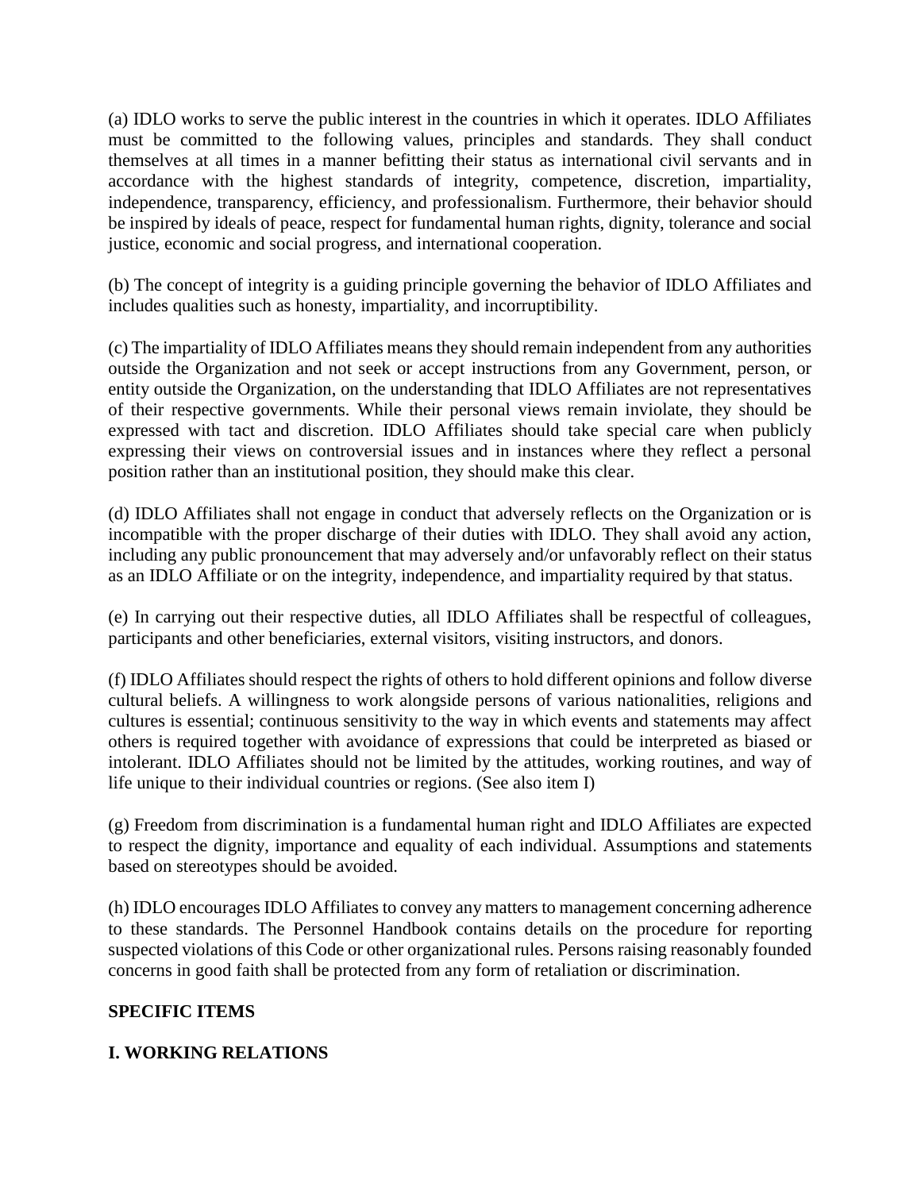(a) IDLO works to serve the public interest in the countries in which it operates. IDLO Affiliates must be committed to the following values, principles and standards. They shall conduct themselves at all times in a manner befitting their status as international civil servants and in accordance with the highest standards of integrity, competence, discretion, impartiality, independence, transparency, efficiency, and professionalism. Furthermore, their behavior should be inspired by ideals of peace, respect for fundamental human rights, dignity, tolerance and social justice, economic and social progress, and international cooperation.

(b) The concept of integrity is a guiding principle governing the behavior of IDLO Affiliates and includes qualities such as honesty, impartiality, and incorruptibility.

(c) The impartiality of IDLO Affiliates means they should remain independent from any authorities outside the Organization and not seek or accept instructions from any Government, person, or entity outside the Organization, on the understanding that IDLO Affiliates are not representatives of their respective governments. While their personal views remain inviolate, they should be expressed with tact and discretion. IDLO Affiliates should take special care when publicly expressing their views on controversial issues and in instances where they reflect a personal position rather than an institutional position, they should make this clear.

(d) IDLO Affiliates shall not engage in conduct that adversely reflects on the Organization or is incompatible with the proper discharge of their duties with IDLO. They shall avoid any action, including any public pronouncement that may adversely and/or unfavorably reflect on their status as an IDLO Affiliate or on the integrity, independence, and impartiality required by that status.

(e) In carrying out their respective duties, all IDLO Affiliates shall be respectful of colleagues, participants and other beneficiaries, external visitors, visiting instructors, and donors.

(f) IDLO Affiliates should respect the rights of others to hold different opinions and follow diverse cultural beliefs. A willingness to work alongside persons of various nationalities, religions and cultures is essential; continuous sensitivity to the way in which events and statements may affect others is required together with avoidance of expressions that could be interpreted as biased or intolerant. IDLO Affiliates should not be limited by the attitudes, working routines, and way of life unique to their individual countries or regions. (See also item I)

(g) Freedom from discrimination is a fundamental human right and IDLO Affiliates are expected to respect the dignity, importance and equality of each individual. Assumptions and statements based on stereotypes should be avoided.

(h) IDLO encourages IDLO Affiliates to convey any matters to management concerning adherence to these standards. The Personnel Handbook contains details on the procedure for reporting suspected violations of this Code or other organizational rules. Persons raising reasonably founded concerns in good faith shall be protected from any form of retaliation or discrimination.

## SPECIFIC ITEMS

### I. WORKING RELATIONS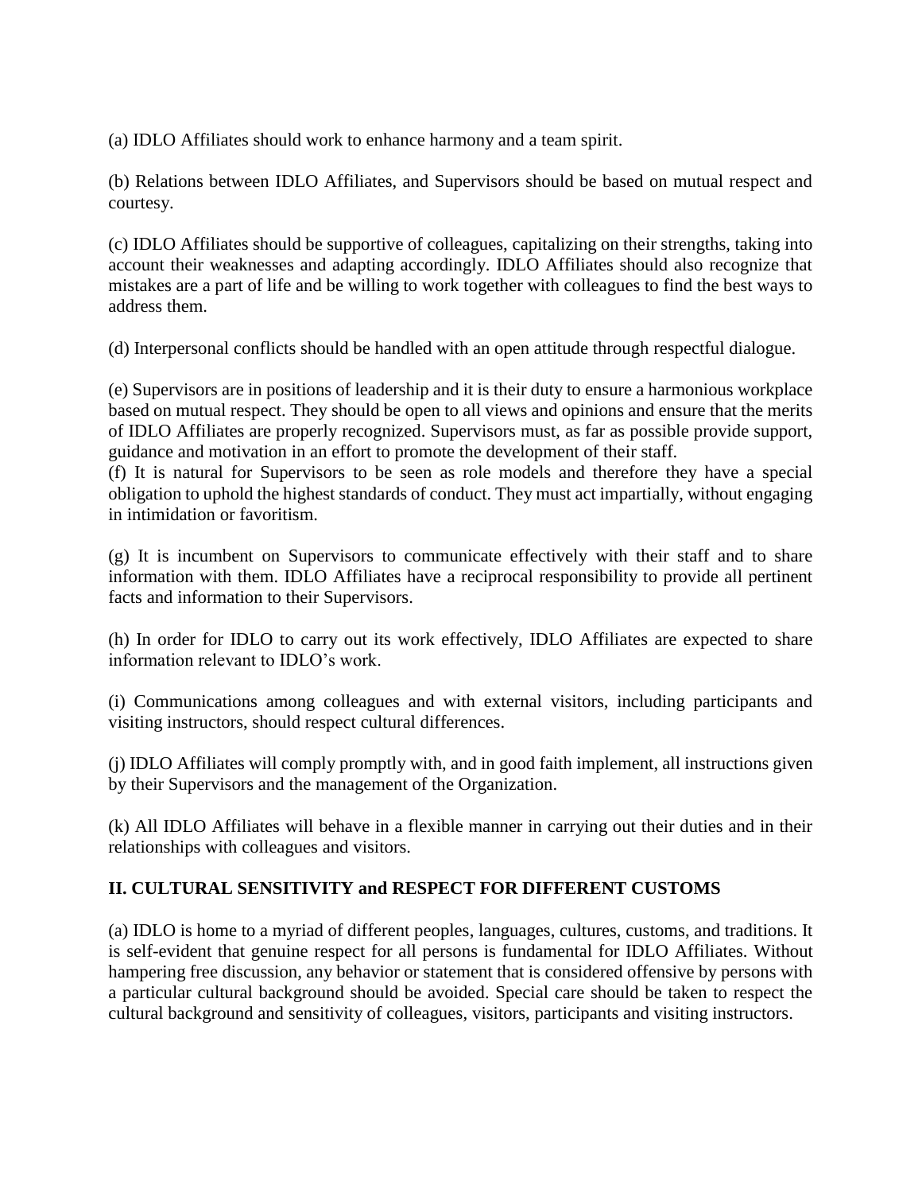(a) IDLO Affiliates should work to enhance harmony and a team spirit.

(b) Relations between IDLO Affiliates, and Supervisors should be based on mutual respect and courtesy.

(c) IDLO Affiliates should be supportive of colleagues, capitalizing on their strengths, taking into account their weaknesses and adapting accordingly. IDLO Affiliates should also recognize that mistakes are a part of life and be willing to work together with colleagues to find the best ways to address them.

(d) Interpersonal conflicts should be handled with an open attitude through respectful dialogue.

(e) Supervisors are in positions of leadership and it is their duty to ensure a harmonious workplace based on mutual respect. They should be open to all views and opinions and ensure that the merits of IDLO Affiliates are properly recognized. Supervisors must, as far as possible provide support, guidance and motivation in an effort to promote the development of their staff.

(f) It is natural for Supervisors to be seen as role models and therefore they have a special obligation to uphold the highest standards of conduct. They must act impartially, without engaging in intimidation or favoritism.

(g) It is incumbent on Supervisors to communicate effectively with their staff and to share information with them. IDLO Affiliates have a reciprocal responsibility to provide all pertinent facts and information to their Supervisors.

(h) In order for IDLO to carry out its work effectively, IDLO Affiliates are expected to share information relevant to IDLO's work.

(i) Communications among colleagues and with external visitors, including participants and visiting instructors, should respect cultural differences.

(j) IDLO Affiliates will comply promptly with, and in good faith implement, all instructions given by their Supervisors and the management of the Organization.

(k) All IDLO Affiliates will behave in a flexible manner in carrying out their duties and in their relationships with colleagues and visitors.

## II. CULTURAL SENSITIVITY and RESPECT FOR DIFFERENT CUSTOMS

(a) IDLO is home to a myriad of different peoples, languages, cultures, customs, and traditions. It is self-evident that genuine respect for all persons is fundamental for IDLO Affiliates. Without hampering free discussion, any behavior or statement that is considered offensive by persons with a particular cultural background should be avoided. Special care should be taken to respect the cultural background and sensitivity of colleagues, visitors, participants and visiting instructors.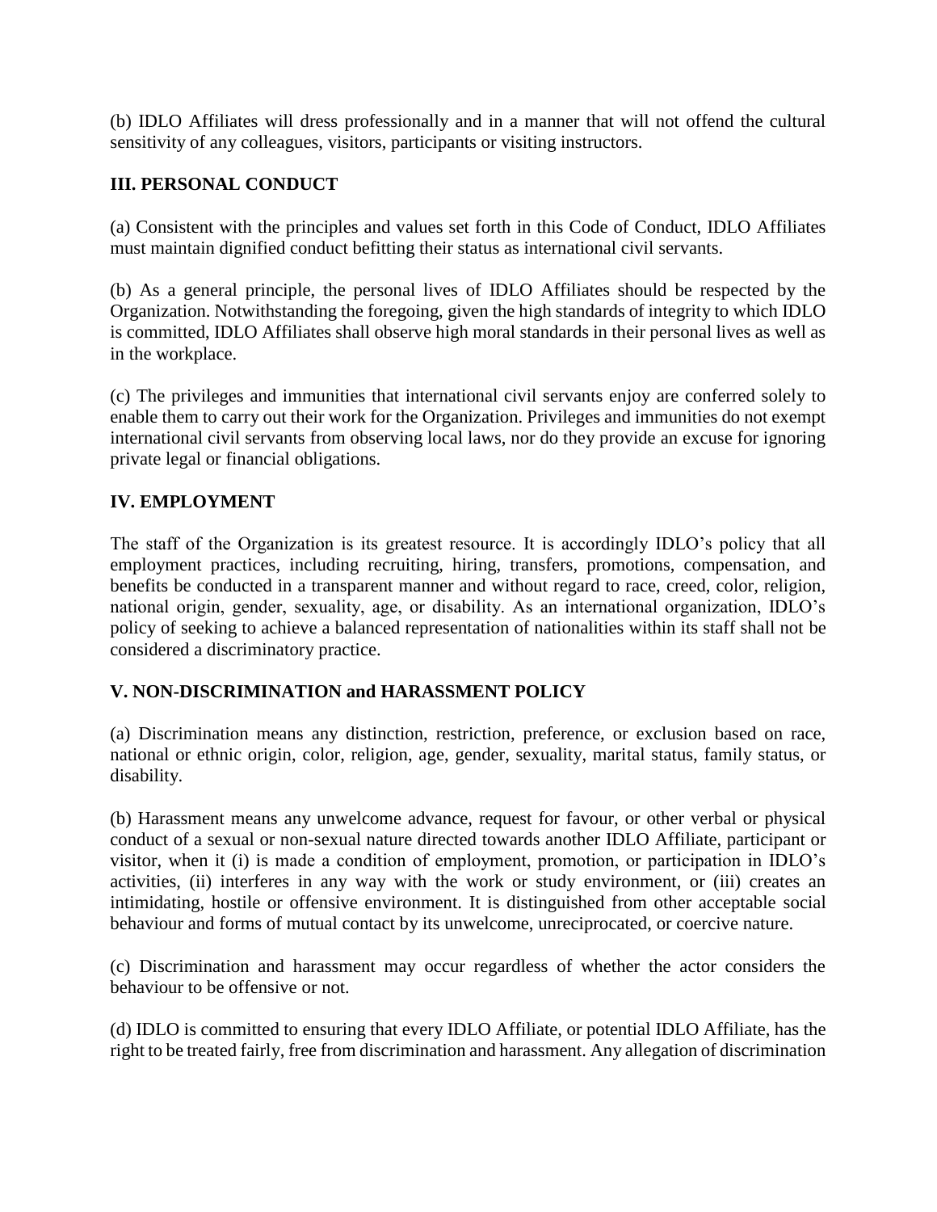(b) IDLO Affiliates will dress professionally and in a manner that will not offend the cultural sensitivity of any colleagues, visitors, participants or visiting instructors.

### III. PERSONAL CONDUCT

(a) Consistent with the principles and values set forth in this Code of Conduct, IDLO Affiliates must maintain dignified conduct befitting their status as international civil servants.

(b) As a general principle, the personal lives of IDLO Affiliates should be respected by the Organization. Notwithstanding the foregoing, given the high standards of integrity to which IDLO is committed, IDLO Affiliates shall observe high moral standards in their personal lives as well as in the workplace.

(c) The privileges and immunities that international civil servants enjoy are conferred solely to enable them to carry out their work for the Organization. Privileges and immunities do not exempt international civil servants from observing local laws, nor do they provide an excuse for ignoring private legal or financial obligations.

### IV. EMPLOYMENT

The staff of the Organization is its greatest resource. It is accordingly IDLO's policy that all employment practices, including recruiting, hiring, transfers, promotions, compensation, and benefits be conducted in a transparent manner and without regard to race, creed, color, religion, national origin, gender, sexuality, age, or disability. As an international organization, IDLO's policy of seeking to achieve a balanced representation of nationalities within its staff shall not be considered a discriminatory practice.

### V. NON-DISCRIMINATION and HARASSMENT POLICY

(a) Discrimination means any distinction, restriction, preference, or exclusion based on race, national or ethnic origin, color, religion, age, gender, sexuality, marital status, family status, or disability.

(b) Harassment means any unwelcome advance, request for favour, or other verbal or physical conduct of a sexual or non-sexual nature directed towards another IDLO Affiliate, participant or visitor, when it (i) is made a condition of employment, promotion, or participation in IDLO's activities, (ii) interferes in any way with the work or study environment, or (iii) creates an intimidating, hostile or offensive environment. It is distinguished from other acceptable social behaviour and forms of mutual contact by its unwelcome, unreciprocated, or coercive nature.

(c) Discrimination and harassment may occur regardless of whether the actor considers the behaviour to be offensive or not.

(d) IDLO is committed to ensuring that every IDLO Affiliate, or potential IDLO Affiliate, has the right to be treated fairly, free from discrimination and harassment. Any allegation of discrimination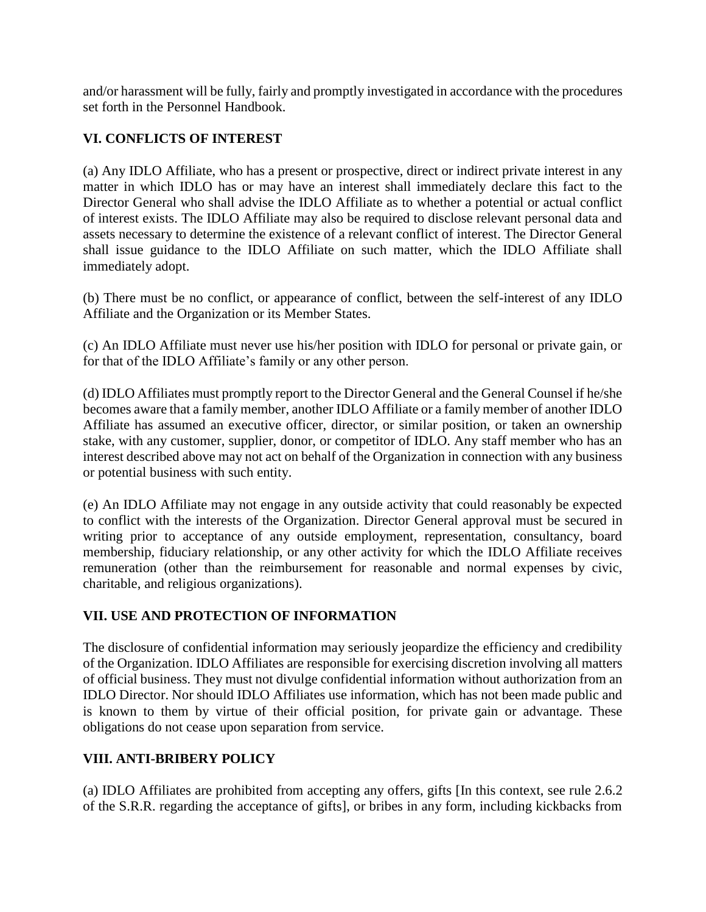and/or harassment will be fully, fairly and promptly investigated in accordance with the procedures set forth in the Personnel Handbook.

## VI. CONFLICTS OF INTEREST

(a) Any IDLO Affiliate, who has a present or prospective, direct or indirect private interest in any matter in which IDLO has or may have an interest shall immediately declare this fact to the Director General who shall advise the IDLO Affiliate as to whether a potential or actual conflict of interest exists. The IDLO Affiliate may also be required to disclose relevant personal data and assets necessary to determine the existence of a relevant conflict of interest. The Director General shall issue guidance to the IDLO Affiliate on such matter, which the IDLO Affiliate shall immediately adopt.

(b) There must be no conflict, or appearance of conflict, between the self-interest of any IDLO Affiliate and the Organization or its Member States.

(c) An IDLO Affiliate must never use his/her position with IDLO for personal or private gain, or for that of the IDLO Affiliate's family or any other person.

(d) IDLO Affiliates must promptly report to the Director General and the General Counsel if he/she becomes aware that a family member, another IDLO Affiliate or a family member of another IDLO Affiliate has assumed an executive officer, director, or similar position, or taken an ownership stake, with any customer, supplier, donor, or competitor of IDLO. Any staff member who has an interest described above may not act on behalf of the Organization in connection with any business or potential business with such entity.

(e) An IDLO Affiliate may not engage in any outside activity that could reasonably be expected to conflict with the interests of the Organization. Director General approval must be secured in writing prior to acceptance of any outside employment, representation, consultancy, board membership, fiduciary relationship, or any other activity for which the IDLO Affiliate receives remuneration (other than the reimbursement for reasonable and normal expenses by civic, charitable, and religious organizations).

## VII. USE AND PROTECTION OF INFORMATION

The disclosure of confidential information may seriously jeopardize the efficiency and credibility of the Organization. IDLO Affiliates are responsible for exercising discretion involving all matters of official business. They must not divulge confidential information without authorization from an IDLO Director. Nor should IDLO Affiliates use information, which has not been made public and is known to them by virtue of their official position, for private gain or advantage. These obligations do not cease upon separation from service.

## VIII. ANTI-BRIBERY POLICY

(a) IDLO Affiliates are prohibited from accepting any offers, gifts [In this context, see rule 2.6.2 of the S.R.R. regarding the acceptance of gifts], or bribes in any form, including kickbacks from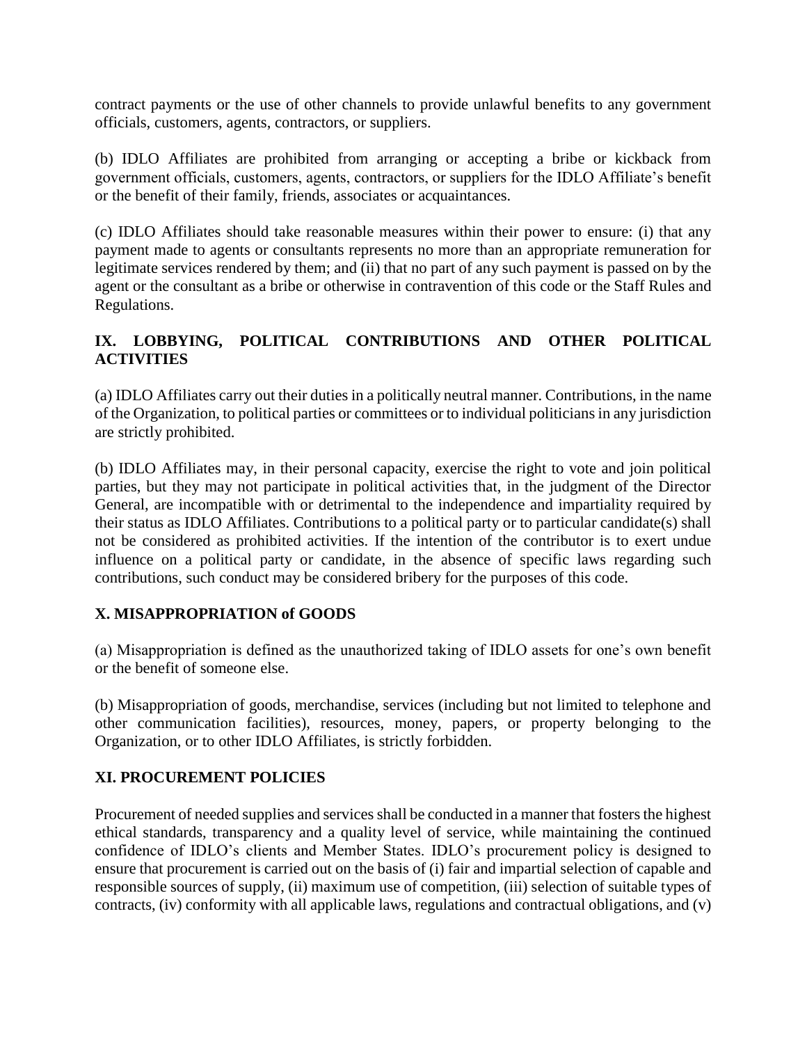contract payments or the use of other channels to provide unlawful benefits to any government officials, customers, agents, contractors, or suppliers.

(b) IDLO Affiliates are prohibited from arranging or accepting a bribe or kickback from government officials, customers, agents, contractors, or suppliers for the IDLO Affiliate's benefit or the benefit of their family, friends, associates or acquaintances.

(c) IDLO Affiliates should take reasonable measures within their power to ensure: (i) that any payment made to agents or consultants represents no more than an appropriate remuneration for legitimate services rendered by them; and (ii) that no part of any such payment is passed on by the agent or the consultant as a bribe or otherwise in contravention of this code or the Staff Rules and Regulations.

## IX. LOBBYING, POLITICAL CONTRIBUTIONS AND OTHER POLITICAL ACTIVITIES

(a) IDLO Affiliates carry out their duties in a politically neutral manner. Contributions, in the name of the Organization, to political parties or committees or to individual politicians in any jurisdiction are strictly prohibited.

(b) IDLO Affiliates may, in their personal capacity, exercise the right to vote and join political parties, but they may not participate in political activities that, in the judgment of the Director General, are incompatible with or detrimental to the independence and impartiality required by their status as IDLO Affiliates. Contributions to a political party or to particular candidate(s) shall not be considered as prohibited activities. If the intention of the contributor is to exert undue influence on a political party or candidate, in the absence of specific laws regarding such contributions, such conduct may be considered bribery for the purposes of this code.

## X. MISAPPROPRIATION of GOODS

(a) Misappropriation is defined as the unauthorized taking of IDLO assets for one's own benefit or the benefit of someone else.

(b) Misappropriation of goods, merchandise, services (including but not limited to telephone and other communication facilities), resources, money, papers, or property belonging to the Organization, or to other IDLO Affiliates, is strictly forbidden.

## XI. PROCUREMENT POLICIES

Procurement of needed supplies and services shall be conducted in a manner that fosters the highest ethical standards, transparency and a quality level of service, while maintaining the continued confidence of IDLO's clients and Member States. IDLO's procurement policy is designed to ensure that procurement is carried out on the basis of (i) fair and impartial selection of capable and responsible sources of supply, (ii) maximum use of competition, (iii) selection of suitable types of contracts, (iv) conformity with all applicable laws, regulations and contractual obligations, and (v)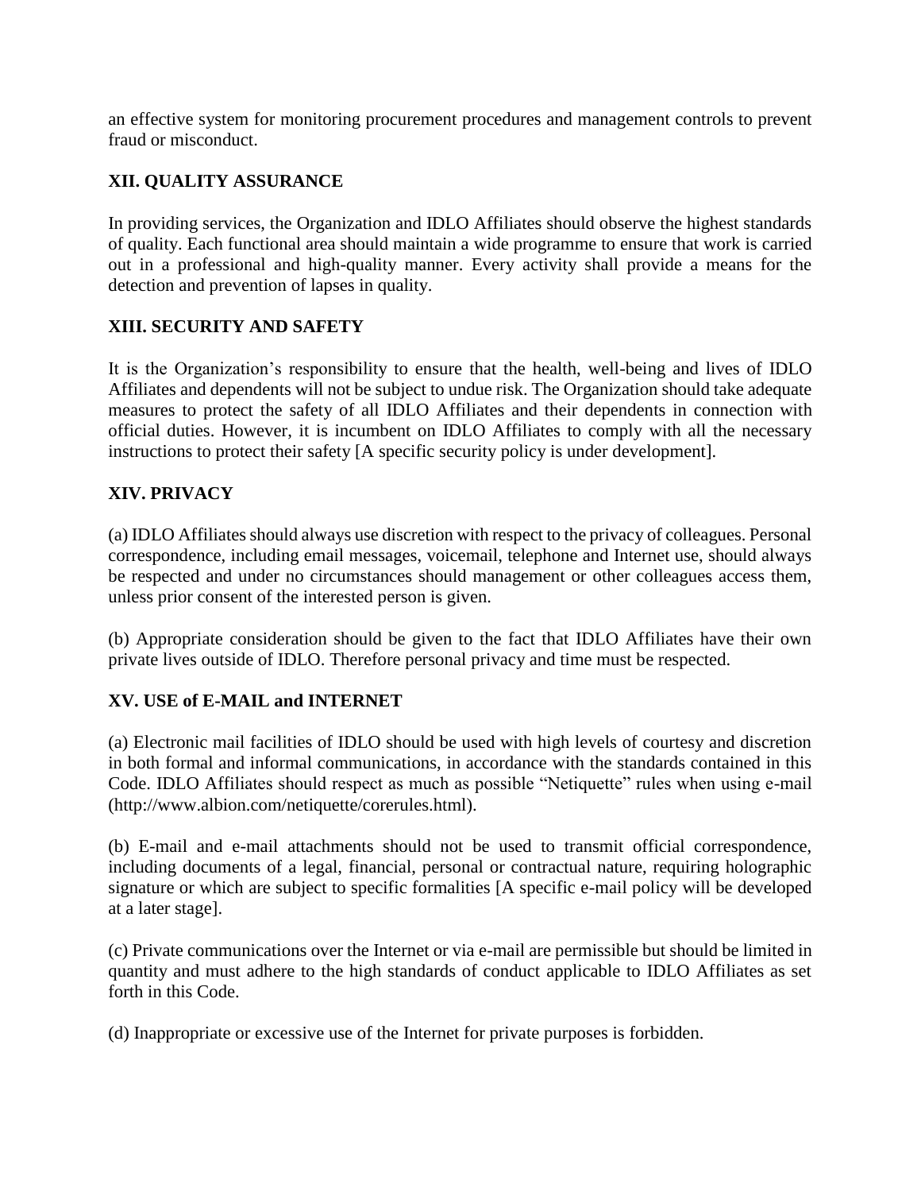an effective system for monitoring procurement procedures and management controls to prevent fraud or misconduct.

## XII. QUALITY ASSURANCE

In providing services, the Organization and IDLO Affiliates should observe the highest standards of quality. Each functional area should maintain a wide programme to ensure that work is carried out in a professional and high-quality manner. Every activity shall provide a means for the detection and prevention of lapses in quality.

## XIII. SECURITY AND SAFETY

It is the Organization's responsibility to ensure that the health, well-being and lives of IDLO Affiliates and dependents will not be subject to undue risk. The Organization should take adequate measures to protect the safety of all IDLO Affiliates and their dependents in connection with official duties. However, it is incumbent on IDLO Affiliates to comply with all the necessary instructions to protect their safety [A specific security policy is under development].

## XIV. PRIVACY

(a) IDLO Affiliates should always use discretion with respect to the privacy of colleagues. Personal correspondence, including email messages, voicemail, telephone and Internet use, should always be respected and under no circumstances should management or other colleagues access them, unless prior consent of the interested person is given.

(b) Appropriate consideration should be given to the fact that IDLO Affiliates have their own private lives outside of IDLO. Therefore personal privacy and time must be respected.

## XV. USE of E-MAIL and INTERNET

(a) Electronic mail facilities of IDLO should be used with high levels of courtesy and discretion in both formal and informal communications, in accordance with the standards contained in this Code. IDLO Affiliates should respect as much as possible "Netiquette" rules when using e-mail (http://www.albion.com/netiquette/corerules.html).

(b) E-mail and e-mail attachments should not be used to transmit official correspondence, including documents of a legal, financial, personal or contractual nature, requiring holographic signature or which are subject to specific formalities [A specific e-mail policy will be developed at a later stage].

(c) Private communications over the Internet or via e-mail are permissible but should be limited in quantity and must adhere to the high standards of conduct applicable to IDLO Affiliates as set forth in this Code.

(d) Inappropriate or excessive use of the Internet for private purposes is forbidden.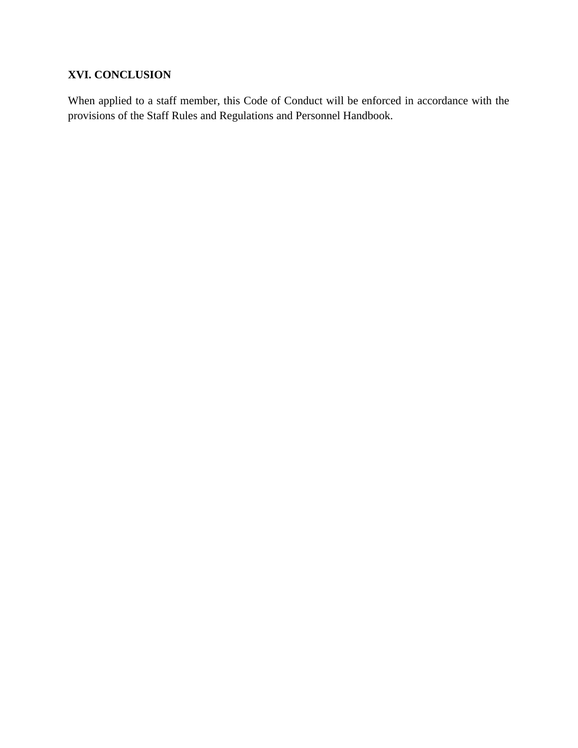## XVI. CONCLUSION

When applied to a staff member, this Code of Conduct will be enforced in accordance with the provisions of the Staff Rules and Regulations and Personnel Handbook.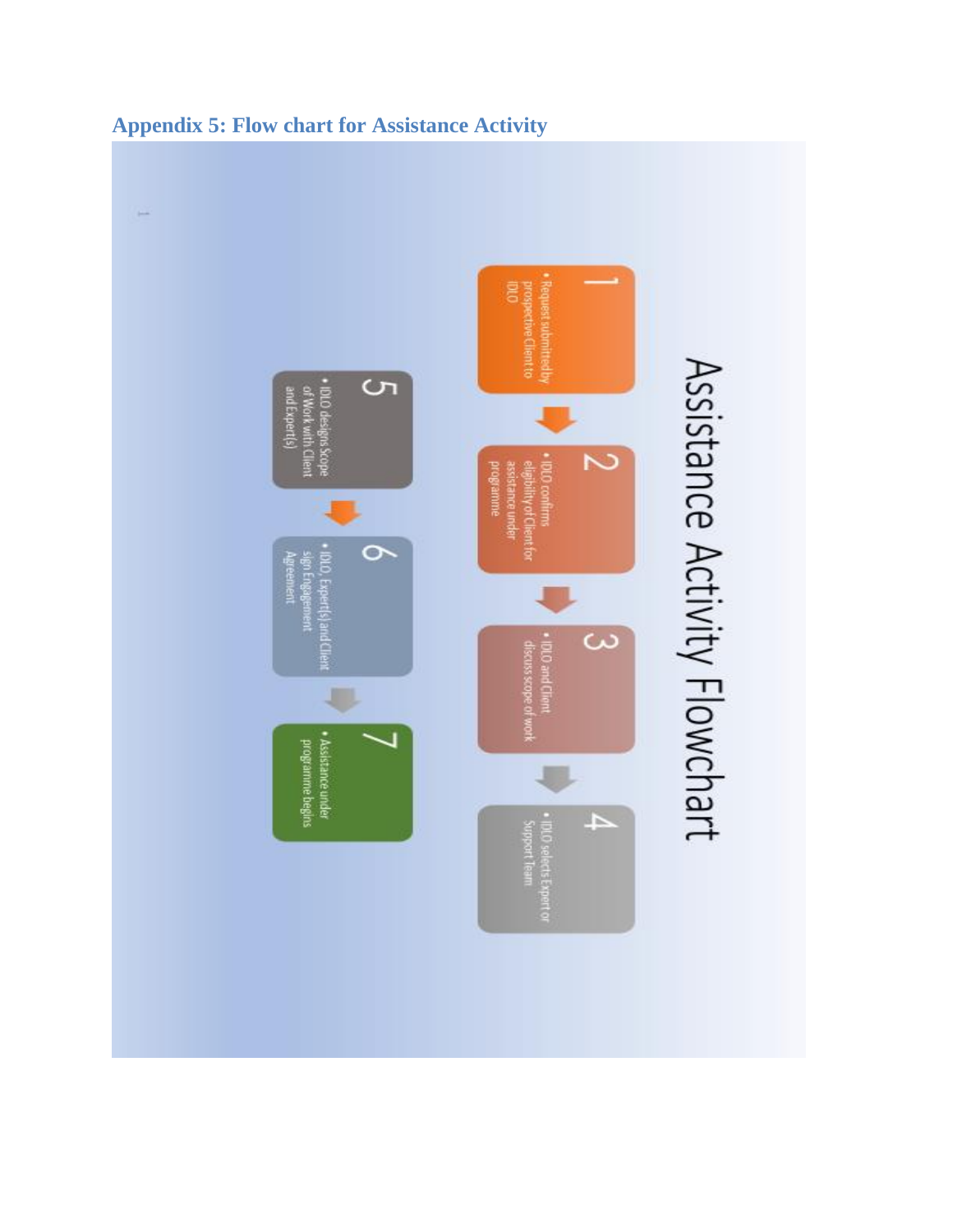## Appendix 5: Flow chart for Assistance Activity

Assistance Activity Flowchart

1
- Request submitted by prospective Client to IDLO

2
- IDLO confirms eligibility of Client for assistance under programme

3
- IDLO and Client discuss scope of work

4
- IDLO selects Expert or Support Team

5
- IDLO designs Scope of Work with Client and Expert(s)

6
- IDLO, Expert(s) and Client sign Engagement Agreement

7
- Assistance under programme begins